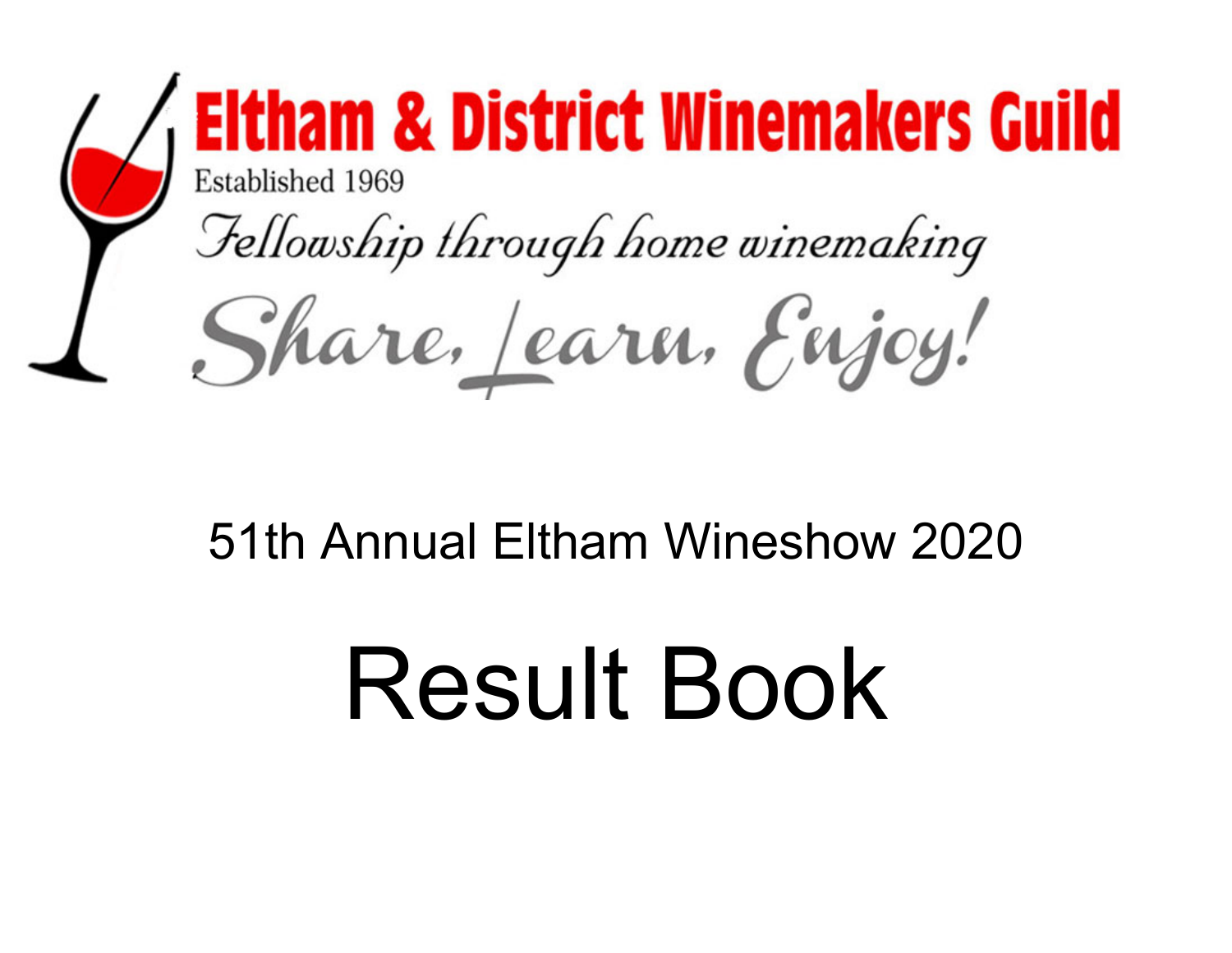# Eltham & District Winemakers Guild

Established 1969

*Fellowship through home winemaking*

*Share, Learn, Enjoy!*

## 51th Annual Eltham Wineshow 2020

# Result Book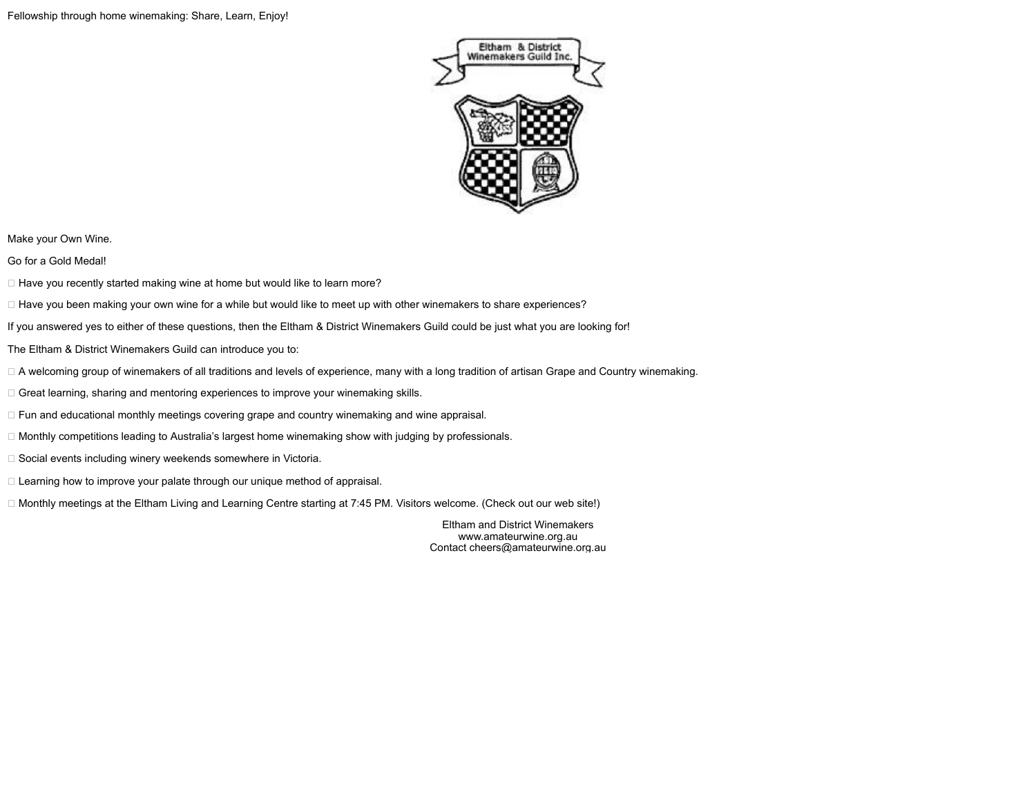Fellowship through home winemaking: Share, Learn, Enjoy!

Eltham & District Winemakers Guild Inc.

Make your Own Wine.

Go for a Gold Medal!

- Have you recently started making wine at home but would like to learn more?
- Have you been making your own wine for a while but would like to meet up with other winemakers to share experiences?

If you answered yes to either of these questions, then the Eltham & District Winemakers Guild could be just what you are looking for!

The Eltham & District Winemakers Guild can introduce you to:

- A welcoming group of winemakers of all traditions and levels of experience, many with a long tradition of artisan Grape and Country winemaking.
- Great learning, sharing and mentoring experiences to improve your winemaking skills.
- Fun and educational monthly meetings covering grape and country winemaking and wine appraisal.
- Monthly competitions leading to Australia's largest home winemaking show with judging by professionals.
- Social events including winery weekends somewhere in Victoria.
- Learning how to improve your palate through our unique method of appraisal.
- Monthly meetings at the Eltham Living and Learning Centre starting at 7:45 PM. Visitors welcome. (Check out our web site!)

Eltham and District Winemakers
www.amateurwine.org.au
Contact cheers@amateurwine.org.au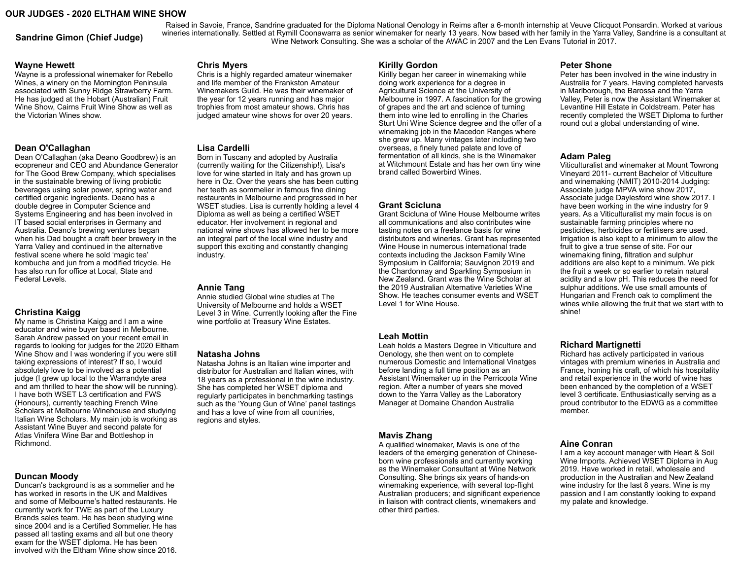# OUR JUDGES - 2020 ELTHAM WINE SHOW

## Sandrine Gimon (Chief Judge)

Raised in Savoie, France, Sandrine graduated for the Diploma National Oenology in Reims after a 6-month internship at Veuve Clicquot Ponsardin. Worked at various wineries internationally. Settled at Rymill Coonawarra as senior winemaker for nearly 13 years. Now based with her family in the Yarra Valley, Sandrine is a consultant at Wine Network Consulting. She was a scholar of the AWAC in 2007 and the Len Evans Tutorial in 2017.

### Wayne Hewett

Wayne is a professional winemaker for Rebello Wines, a winery on the Mornington Peninsula associated with Sunny Ridge Strawberry Farm. He has judged at the Hobart (Australian) Fruit Wine Show, Cairns Fruit Wine Show as well as the Victorian Wines show.

### Dean O'Callaghan

Dean O'Callaghan (aka Deano Goodbrew) is an ecopreneur and CEO and Abundance Generator for The Good Brew Company, which specialises in the sustainable brewing of living probiotic beverages using solar power, spring water and certified organic ingredients. Deano has a double degree in Computer Science and Systems Engineering and has been involved in IT based social enterprises in Germany and Australia. Deano's brewing ventures began when his Dad bought a craft beer brewery in the Yarra Valley and continued in the alternative festival scene where he sold 'magic tea' kombucha and jun from a modified tricycle. He has also run for office at Local, State and Federal Levels.

### Christina Kaigg

My name is Christina Kaigg and I am a wine educator and wine buyer based in Melbourne. Sarah Andrew passed on your recent email in regards to looking for judges for the 2020 Eltham Wine Show and I was wondering if you were still taking expressions of interest? If so, I would absolutely love to be involved as a potential judge (I grew up local to the Warrandyte area and am thrilled to hear the show will be running). I have both WSET L3 certification and FWS (Honours), currently teaching French Wine Scholars at Melbourne Winehouse and studying Italian Wine Scholars. My main job is working as Assistant Wine Buyer and second palate for Atlas Vinifera Wine Bar and Bottleshop in Richmond.

### Duncan Moody

Duncan's background is as a sommelier and he has worked in resorts in the UK and Maldives and some of Melbourne's hatted restaurants. He currently work for TWE as part of the Luxury Brands sales team. He has been studying wine since 2004 and is a Certified Sommelier. He has passed all tasting exams and all but one theory exam for the WSET diploma. He has been involved with the Eltham Wine show since 2016.

### Chris Myers

Chris is a highly regarded amateur winemaker and life member of the Frankston Amateur Winemakers Guild. He was their winemaker of the year for 12 years running and has major trophies from most amateur shows. Chris has judged amateur wine shows for over 20 years.

### Lisa Cardelli

Born in Tuscany and adopted by Australia (currently waiting for the Citizenship!), Lisa's love for wine started in Italy and has grown up here in Oz. Over the years she has been cutting her teeth as sommelier in famous fine dining restaurants in Melbourne and progressed in her WSET studies. Lisa is currently holding a level 4 Diploma as well as being a certified WSET educator. Her involvement in regional and national wine shows has allowed her to be more an integral part of the local wine industry and support this exciting and constantly changing industry.

### Annie Tang

Annie studied Global wine studies at The University of Melbourne and holds a WSET Level 3 in Wine. Currently looking after the Fine wine portfolio at Treasury Wine Estates.

### Natasha Johns

Natasha Johns is an Italian wine importer and distributor for Australian and Italian wines, with 18 years as a professional in the wine industry. She has completed her WSET diploma and regularly participates in benchmarking tastings such as the 'Young Gun of Wine' panel tastings and has a love of wine from all countries, regions and styles.

### Kirilly Gordon

Kirilly began her career in winemaking while doing work experience for a degree in Agricultural Science at the University of Melbourne in 1997. A fascination for the growing of grapes and the art and science of turning them into wine led to enrolling in the Charles Sturt Uni Wine Science degree and the offer of a winemaking job in the Macedon Ranges where she grew up. Many vintages later including two overseas, a finely tuned palate and love of fermentation of all kinds, she is the Winemaker at Witchmount Estate and has her own tiny wine brand called Bowerbird Wines.

### Grant Scicluna

Grant Scicluna of Wine House Melbourne writes all communications and also contributes wine tasting notes on a freelance basis for wine distributors and wineries. Grant has represented Wine House in numerous international trade contexts including the Jackson Family Wine Symposium in California; Sauvignon 2019 and the Chardonnay and Sparkling Symposium in New Zealand. Grant was the Wine Scholar at the 2019 Australian Alternative Varieties Wine Show. He teaches consumer events and WSET Level 1 for Wine House.

### Leah Mottin

Leah holds a Masters Degree in Viticulture and Oenology, she then went on to complete numerous Domestic and International Vinatges before landing a full time position as an Assistant Winemaker up in the Perricoota Wine region. After a number of years she moved down to the Yarra Valley as the Laboratory Manager at Domaine Chandon Australia

### Mavis Zhang

A qualified winemaker, Mavis is one of the leaders of the emerging generation of Chinese-born wine professionals and currently working as the Winemaker Consultant at Wine Network Consulting. She brings six years of hands-on winemaking experience, with several top-flight Australian producers; and significant experience in liaison with contract clients, winemakers and other third parties.

### Peter Shone

Peter has been involved in the wine industry in Australia for 7 years. Having completed harvests in Marlborough, the Barossa and the Yarra Valley, Peter is now the Assistant Winemaker at Levantine Hill Estate in Coldstream. Peter has recently completed the WSET Diploma to further round out a global understanding of wine.

### Adam Paleg

Viticulturalist and winemaker at Mount Towrong Vineyard 2011- current Bachelor of Viticulture and winemaking (NMIT) 2010-2014 Judging: Associate judge MPVA wine show 2017, Associate judge Daylesford wine show 2017. I have been working in the wine industry for 9 years. As a Viticulturalist my main focus is on sustainable farming principles where no pesticides, herbicides or fertilisers are used. Irrigation is also kept to a minimum to allow the fruit to give a true sense of site. For our winemaking fining, filtration and sulphur additions are also kept to a minimum. We pick the fruit a week or so earlier to retain natural acidity and a low pH. This reduces the need for sulphur additions. We use small amounts of Hungarian and French oak to compliment the wines while allowing the fruit that we start with to shine!

### Richard Martignetti

Richard has actively participated in various vintages with premium wineries in Australia and France, honing his craft, of which his hospitality and retail experience in the world of wine has been enhanced by the completion of a WSET level 3 certificate. Enthusiastically serving as a proud contributor to the EDWG as a committee member.

### Aine Conran

I am a key account manager with Heart & Soil Wine Imports. Achieved WSET Diploma in Aug 2019. Have worked in retail, wholesale and production in the Australian and New Zealand wine industry for the last 8 years. Wine is my passion and I am constantly looking to expand my palate and knowledge.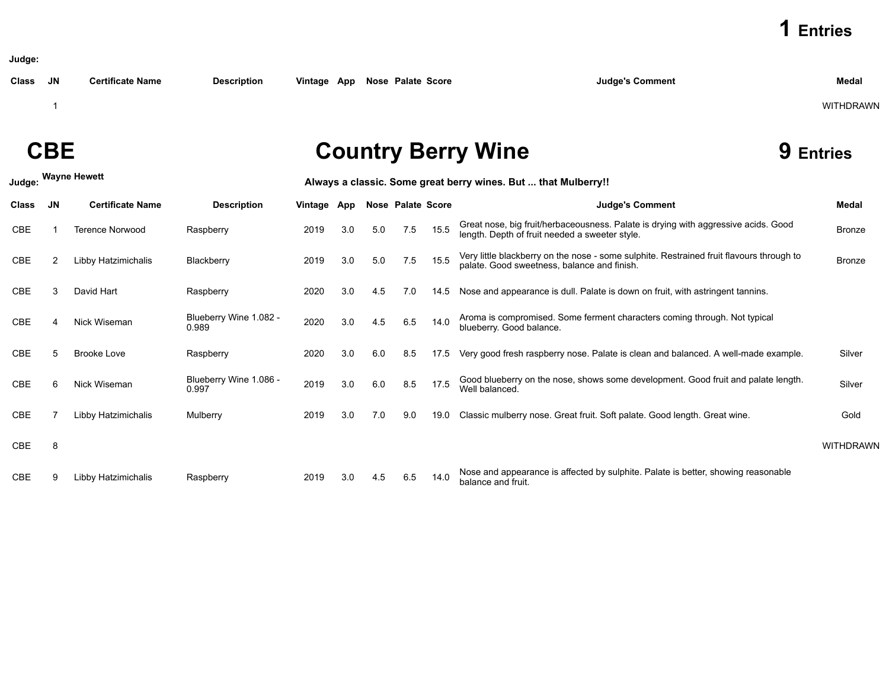**1 Entries**

**Judge:**

| Class | JN | Certificate Name | Description | Vintage | App | Nose | Palate | Score | Judge's Comment | Medal |
|---|---|---|---|---|---|---|---|---|---|---|
| | 1 | | | | | | | | | WITHDRAWN |

# CBE Country Berry Wine

**9 Entries**

**Judge:** **Wayne Hewett**

**Always a classic. Some great berry wines. But ... that Mulberry!!**

| Class | JN | Certificate Name | Description | Vintage | App | Nose | Palate | Score | Judge's Comment | Medal |
|---|---|---|---|---|---|---|---|---|---|---|
| CBE | 1 | Terence Norwood | Raspberry | 2019 | 3.0 | 5.0 | 7.5 | 15.5 | Great nose, big fruit/herbaceousness. Palate is drying with aggressive acids. Good length. Depth of fruit needed a sweeter style. | Bronze |
| CBE | 2 | Libby Hatzimichalis | Blackberry | 2019 | 3.0 | 5.0 | 7.5 | 15.5 | Very little blackberry on the nose - some sulphite. Restrained fruit flavours through to palate. Good sweetness, balance and finish. | Bronze |
| CBE | 3 | David Hart | Raspberry | 2020 | 3.0 | 4.5 | 7.0 | 14.5 | Nose and appearance is dull. Palate is down on fruit, with astringent tannins. | |
| CBE | 4 | Nick Wiseman | Blueberry Wine 1.082 - 0.989 | 2020 | 3.0 | 4.5 | 6.5 | 14.0 | Aroma is compromised. Some ferment characters coming through. Not typical blueberry. Good balance. | |
| CBE | 5 | Brooke Love | Raspberry | 2020 | 3.0 | 6.0 | 8.5 | 17.5 | Very good fresh raspberry nose. Palate is clean and balanced. A well-made example. | Silver |
| CBE | 6 | Nick Wiseman | Blueberry Wine 1.086 - 0.997 | 2019 | 3.0 | 6.0 | 8.5 | 17.5 | Good blueberry on the nose, shows some development. Good fruit and palate length. Well balanced. | Silver |
| CBE | 7 | Libby Hatzimichalis | Mulberry | 2019 | 3.0 | 7.0 | 9.0 | 19.0 | Classic mulberry nose. Great fruit. Soft palate. Good length. Great wine. | Gold |
| CBE | 8 | | | | | | | | | WITHDRAWN |
| CBE | 9 | Libby Hatzimichalis | Raspberry | 2019 | 3.0 | 4.5 | 6.5 | 14.0 | Nose and appearance is affected by sulphite. Palate is better, showing reasonable balance and fruit. | |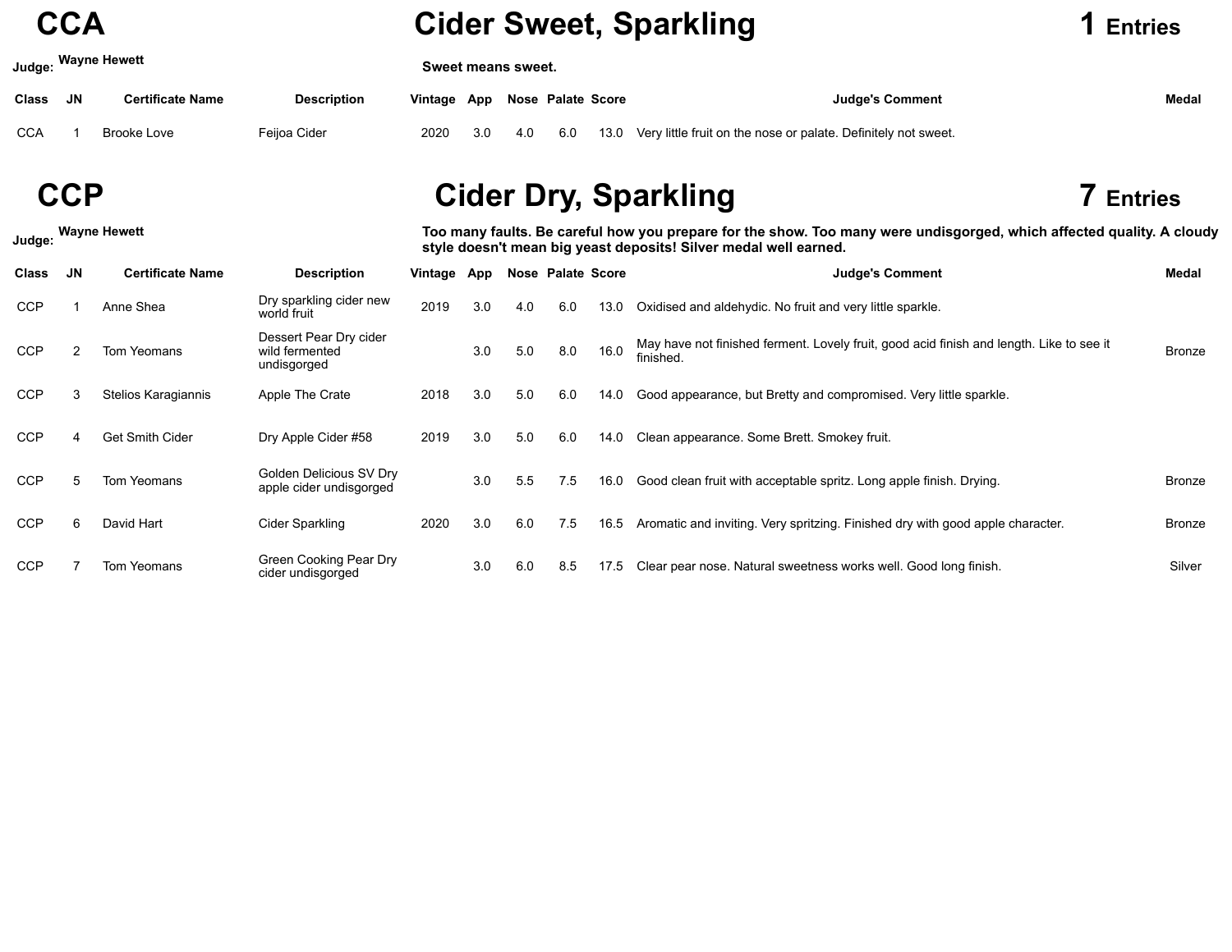## CCA — Cider Sweet, Sparkling — 1 Entries

**Judge:** Wayne Hewett

**Sweet means sweet.**

| Class | JN | Certificate Name | Description | Vintage | App | Nose | Palate | Score | Judge's Comment | Medal |
|---|---|---|---|---|---|---|---|---|---|---|
| CCA | 1 | Brooke Love | Feijoa Cider | 2020 | 3.0 | 4.0 | 6.0 | 13.0 | Very little fruit on the nose or palate. Definitely not sweet. | |

## CCP — Cider Dry, Sparkling — 7 Entries

**Judge:** Wayne Hewett

**Too many faults. Be careful how you prepare for the show. Too many were undisgorged, which affected quality. A cloudy style doesn't mean big yeast deposits! Silver medal well earned.**

| Class | JN | Certificate Name | Description | Vintage | App | Nose | Palate | Score | Judge's Comment | Medal |
|---|---|---|---|---|---|---|---|---|---|---|
| CCP | 1 | Anne Shea | Dry sparkling cider new world fruit | 2019 | 3.0 | 4.0 | 6.0 | 13.0 | Oxidised and aldehydic. No fruit and very little sparkle. | |
| CCP | 2 | Tom Yeomans | Dessert Pear Dry cider wild fermented undisgorged | | 3.0 | 5.0 | 8.0 | 16.0 | May have not finished ferment. Lovely fruit, good acid finish and length. Like to see it finished. | Bronze |
| CCP | 3 | Stelios Karagiannis | Apple The Crate | 2018 | 3.0 | 5.0 | 6.0 | 14.0 | Good appearance, but Bretty and compromised. Very little sparkle. | |
| CCP | 4 | Get Smith Cider | Dry Apple Cider #58 | 2019 | 3.0 | 5.0 | 6.0 | 14.0 | Clean appearance. Some Brett. Smokey fruit. | |
| CCP | 5 | Tom Yeomans | Golden Delicious SV Dry apple cider undisgorged | | 3.0 | 5.5 | 7.5 | 16.0 | Good clean fruit with acceptable spritz. Long apple finish. Drying. | Bronze |
| CCP | 6 | David Hart | Cider Sparkling | 2020 | 3.0 | 6.0 | 7.5 | 16.5 | Aromatic and inviting. Very spritzing. Finished dry with good apple character. | Bronze |
| CCP | 7 | Tom Yeomans | Green Cooking Pear Dry cider undisgorged | | 3.0 | 6.0 | 8.5 | 17.5 | Clear pear nose. Natural sweetness works well. Good long finish. | Silver |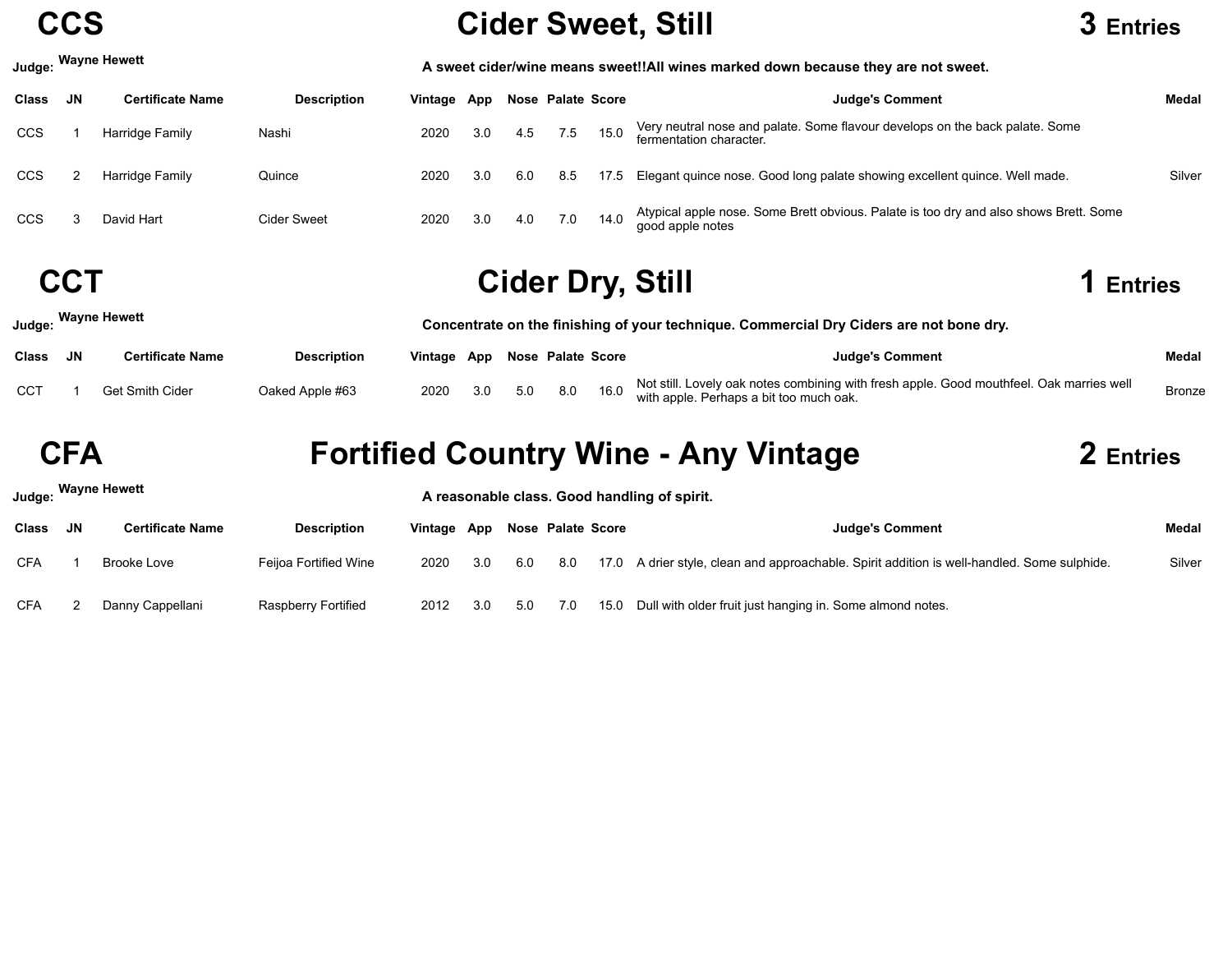## CCS Cider Sweet, Still 3 Entries

**Judge:** **Wayne Hewett**

**A sweet cider/wine means sweet!!All wines marked down because they are not sweet.**

| Class | JN | Certificate Name | Description | Vintage | App | Nose | Palate | Score | Judge's Comment | Medal |
|---|---|---|---|---|---|---|---|---|---|---|
| CCS | 1 | Harridge Family | Nashi | 2020 | 3.0 | 4.5 | 7.5 | 15.0 | Very neutral nose and palate. Some flavour develops on the back palate. Some fermentation character. | |
| CCS | 2 | Harridge Family | Quince | 2020 | 3.0 | 6.0 | 8.5 | 17.5 | Elegant quince nose. Good long palate showing excellent quince. Well made. | Silver |
| CCS | 3 | David Hart | Cider Sweet | 2020 | 3.0 | 4.0 | 7.0 | 14.0 | Atypical apple nose. Some Brett obvious. Palate is too dry and also shows Brett. Some good apple notes | |

## CCT Cider Dry, Still 1 Entries

**Judge:** **Wayne Hewett**

**Concentrate on the finishing of your technique. Commercial Dry Ciders are not bone dry.**

| Class | JN | Certificate Name | Description | Vintage | App | Nose | Palate | Score | Judge's Comment | Medal |
|---|---|---|---|---|---|---|---|---|---|---|
| CCT | 1 | Get Smith Cider | Oaked Apple #63 | 2020 | 3.0 | 5.0 | 8.0 | 16.0 | Not still. Lovely oak notes combining with fresh apple. Good mouthfeel. Oak marries well with apple. Perhaps a bit too much oak. | Bronze |

## CFA Fortified Country Wine - Any Vintage 2 Entries

**Judge:** **Wayne Hewett**

**A reasonable class. Good handling of spirit.**

| Class | JN | Certificate Name | Description | Vintage | App | Nose | Palate | Score | Judge's Comment | Medal |
|---|---|---|---|---|---|---|---|---|---|---|
| CFA | 1 | Brooke Love | Feijoa Fortified Wine | 2020 | 3.0 | 6.0 | 8.0 | 17.0 | A drier style, clean and approachable. Spirit addition is well-handled. Some sulphide. | Silver |
| CFA | 2 | Danny Cappellani | Raspberry Fortified | 2012 | 3.0 | 5.0 | 7.0 | 15.0 | Dull with older fruit just hanging in. Some almond notes. | |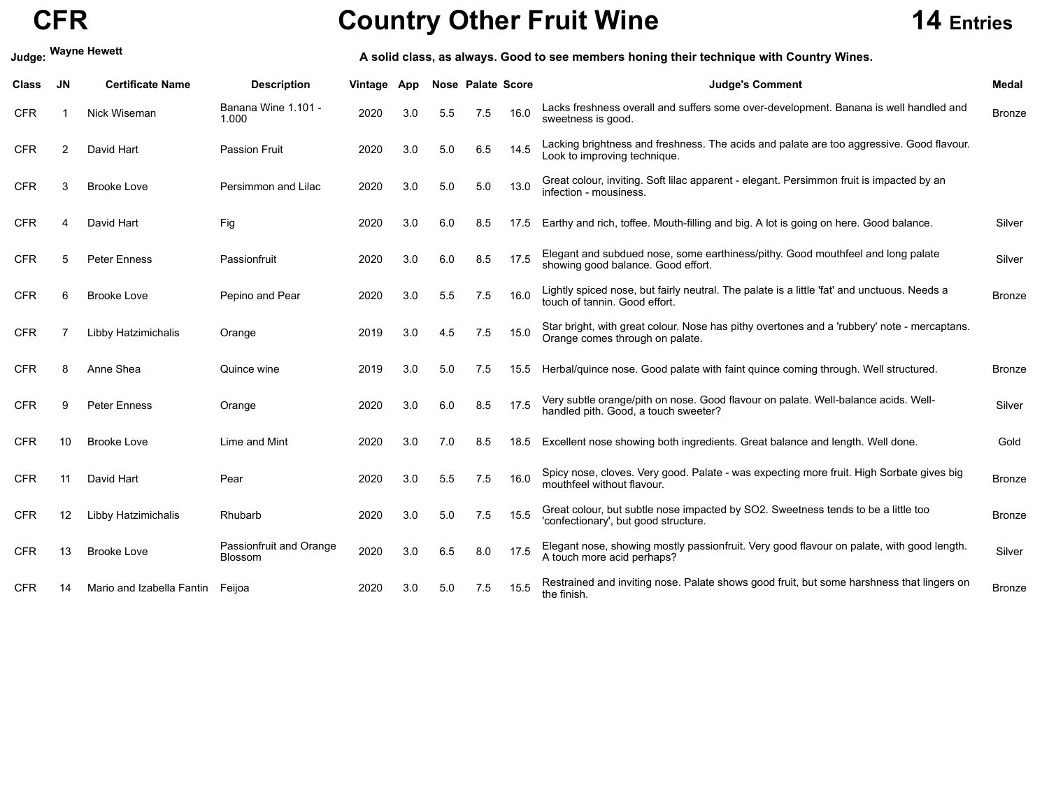# CFR Country Other Fruit Wine 14 Entries

**Judge:** Wayne Hewett

**A solid class, as always. Good to see members honing their technique with Country Wines.**

| Class | JN | Certificate Name | Description | Vintage | App | Nose | Palate | Score | Judge's Comment | Medal |
|---|---|---|---|---|---|---|---|---|---|---|
| CFR | 1 | Nick Wiseman | Banana Wine 1.101 - 1.000 | 2020 | 3.0 | 5.5 | 7.5 | 16.0 | Lacks freshness overall and suffers some over-development. Banana is well handled and sweetness is good. | Bronze |
| CFR | 2 | David Hart | Passion Fruit | 2020 | 3.0 | 5.0 | 6.5 | 14.5 | Lacking brightness and freshness. The acids and palate are too aggressive. Good flavour. Look to improving technique. | |
| CFR | 3 | Brooke Love | Persimmon and Lilac | 2020 | 3.0 | 5.0 | 5.0 | 13.0 | Great colour, inviting. Soft lilac apparent - elegant. Persimmon fruit is impacted by an infection - mousiness. | |
| CFR | 4 | David Hart | Fig | 2020 | 3.0 | 6.0 | 8.5 | 17.5 | Earthy and rich, toffee. Mouth-filling and big. A lot is going on here. Good balance. | Silver |
| CFR | 5 | Peter Enness | Passionfruit | 2020 | 3.0 | 6.0 | 8.5 | 17.5 | Elegant and subdued nose, some earthiness/pithy. Good mouthfeel and long palate showing good balance. Good effort. | Silver |
| CFR | 6 | Brooke Love | Pepino and Pear | 2020 | 3.0 | 5.5 | 7.5 | 16.0 | Lightly spiced nose, but fairly neutral. The palate is a little 'fat' and unctuous. Needs a touch of tannin. Good effort. | Bronze |
| CFR | 7 | Libby Hatzimichalis | Orange | 2019 | 3.0 | 4.5 | 7.5 | 15.0 | Star bright, with great colour. Nose has pithy overtones and a 'rubbery' note - mercaptans. Orange comes through on palate. | |
| CFR | 8 | Anne Shea | Quince wine | 2019 | 3.0 | 5.0 | 7.5 | 15.5 | Herbal/quince nose. Good palate with faint quince coming through. Well structured. | Bronze |
| CFR | 9 | Peter Enness | Orange | 2020 | 3.0 | 6.0 | 8.5 | 17.5 | Very subtle orange/pith on nose. Good flavour on palate. Well-balance acids. Well-handled pith. Good, a touch sweeter? | Silver |
| CFR | 10 | Brooke Love | Lime and Mint | 2020 | 3.0 | 7.0 | 8.5 | 18.5 | Excellent nose showing both ingredients. Great balance and length. Well done. | Gold |
| CFR | 11 | David Hart | Pear | 2020 | 3.0 | 5.5 | 7.5 | 16.0 | Spicy nose, cloves. Very good. Palate - was expecting more fruit. High Sorbate gives big mouthfeel without flavour. | Bronze |
| CFR | 12 | Libby Hatzimichalis | Rhubarb | 2020 | 3.0 | 5.0 | 7.5 | 15.5 | Great colour, but subtle nose impacted by SO2. Sweetness tends to be a little too 'confectionary', but good structure. | Bronze |
| CFR | 13 | Brooke Love | Passionfruit and Orange Blossom | 2020 | 3.0 | 6.5 | 8.0 | 17.5 | Elegant nose, showing mostly passionfruit. Very good flavour on palate, with good length. A touch more acid perhaps? | Silver |
| CFR | 14 | Mario and Izabella Fantin | Feijoa | 2020 | 3.0 | 5.0 | 7.5 | 15.5 | Restrained and inviting nose. Palate shows good fruit, but some harshness that lingers on the finish. | Bronze |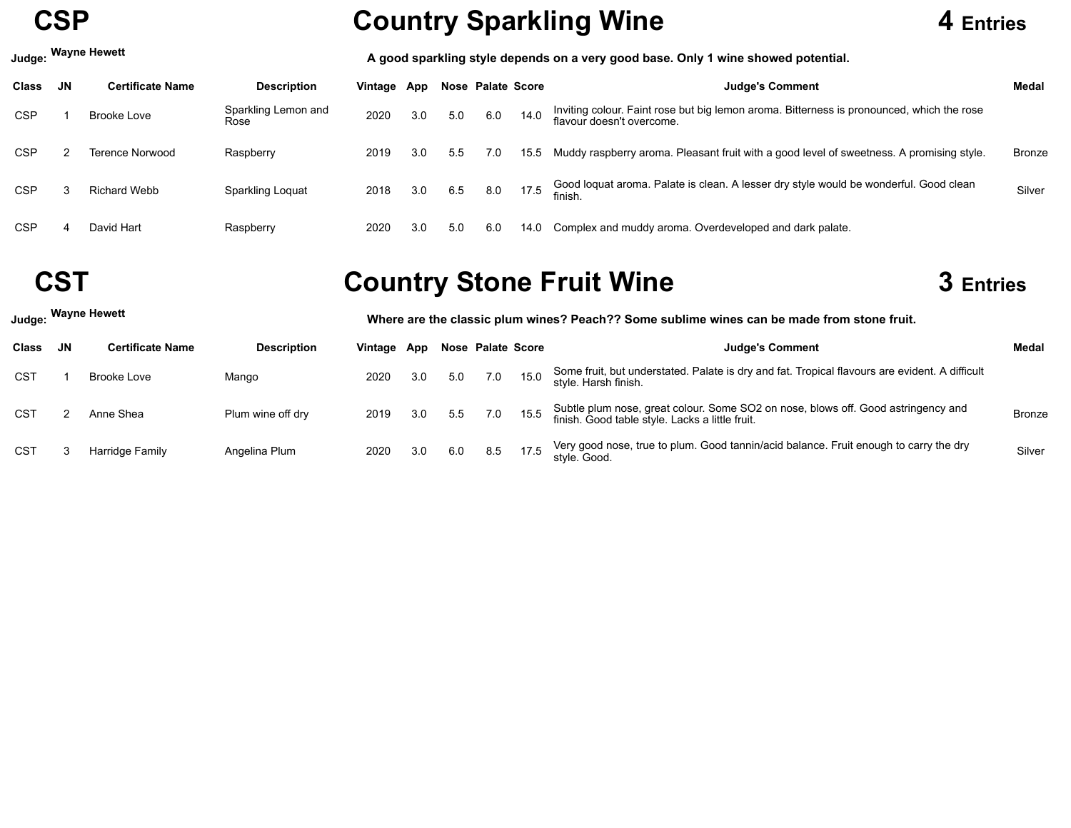## CSP — Country Sparkling Wine — 4 Entries

**Judge:** Wayne Hewett

**A good sparkling style depends on a very good base. Only 1 wine showed potential.**

| Class | JN | Certificate Name | Description | Vintage | App | Nose | Palate | Score | Judge's Comment | Medal |
|---|---|---|---|---|---|---|---|---|---|---|
| CSP | 1 | Brooke Love | Sparkling Lemon and Rose | 2020 | 3.0 | 5.0 | 6.0 | 14.0 | Inviting colour. Faint rose but big lemon aroma. Bitterness is pronounced, which the rose flavour doesn't overcome. | |
| CSP | 2 | Terence Norwood | Raspberry | 2019 | 3.0 | 5.5 | 7.0 | 15.5 | Muddy raspberry aroma. Pleasant fruit with a good level of sweetness. A promising style. | Bronze |
| CSP | 3 | Richard Webb | Sparkling Loquat | 2018 | 3.0 | 6.5 | 8.0 | 17.5 | Good loquat aroma. Palate is clean. A lesser dry style would be wonderful. Good clean finish. | Silver |
| CSP | 4 | David Hart | Raspberry | 2020 | 3.0 | 5.0 | 6.0 | 14.0 | Complex and muddy aroma. Overdeveloped and dark palate. | |

## CST — Country Stone Fruit Wine — 3 Entries

**Judge:** Wayne Hewett

**Where are the classic plum wines? Peach?? Some sublime wines can be made from stone fruit.**

| Class | JN | Certificate Name | Description | Vintage | App | Nose | Palate | Score | Judge's Comment | Medal |
|---|---|---|---|---|---|---|---|---|---|---|
| CST | 1 | Brooke Love | Mango | 2020 | 3.0 | 5.0 | 7.0 | 15.0 | Some fruit, but understated. Palate is dry and fat. Tropical flavours are evident. A difficult style. Harsh finish. | |
| CST | 2 | Anne Shea | Plum wine off dry | 2019 | 3.0 | 5.5 | 7.0 | 15.5 | Subtle plum nose, great colour. Some SO2 on nose, blows off. Good astringency and finish. Good table style. Lacks a little fruit. | Bronze |
| CST | 3 | Harridge Family | Angelina Plum | 2020 | 3.0 | 6.0 | 8.5 | 17.5 | Very good nose, true to plum. Good tannin/acid balance. Fruit enough to carry the dry style. Good. | Silver |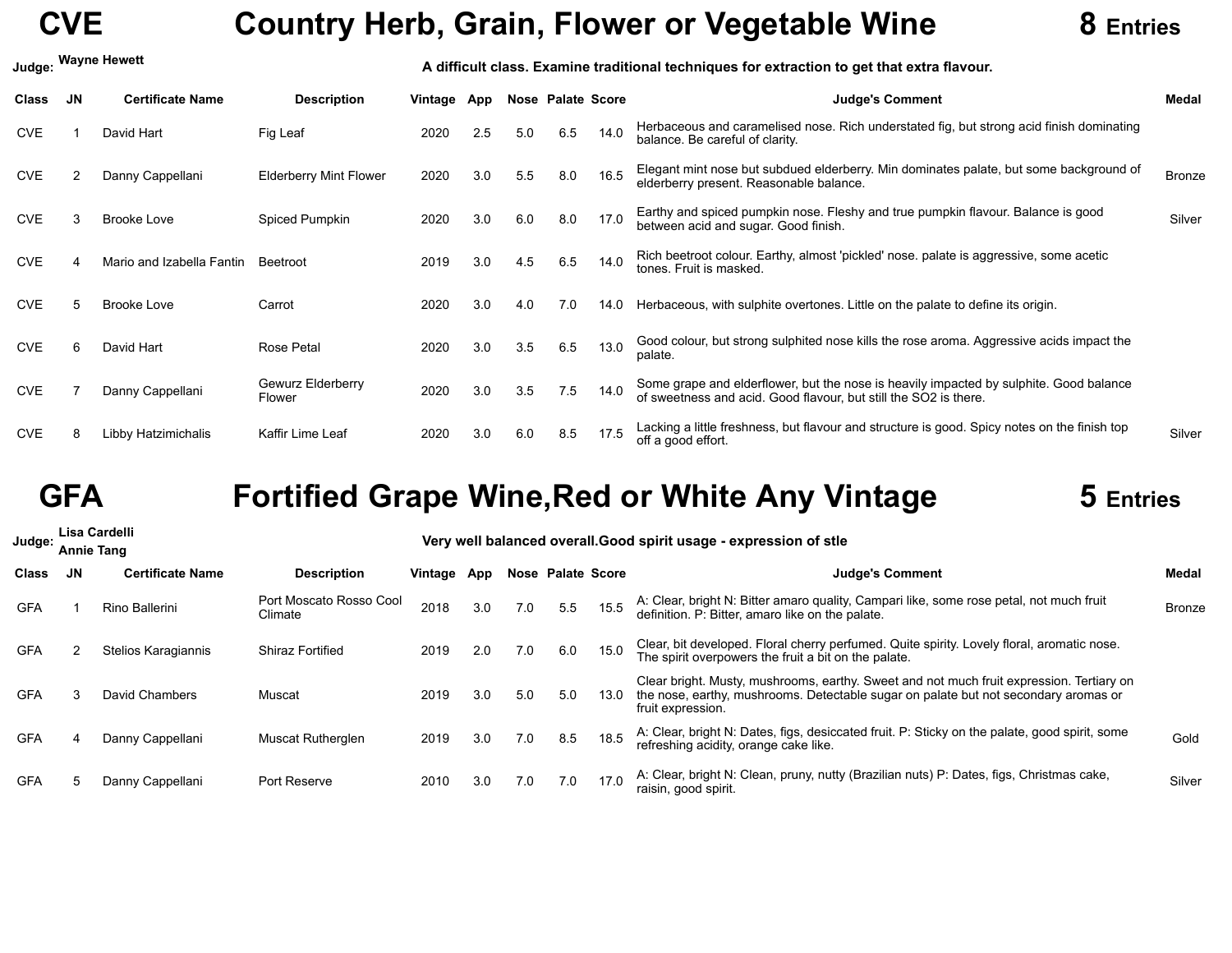## CVE Country Herb, Grain, Flower or Vegetable Wine — 8 Entries

**Judge:** Wayne Hewett

**A difficult class. Examine traditional techniques for extraction to get that extra flavour.**

| Class | JN | Certificate Name | Description | Vintage | App | Nose | Palate | Score | Judge's Comment | Medal |
|---|---|---|---|---|---|---|---|---|---|---|
| CVE | 1 | David Hart | Fig Leaf | 2020 | 2.5 | 5.0 | 6.5 | 14.0 | Herbaceous and caramelised nose. Rich understated fig, but strong acid finish dominating balance. Be careful of clarity. | |
| CVE | 2 | Danny Cappellani | Elderberry Mint Flower | 2020 | 3.0 | 5.5 | 8.0 | 16.5 | Elegant mint nose but subdued elderberry. Min dominates palate, but some background of elderberry present. Reasonable balance. | Bronze |
| CVE | 3 | Brooke Love | Spiced Pumpkin | 2020 | 3.0 | 6.0 | 8.0 | 17.0 | Earthy and spiced pumpkin nose. Fleshy and true pumpkin flavour. Balance is good between acid and sugar. Good finish. | Silver |
| CVE | 4 | Mario and Izabella Fantin | Beetroot | 2019 | 3.0 | 4.5 | 6.5 | 14.0 | Rich beetroot colour. Earthy, almost 'pickled' nose. palate is aggressive, some acetic tones. Fruit is masked. | |
| CVE | 5 | Brooke Love | Carrot | 2020 | 3.0 | 4.0 | 7.0 | 14.0 | Herbaceous, with sulphite overtones. Little on the palate to define its origin. | |
| CVE | 6 | David Hart | Rose Petal | 2020 | 3.0 | 3.5 | 6.5 | 13.0 | Good colour, but strong sulphited nose kills the rose aroma. Aggressive acids impact the palate. | |
| CVE | 7 | Danny Cappellani | Gewurz Elderberry Flower | 2020 | 3.0 | 3.5 | 7.5 | 14.0 | Some grape and elderflower, but the nose is heavily impacted by sulphite. Good balance of sweetness and acid. Good flavour, but still the SO2 is there. | |
| CVE | 8 | Libby Hatzimichalis | Kaffir Lime Leaf | 2020 | 3.0 | 6.0 | 8.5 | 17.5 | Lacking a little freshness, but flavour and structure is good. Spicy notes on the finish top off a good effort. | Silver |

## GFA Fortified Grape Wine,Red or White Any Vintage — 5 Entries

**Judge:** Lisa Cardelli, Annie Tang

**Very well balanced overall.Good spirit usage - expression of stle**

| Class | JN | Certificate Name | Description | Vintage | App | Nose | Palate | Score | Judge's Comment | Medal |
|---|---|---|---|---|---|---|---|---|---|---|
| GFA | 1 | Rino Ballerini | Port Moscato Rosso Cool Climate | 2018 | 3.0 | 7.0 | 5.5 | 15.5 | A: Clear, bright N: Bitter amaro quality, Campari like, some rose petal, not much fruit definition. P: Bitter, amaro like on the palate. | Bronze |
| GFA | 2 | Stelios Karagiannis | Shiraz Fortified | 2019 | 2.0 | 7.0 | 6.0 | 15.0 | Clear, bit developed. Floral cherry perfumed. Quite spirity. Lovely floral, aromatic nose. The spirit overpowers the fruit a bit on the palate. | |
| GFA | 3 | David Chambers | Muscat | 2019 | 3.0 | 5.0 | 5.0 | 13.0 | Clear bright. Musty, mushrooms, earthy. Sweet and not much fruit expression. Tertiary on the nose, earthy, mushrooms. Detectable sugar on palate but not secondary aromas or fruit expression. | |
| GFA | 4 | Danny Cappellani | Muscat Rutherglen | 2019 | 3.0 | 7.0 | 8.5 | 18.5 | A: Clear, bright N: Dates, figs, desiccated fruit. P: Sticky on the palate, good spirit, some refreshing acidity, orange cake like. | Gold |
| GFA | 5 | Danny Cappellani | Port Reserve | 2010 | 3.0 | 7.0 | 7.0 | 17.0 | A: Clear, bright N: Clean, pruny, nutty (Brazilian nuts) P: Dates, figs, Christmas cake, raisin, good spirit. | Silver |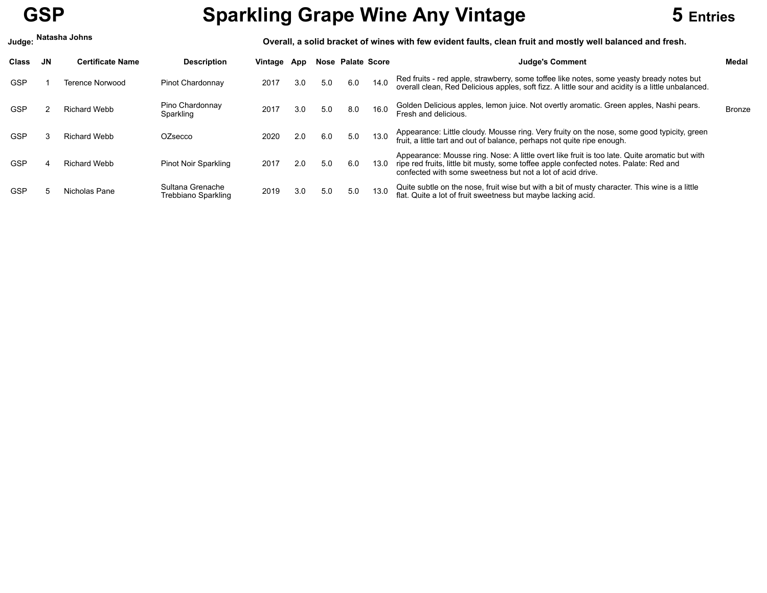# GSP Sparkling Grape Wine Any Vintage

**5 Entries**

**Judge:** Natasha Johns

**Overall, a solid bracket of wines with few evident faults, clean fruit and mostly well balanced and fresh.**

| Class | JN | Certificate Name | Description | Vintage | App | Nose | Palate | Score | Judge's Comment | Medal |
|---|---|---|---|---|---|---|---|---|---|---|
| GSP | 1 | Terence Norwood | Pinot Chardonnay | 2017 | 3.0 | 5.0 | 6.0 | 14.0 | Red fruits - red apple, strawberry, some toffee like notes, some yeasty bready notes but overall clean, Red Delicious apples, soft fizz. A little sour and acidity is a little unbalanced. | |
| GSP | 2 | Richard Webb | Pino Chardonnay Sparkling | 2017 | 3.0 | 5.0 | 8.0 | 16.0 | Golden Delicious apples, lemon juice. Not overtly aromatic. Green apples, Nashi pears. Fresh and delicious. | Bronze |
| GSP | 3 | Richard Webb | OZsecco | 2020 | 2.0 | 6.0 | 5.0 | 13.0 | Appearance: Little cloudy. Mousse ring. Very fruity on the nose, some good typicity, green fruit, a little tart and out of balance, perhaps not quite ripe enough. | |
| GSP | 4 | Richard Webb | Pinot Noir Sparkling | 2017 | 2.0 | 5.0 | 6.0 | 13.0 | Appearance: Mousse ring. Nose: A little overt like fruit is too late. Quite aromatic but with ripe red fruits, little bit musty, some toffee apple confected notes. Palate: Red and confected with some sweetness but not a lot of acid drive. | |
| GSP | 5 | Nicholas Pane | Sultana Grenache Trebbiano Sparkling | 2019 | 3.0 | 5.0 | 5.0 | 13.0 | Quite subtle on the nose, fruit wise but with a bit of musty character. This wine is a little flat. Quite a lot of fruit sweetness but maybe lacking acid. | |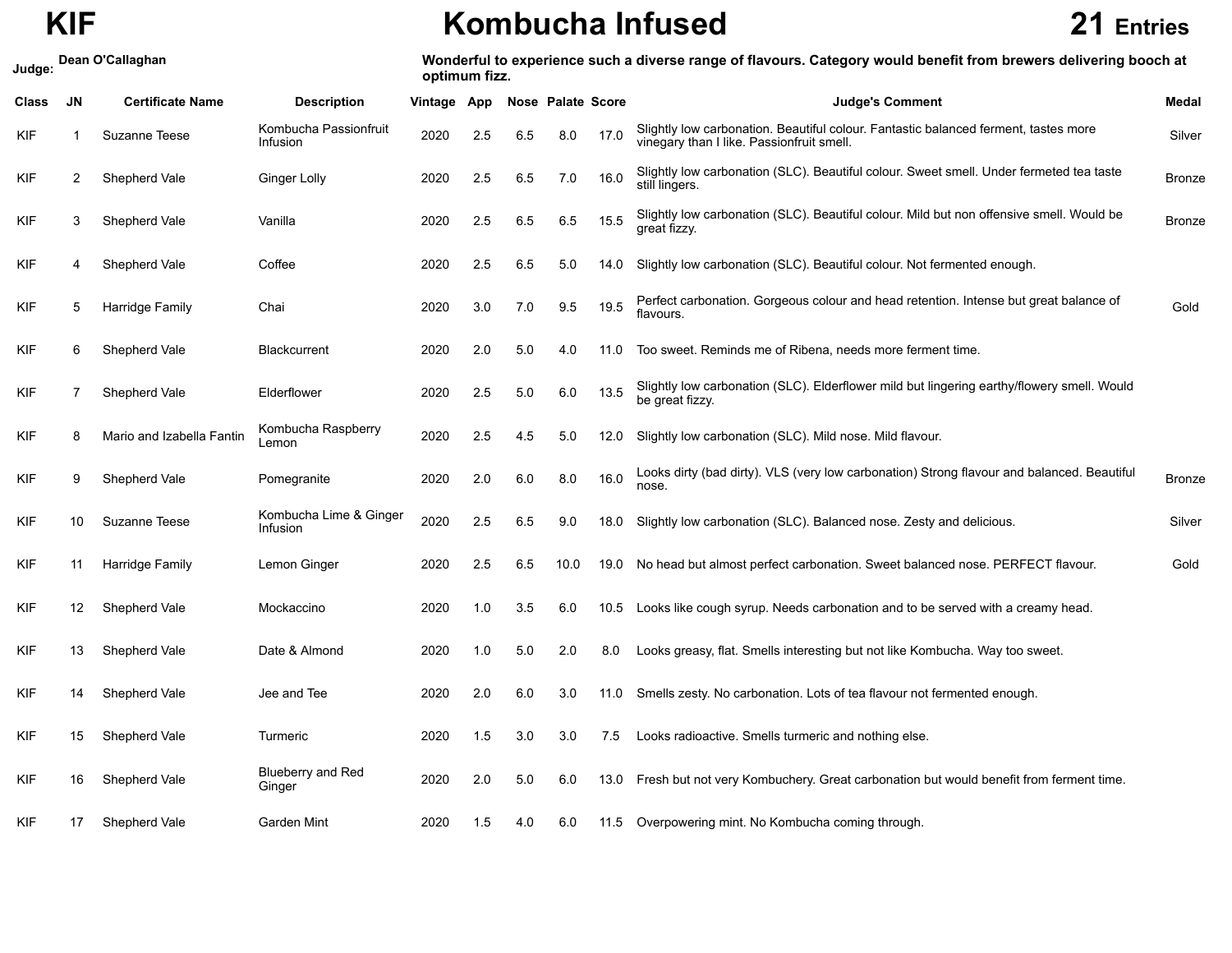# KIF Kombucha Infused 21 Entries

**Judge:** Dean O'Callaghan

**Wonderful to experience such a diverse range of flavours. Category would benefit from brewers delivering booch at optimum fizz.**

| Class | JN | Certificate Name | Description | Vintage | App | Nose | Palate | Score | Judge's Comment | Medal |
|---|---|---|---|---|---|---|---|---|---|---|
| KIF | 1 | Suzanne Teese | Kombucha Passionfruit Infusion | 2020 | 2.5 | 6.5 | 8.0 | 17.0 | Slightly low carbonation. Beautiful colour. Fantastic balanced ferment, tastes more vinegary than I like. Passionfruit smell. | Silver |
| KIF | 2 | Shepherd Vale | Ginger Lolly | 2020 | 2.5 | 6.5 | 7.0 | 16.0 | Slightly low carbonation (SLC). Beautiful colour. Sweet smell. Under fermeted tea taste still lingers. | Bronze |
| KIF | 3 | Shepherd Vale | Vanilla | 2020 | 2.5 | 6.5 | 6.5 | 15.5 | Slightly low carbonation (SLC). Beautiful colour. Mild but non offensive smell. Would be great fizzy. | Bronze |
| KIF | 4 | Shepherd Vale | Coffee | 2020 | 2.5 | 6.5 | 5.0 | 14.0 | Slightly low carbonation (SLC). Beautiful colour. Not fermented enough. | |
| KIF | 5 | Harridge Family | Chai | 2020 | 3.0 | 7.0 | 9.5 | 19.5 | Perfect carbonation. Gorgeous colour and head retention. Intense but great balance of flavours. | Gold |
| KIF | 6 | Shepherd Vale | Blackcurrent | 2020 | 2.0 | 5.0 | 4.0 | 11.0 | Too sweet. Reminds me of Ribena, needs more ferment time. | |
| KIF | 7 | Shepherd Vale | Elderflower | 2020 | 2.5 | 5.0 | 6.0 | 13.5 | Slightly low carbonation (SLC). Elderflower mild but lingering earthy/flowery smell. Would be great fizzy. | |
| KIF | 8 | Mario and Izabella Fantin | Kombucha Raspberry Lemon | 2020 | 2.5 | 4.5 | 5.0 | 12.0 | Slightly low carbonation (SLC). Mild nose. Mild flavour. | |
| KIF | 9 | Shepherd Vale | Pomegranite | 2020 | 2.0 | 6.0 | 8.0 | 16.0 | Looks dirty (bad dirty). VLS (very low carbonation) Strong flavour and balanced. Beautiful nose. | Bronze |
| KIF | 10 | Suzanne Teese | Kombucha Lime & Ginger Infusion | 2020 | 2.5 | 6.5 | 9.0 | 18.0 | Slightly low carbonation (SLC). Balanced nose. Zesty and delicious. | Silver |
| KIF | 11 | Harridge Family | Lemon Ginger | 2020 | 2.5 | 6.5 | 10.0 | 19.0 | No head but almost perfect carbonation. Sweet balanced nose. PERFECT flavour. | Gold |
| KIF | 12 | Shepherd Vale | Mockaccino | 2020 | 1.0 | 3.5 | 6.0 | 10.5 | Looks like cough syrup. Needs carbonation and to be served with a creamy head. | |
| KIF | 13 | Shepherd Vale | Date & Almond | 2020 | 1.0 | 5.0 | 2.0 | 8.0 | Looks greasy, flat. Smells interesting but not like Kombucha. Way too sweet. | |
| KIF | 14 | Shepherd Vale | Jee and Tee | 2020 | 2.0 | 6.0 | 3.0 | 11.0 | Smells zesty. No carbonation. Lots of tea flavour not fermented enough. | |
| KIF | 15 | Shepherd Vale | Turmeric | 2020 | 1.5 | 3.0 | 3.0 | 7.5 | Looks radioactive. Smells turmeric and nothing else. | |
| KIF | 16 | Shepherd Vale | Blueberry and Red Ginger | 2020 | 2.0 | 5.0 | 6.0 | 13.0 | Fresh but not very Kombuchery. Great carbonation but would benefit from ferment time. | |
| KIF | 17 | Shepherd Vale | Garden Mint | 2020 | 1.5 | 4.0 | 6.0 | 11.5 | Overpowering mint. No Kombucha coming through. | |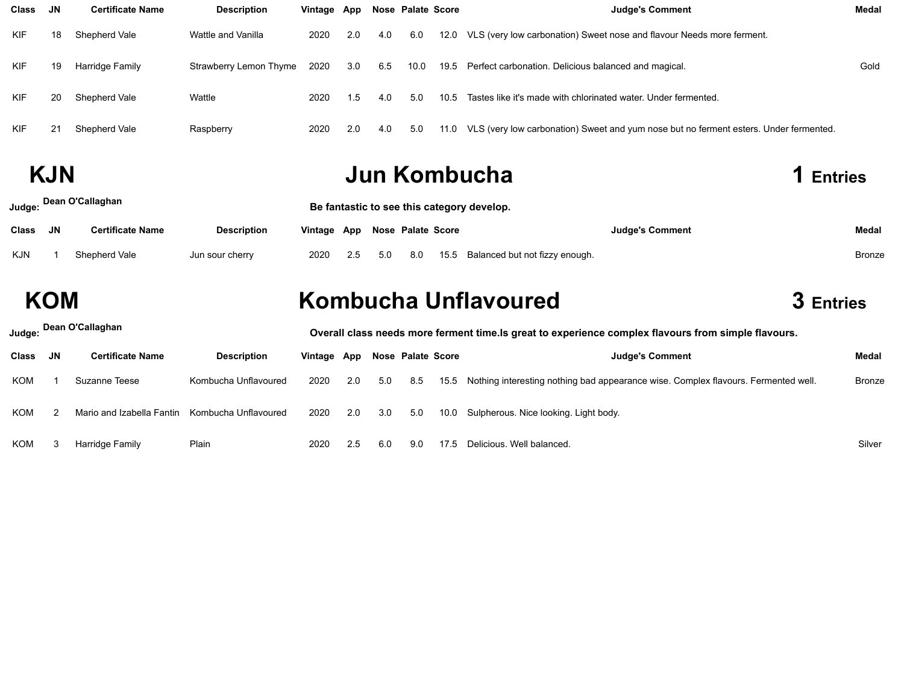| Class | JN | Certificate Name | Description | Vintage | App | Nose | Palate | Score | Judge's Comment | Medal |
|---|---|---|---|---|---|---|---|---|---|---|
| KIF | 18 | Shepherd Vale | Wattle and Vanilla | 2020 | 2.0 | 4.0 | 6.0 | 12.0 | VLS (very low carbonation) Sweet nose and flavour Needs more ferment. | |
| KIF | 19 | Harridge Family | Strawberry Lemon Thyme | 2020 | 3.0 | 6.5 | 10.0 | 19.5 | Perfect carbonation. Delicious balanced and magical. | Gold |
| KIF | 20 | Shepherd Vale | Wattle | 2020 | 1.5 | 4.0 | 5.0 | 10.5 | Tastes like it's made with chlorinated water. Under fermented. | |
| KIF | 21 | Shepherd Vale | Raspberry | 2020 | 2.0 | 4.0 | 5.0 | 11.0 | VLS (very low carbonation) Sweet and yum nose but no ferment esters. Under fermented. | |

## KJN Jun Kombucha — 1 Entries

**Judge:** **Dean O'Callaghan**

**Be fantastic to see this category develop.**

| Class | JN | Certificate Name | Description | Vintage | App | Nose | Palate | Score | Judge's Comment | Medal |
|---|---|---|---|---|---|---|---|---|---|---|
| KJN | 1 | Shepherd Vale | Jun sour cherry | 2020 | 2.5 | 5.0 | 8.0 | 15.5 | Balanced but not fizzy enough. | Bronze |

## KOM Kombucha Unflavoured — 3 Entries

**Judge:** **Dean O'Callaghan**

**Overall class needs more ferment time.Is great to experience complex flavours from simple flavours.**

| Class | JN | Certificate Name | Description | Vintage | App | Nose | Palate | Score | Judge's Comment | Medal |
|---|---|---|---|---|---|---|---|---|---|---|
| KOM | 1 | Suzanne Teese | Kombucha Unflavoured | 2020 | 2.0 | 5.0 | 8.5 | 15.5 | Nothing interesting nothing bad appearance wise. Complex flavours. Fermented well. | Bronze |
| KOM | 2 | Mario and Izabella Fantin | Kombucha Unflavoured | 2020 | 2.0 | 3.0 | 5.0 | 10.0 | Sulpherous. Nice looking. Light body. | |
| KOM | 3 | Harridge Family | Plain | 2020 | 2.5 | 6.0 | 9.0 | 17.5 | Delicious. Well balanced. | Silver |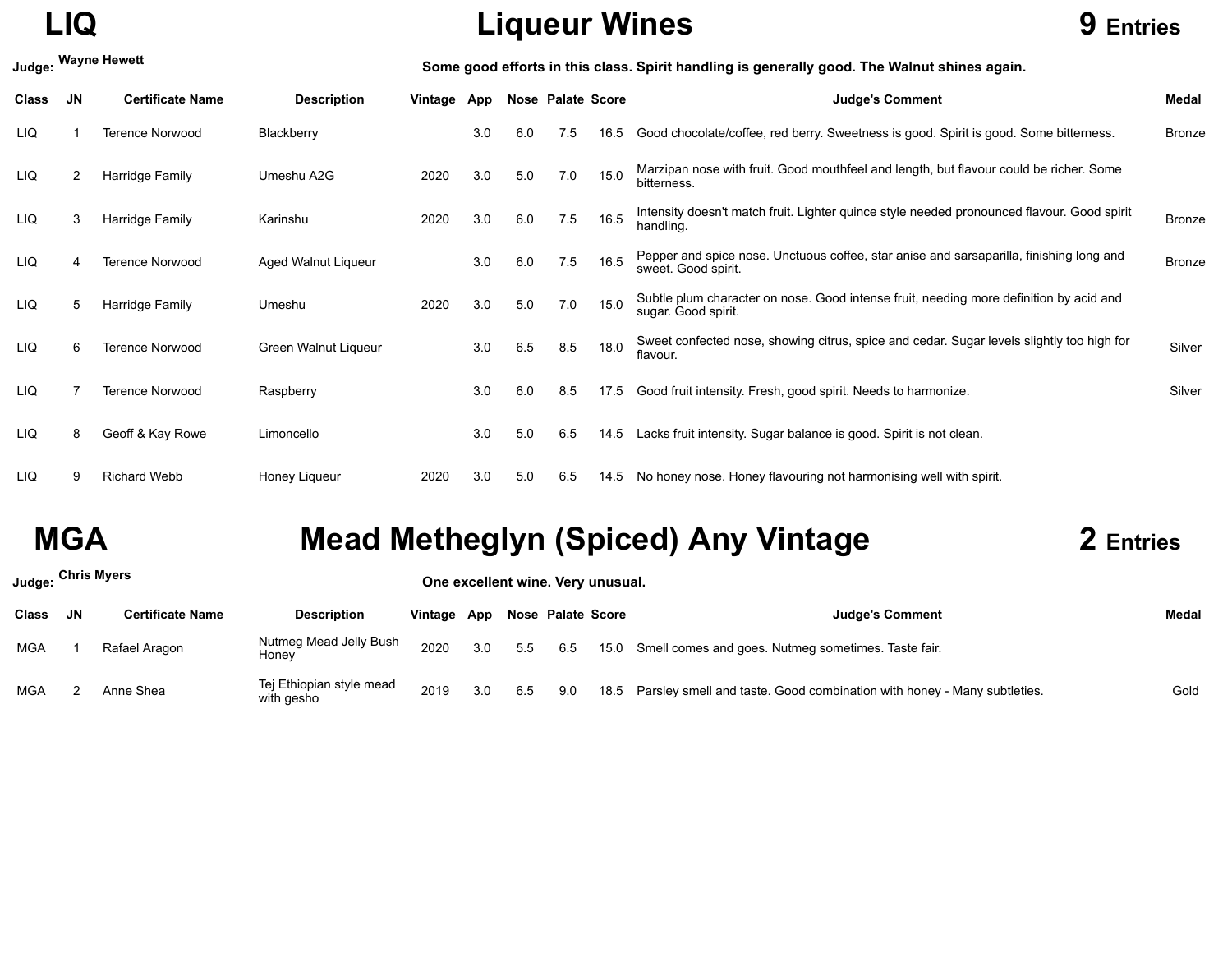# LIQ Liqueur Wines 9 Entries

**Judge:** **Wayne Hewett**

**Some good efforts in this class. Spirit handling is generally good. The Walnut shines again.**

| Class | JN | Certificate Name | Description | Vintage | App | Nose | Palate | Score | Judge's Comment | Medal |
|---|---|---|---|---|---|---|---|---|---|---|
| LIQ | 1 | Terence Norwood | Blackberry | | 3.0 | 6.0 | 7.5 | 16.5 | Good chocolate/coffee, red berry. Sweetness is good. Spirit is good. Some bitterness. | Bronze |
| LIQ | 2 | Harridge Family | Umeshu A2G | 2020 | 3.0 | 5.0 | 7.0 | 15.0 | Marzipan nose with fruit. Good mouthfeel and length, but flavour could be richer. Some bitterness. | |
| LIQ | 3 | Harridge Family | Karinshu | 2020 | 3.0 | 6.0 | 7.5 | 16.5 | Intensity doesn't match fruit. Lighter quince style needed pronounced flavour. Good spirit handling. | Bronze |
| LIQ | 4 | Terence Norwood | Aged Walnut Liqueur | | 3.0 | 6.0 | 7.5 | 16.5 | Pepper and spice nose. Unctuous coffee, star anise and sarsaparilla, finishing long and sweet. Good spirit. | Bronze |
| LIQ | 5 | Harridge Family | Umeshu | 2020 | 3.0 | 5.0 | 7.0 | 15.0 | Subtle plum character on nose. Good intense fruit, needing more definition by acid and sugar. Good spirit. | |
| LIQ | 6 | Terence Norwood | Green Walnut Liqueur | | 3.0 | 6.5 | 8.5 | 18.0 | Sweet confected nose, showing citrus, spice and cedar. Sugar levels slightly too high for flavour. | Silver |
| LIQ | 7 | Terence Norwood | Raspberry | | 3.0 | 6.0 | 8.5 | 17.5 | Good fruit intensity. Fresh, good spirit. Needs to harmonize. | Silver |
| LIQ | 8 | Geoff & Kay Rowe | Limoncello | | 3.0 | 5.0 | 6.5 | 14.5 | Lacks fruit intensity. Sugar balance is good. Spirit is not clean. | |
| LIQ | 9 | Richard Webb | Honey Liqueur | 2020 | 3.0 | 5.0 | 6.5 | 14.5 | No honey nose. Honey flavouring not harmonising well with spirit. | |

# MGA Mead Metheglyn (Spiced) Any Vintage 2 Entries

**Judge:** **Chris Myers**

**One excellent wine. Very unusual.**

| Class | JN | Certificate Name | Description | Vintage | App | Nose | Palate | Score | Judge's Comment | Medal |
|---|---|---|---|---|---|---|---|---|---|---|
| MGA | 1 | Rafael Aragon | Nutmeg Mead Jelly Bush Honey | 2020 | 3.0 | 5.5 | 6.5 | 15.0 | Smell comes and goes. Nutmeg sometimes. Taste fair. | |
| MGA | 2 | Anne Shea | Tej Ethiopian style mead with gesho | 2019 | 3.0 | 6.5 | 9.0 | 18.5 | Parsley smell and taste. Good combination with honey - Many subtleties. | Gold |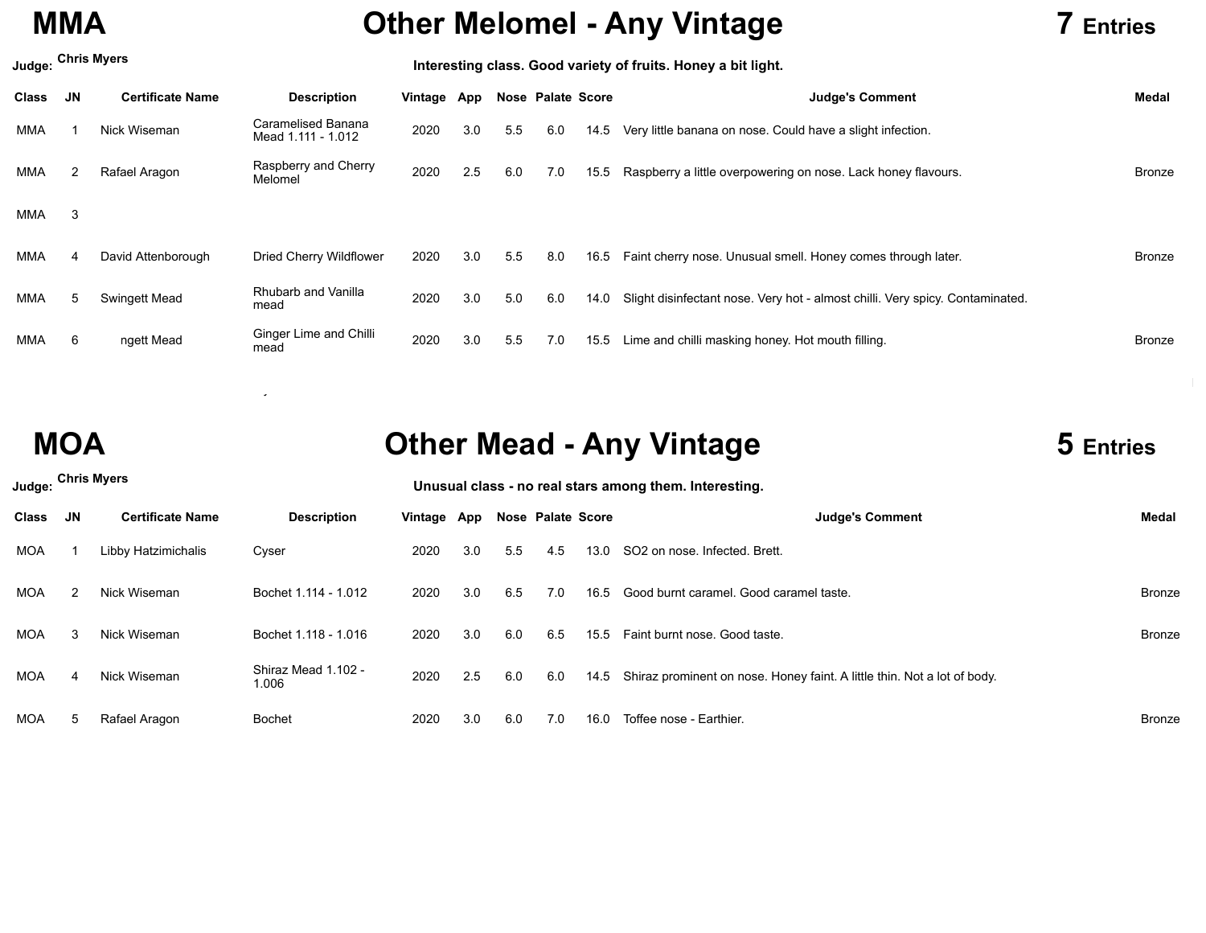## MMA Other Melomel - Any Vintage 7 Entries

**Judge:** **Chris Myers**

**Interesting class. Good variety of fruits. Honey a bit light.**

| Class | JN | Certificate Name | Description | Vintage | App | Nose | Palate | Score | Judge's Comment | Medal |
|---|---|---|---|---|---|---|---|---|---|---|
| MMA | 1 | Nick Wiseman | Caramelised Banana Mead 1.111 - 1.012 | 2020 | 3.0 | 5.5 | 6.0 | 14.5 | Very little banana on nose. Could have a slight infection. | |
| MMA | 2 | Rafael Aragon | Raspberry and Cherry Melomel | 2020 | 2.5 | 6.0 | 7.0 | 15.5 | Raspberry a little overpowering on nose. Lack honey flavours. | Bronze |
| MMA | 3 | | | | | | | | | |
| MMA | 4 | David Attenborough | Dried Cherry Wildflower | 2020 | 3.0 | 5.5 | 8.0 | 16.5 | Faint cherry nose. Unusual smell. Honey comes through later. | Bronze |
| MMA | 5 | Swingett Mead | Rhubarb and Vanilla mead | 2020 | 3.0 | 5.0 | 6.0 | 14.0 | Slight disinfectant nose. Very hot - almost chilli. Very spicy. Contaminated. | |
| MMA | 6 | ngett Mead | Ginger Lime and Chilli mead | 2020 | 3.0 | 5.5 | 7.0 | 15.5 | Lime and chilli masking honey. Hot mouth filling. | Bronze |

## MOA Other Mead - Any Vintage 5 Entries

**Judge:** **Chris Myers**

**Unusual class - no real stars among them. Interesting.**

| Class | JN | Certificate Name | Description | Vintage | App | Nose | Palate | Score | Judge's Comment | Medal |
|---|---|---|---|---|---|---|---|---|---|---|
| MOA | 1 | Libby Hatzimichalis | Cyser | 2020 | 3.0 | 5.5 | 4.5 | 13.0 | SO2 on nose. Infected. Brett. | |
| MOA | 2 | Nick Wiseman | Bochet 1.114 - 1.012 | 2020 | 3.0 | 6.5 | 7.0 | 16.5 | Good burnt caramel. Good caramel taste. | Bronze |
| MOA | 3 | Nick Wiseman | Bochet 1.118 - 1.016 | 2020 | 3.0 | 6.0 | 6.5 | 15.5 | Faint burnt nose. Good taste. | Bronze |
| MOA | 4 | Nick Wiseman | Shiraz Mead 1.102 - 1.006 | 2020 | 2.5 | 6.0 | 6.0 | 14.5 | Shiraz prominent on nose. Honey faint. A little thin. Not a lot of body. | |
| MOA | 5 | Rafael Aragon | Bochet | 2020 | 3.0 | 6.0 | 7.0 | 16.0 | Toffee nose - Earthier. | Bronze |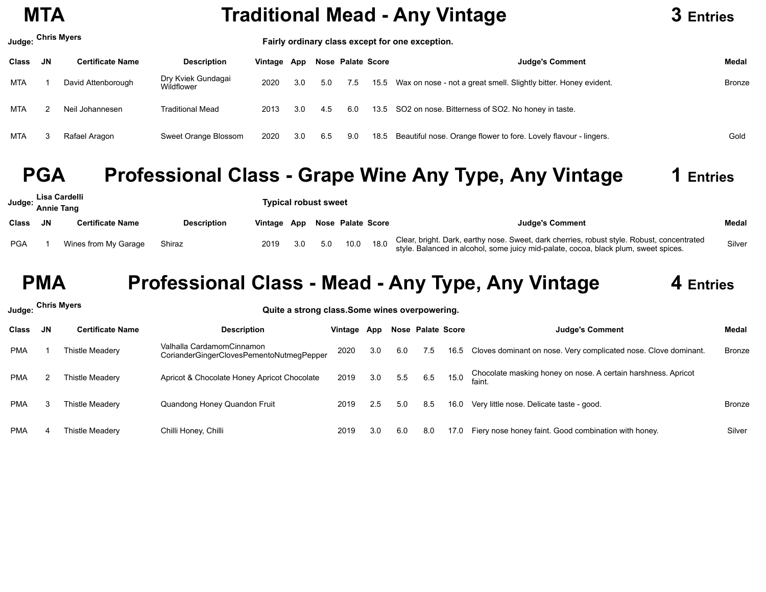## MTA Traditional Mead - Any Vintage — 3 Entries

**Judge:** Chris Myers

**Fairly ordinary class except for one exception.**

| Class | JN | Certificate Name | Description | Vintage | App | Nose | Palate | Score | Judge's Comment | Medal |
|---|---|---|---|---|---|---|---|---|---|---|
| MTA | 1 | David Attenborough | Dry Kviek Gundagai Wildflower | 2020 | 3.0 | 5.0 | 7.5 | 15.5 | Wax on nose - not a great smell. Slightly bitter. Honey evident. | Bronze |
| MTA | 2 | Neil Johannesen | Traditional Mead | 2013 | 3.0 | 4.5 | 6.0 | 13.5 | SO2 on nose. Bitterness of SO2. No honey in taste. | |
| MTA | 3 | Rafael Aragon | Sweet Orange Blossom | 2020 | 3.0 | 6.5 | 9.0 | 18.5 | Beautiful nose. Orange flower to fore. Lovely flavour - lingers. | Gold |

## PGA Professional Class - Grape Wine Any Type, Any Vintage — 1 Entries

**Judge:** Lisa Cardelli, Annie Tang

**Typical robust sweet**

| Class | JN | Certificate Name | Description | Vintage | App | Nose | Palate | Score | Judge's Comment | Medal |
|---|---|---|---|---|---|---|---|---|---|---|
| PGA | 1 | Wines from My Garage | Shiraz | 2019 | 3.0 | 5.0 | 10.0 | 18.0 | Clear, bright. Dark, earthy nose. Sweet, dark cherries, robust style. Robust, concentrated style. Balanced in alcohol, some juicy mid-palate, cocoa, black plum, sweet spices. | Silver |

## PMA Professional Class - Mead - Any Type, Any Vintage — 4 Entries

**Judge:** Chris Myers

**Quite a strong class.Some wines overpowering.**

| Class | JN | Certificate Name | Description | Vintage | App | Nose | Palate | Score | Judge's Comment | Medal |
|---|---|---|---|---|---|---|---|---|---|---|
| PMA | 1 | Thistle Meadery | Valhalla CardamomCinnamon CorianderGingerClovesPementoNutmegPepper | 2020 | 3.0 | 6.0 | 7.5 | 16.5 | Cloves dominant on nose. Very complicated nose. Clove dominant. | Bronze |
| PMA | 2 | Thistle Meadery | Apricot & Chocolate Honey Apricot Chocolate | 2019 | 3.0 | 5.5 | 6.5 | 15.0 | Chocolate masking honey on nose. A certain harshness. Apricot faint. | |
| PMA | 3 | Thistle Meadery | Quandong Honey Quandon Fruit | 2019 | 2.5 | 5.0 | 8.5 | 16.0 | Very little nose. Delicate taste - good. | Bronze |
| PMA | 4 | Thistle Meadery | Chilli Honey, Chilli | 2019 | 3.0 | 6.0 | 8.0 | 17.0 | Fiery nose honey faint. Good combination with honey. | Silver |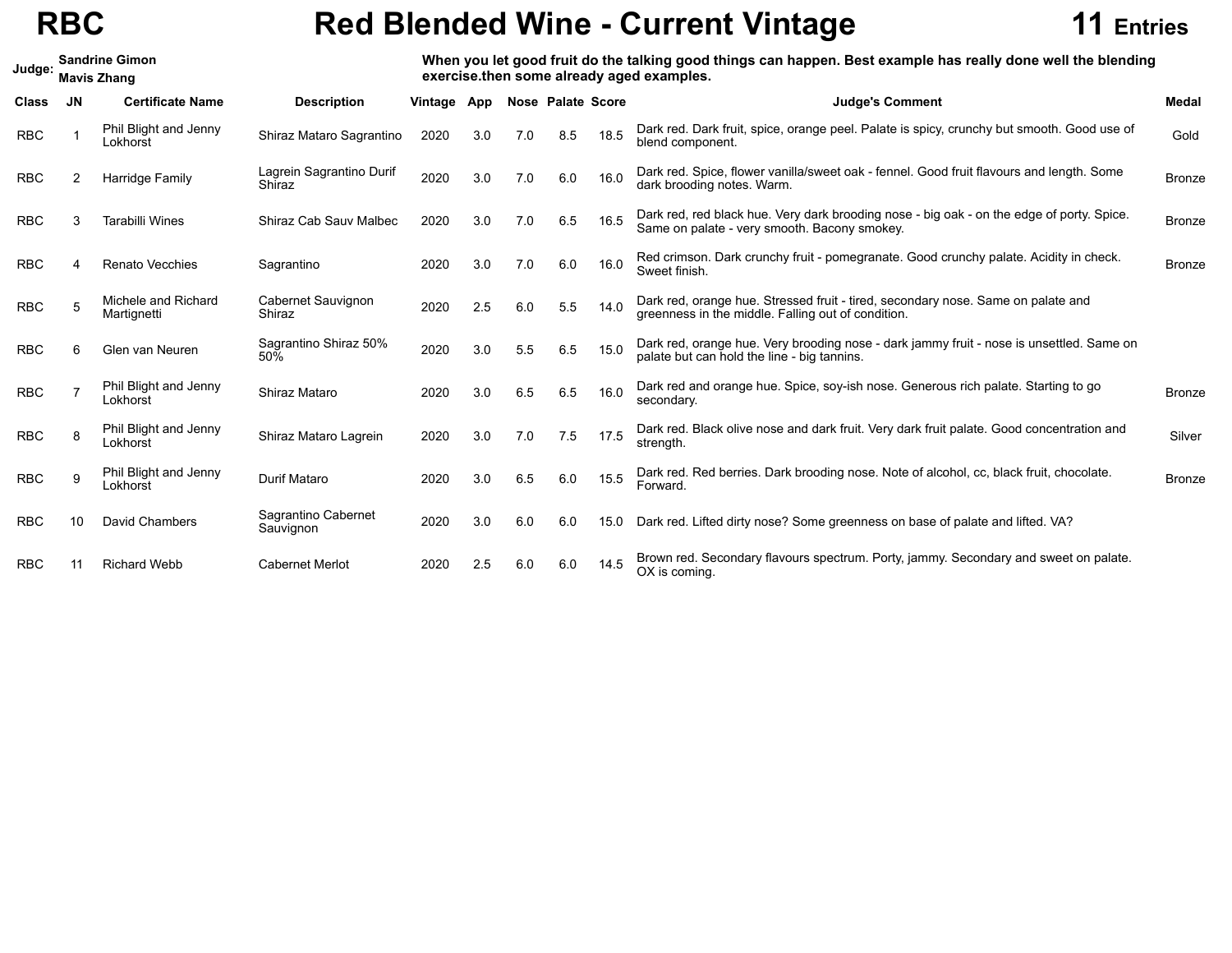# RBC Red Blended Wine - Current Vintage

**11 Entries**

**Judge:** Sandrine Gimon, Mavis Zhang

**When you let good fruit do the talking good things can happen. Best example has really done well the blending exercise.then some already aged examples.**

| Class | JN | Certificate Name | Description | Vintage | App | Nose | Palate | Score | Judge's Comment | Medal |
|---|---|---|---|---|---|---|---|---|---|---|
| RBC | 1 | Phil Blight and Jenny Lokhorst | Shiraz Mataro Sagrantino | 2020 | 3.0 | 7.0 | 8.5 | 18.5 | Dark red. Dark fruit, spice, orange peel. Palate is spicy, crunchy but smooth. Good use of blend component. | Gold |
| RBC | 2 | Harridge Family | Lagrein Sagrantino Durif Shiraz | 2020 | 3.0 | 7.0 | 6.0 | 16.0 | Dark red. Spice, flower vanilla/sweet oak - fennel. Good fruit flavours and length. Some dark brooding notes. Warm. | Bronze |
| RBC | 3 | Tarabilli Wines | Shiraz Cab Sauv Malbec | 2020 | 3.0 | 7.0 | 6.5 | 16.5 | Dark red, red black hue. Very dark brooding nose - big oak - on the edge of porty. Spice. Same on palate - very smooth. Bacony smokey. | Bronze |
| RBC | 4 | Renato Vecchies | Sagrantino | 2020 | 3.0 | 7.0 | 6.0 | 16.0 | Red crimson. Dark crunchy fruit - pomegranate. Good crunchy palate. Acidity in check. Sweet finish. | Bronze |
| RBC | 5 | Michele and Richard Martignetti | Cabernet Sauvignon Shiraz | 2020 | 2.5 | 6.0 | 5.5 | 14.0 | Dark red, orange hue. Stressed fruit - tired, secondary nose. Same on palate and greenness in the middle. Falling out of condition. | |
| RBC | 6 | Glen van Neuren | Sagrantino Shiraz 50% 50% | 2020 | 3.0 | 5.5 | 6.5 | 15.0 | Dark red, orange hue. Very brooding nose - dark jammy fruit - nose is unsettled. Same on palate but can hold the line - big tannins. | |
| RBC | 7 | Phil Blight and Jenny Lokhorst | Shiraz Mataro | 2020 | 3.0 | 6.5 | 6.5 | 16.0 | Dark red and orange hue. Spice, soy-ish nose. Generous rich palate. Starting to go secondary. | Bronze |
| RBC | 8 | Phil Blight and Jenny Lokhorst | Shiraz Mataro Lagrein | 2020 | 3.0 | 7.0 | 7.5 | 17.5 | Dark red. Black olive nose and dark fruit. Very dark fruit palate. Good concentration and strength. | Silver |
| RBC | 9 | Phil Blight and Jenny Lokhorst | Durif Mataro | 2020 | 3.0 | 6.5 | 6.0 | 15.5 | Dark red. Red berries. Dark brooding nose. Note of alcohol, cc, black fruit, chocolate. Forward. | Bronze |
| RBC | 10 | David Chambers | Sagrantino Cabernet Sauvignon | 2020 | 3.0 | 6.0 | 6.0 | 15.0 | Dark red. Lifted dirty nose? Some greenness on base of palate and lifted. VA? | |
| RBC | 11 | Richard Webb | Cabernet Merlot | 2020 | 2.5 | 6.0 | 6.0 | 14.5 | Brown red. Secondary flavours spectrum. Porty, jammy. Secondary and sweet on palate. OX is coming. | |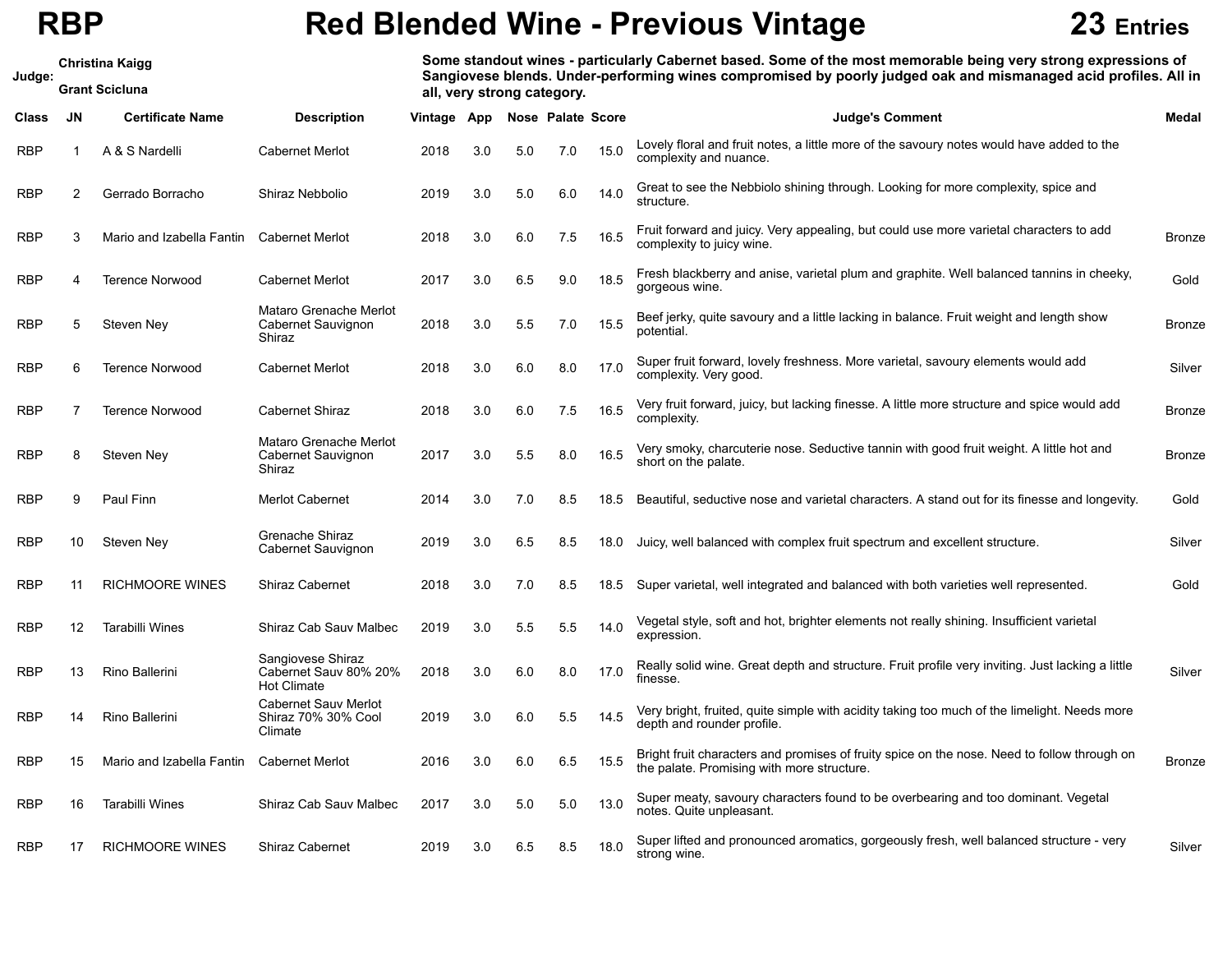# RBP — Red Blended Wine - Previous Vintage — 23 Entries

**Judge:** Christina Kaigg, Grant Scicluna

**Some standout wines - particularly Cabernet based. Some of the most memorable being very strong expressions of Sangiovese blends. Under-performing wines compromised by poorly judged oak and mismanaged acid profiles. All in all, very strong category.**

| Class | JN | Certificate Name | Description | Vintage | App | Nose | Palate | Score | Judge's Comment | Medal |
|---|---|---|---|---|---|---|---|---|---|---|
| RBP | 1 | A & S Nardelli | Cabernet Merlot | 2018 | 3.0 | 5.0 | 7.0 | 15.0 | Lovely floral and fruit notes, a little more of the savoury notes would have added to the complexity and nuance. | |
| RBP | 2 | Gerrado Borracho | Shiraz Nebbolio | 2019 | 3.0 | 5.0 | 6.0 | 14.0 | Great to see the Nebbiolo shining through. Looking for more complexity, spice and structure. | |
| RBP | 3 | Mario and Izabella Fantin | Cabernet Merlot | 2018 | 3.0 | 6.0 | 7.5 | 16.5 | Fruit forward and juicy. Very appealing, but could use more varietal characters to add complexity to juicy wine. | Bronze |
| RBP | 4 | Terence Norwood | Cabernet Merlot | 2017 | 3.0 | 6.5 | 9.0 | 18.5 | Fresh blackberry and anise, varietal plum and graphite. Well balanced tannins in cheeky, gorgeous wine. | Gold |
| RBP | 5 | Steven Ney | Mataro Grenache Merlot Cabernet Sauvignon Shiraz | 2018 | 3.0 | 5.5 | 7.0 | 15.5 | Beef jerky, quite savoury and a little lacking in balance. Fruit weight and length show potential. | Bronze |
| RBP | 6 | Terence Norwood | Cabernet Merlot | 2018 | 3.0 | 6.0 | 8.0 | 17.0 | Super fruit forward, lovely freshness. More varietal, savoury elements would add complexity. Very good. | Silver |
| RBP | 7 | Terence Norwood | Cabernet Shiraz | 2018 | 3.0 | 6.0 | 7.5 | 16.5 | Very fruit forward, juicy, but lacking finesse. A little more structure and spice would add complexity. | Bronze |
| RBP | 8 | Steven Ney | Mataro Grenache Merlot Cabernet Sauvignon Shiraz | 2017 | 3.0 | 5.5 | 8.0 | 16.5 | Very smoky, charcuterie nose. Seductive tannin with good fruit weight. A little hot and short on the palate. | Bronze |
| RBP | 9 | Paul Finn | Merlot Cabernet | 2014 | 3.0 | 7.0 | 8.5 | 18.5 | Beautiful, seductive nose and varietal characters. A stand out for its finesse and longevity. | Gold |
| RBP | 10 | Steven Ney | Grenache Shiraz Cabernet Sauvignon | 2019 | 3.0 | 6.5 | 8.5 | 18.0 | Juicy, well balanced with complex fruit spectrum and excellent structure. | Silver |
| RBP | 11 | RICHMOORE WINES | Shiraz Cabernet | 2018 | 3.0 | 7.0 | 8.5 | 18.5 | Super varietal, well integrated and balanced with both varieties well represented. | Gold |
| RBP | 12 | Tarabilli Wines | Shiraz Cab Sauv Malbec | 2019 | 3.0 | 5.5 | 5.5 | 14.0 | Vegetal style, soft and hot, brighter elements not really shining. Insufficient varietal expression. | |
| RBP | 13 | Rino Ballerini | Sangiovese Shiraz Cabernet Sauv 80% 20% Hot Climate | 2018 | 3.0 | 6.0 | 8.0 | 17.0 | Really solid wine. Great depth and structure. Fruit profile very inviting. Just lacking a little finesse. | Silver |
| RBP | 14 | Rino Ballerini | Cabernet Sauv Merlot Shiraz 70% 30% Cool Climate | 2019 | 3.0 | 6.0 | 5.5 | 14.5 | Very bright, fruited, quite simple with acidity taking too much of the limelight. Needs more depth and rounder profile. | |
| RBP | 15 | Mario and Izabella Fantin | Cabernet Merlot | 2016 | 3.0 | 6.0 | 6.5 | 15.5 | Bright fruit characters and promises of fruity spice on the nose. Need to follow through on the palate. Promising with more structure. | Bronze |
| RBP | 16 | Tarabilli Wines | Shiraz Cab Sauv Malbec | 2017 | 3.0 | 5.0 | 5.0 | 13.0 | Super meaty, savoury characters found to be overbearing and too dominant. Vegetal notes. Quite unpleasant. | |
| RBP | 17 | RICHMOORE WINES | Shiraz Cabernet | 2019 | 3.0 | 6.5 | 8.5 | 18.0 | Super lifted and pronounced aromatics, gorgeously fresh, well balanced structure - very strong wine. | Silver |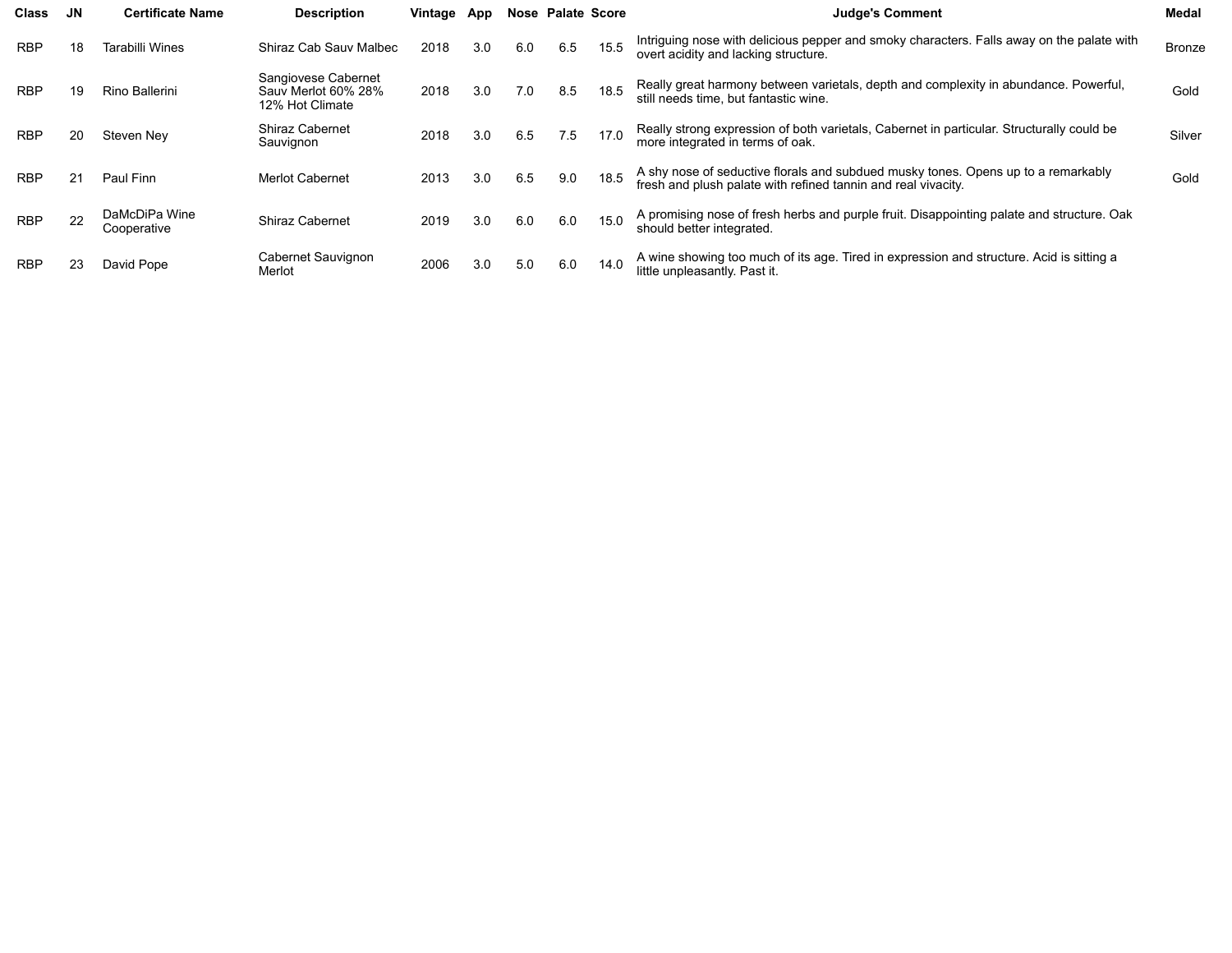| Class | JN | Certificate Name | Description | Vintage | App | Nose | Palate | Score | Judge's Comment | Medal |
|---|---|---|---|---|---|---|---|---|---|---|
| RBP | 18 | Tarabilli Wines | Shiraz Cab Sauv Malbec | 2018 | 3.0 | 6.0 | 6.5 | 15.5 | Intriguing nose with delicious pepper and smoky characters. Falls away on the palate with overt acidity and lacking structure. | Bronze |
| RBP | 19 | Rino Ballerini | Sangiovese Cabernet Sauv Merlot 60% 28% 12% Hot Climate | 2018 | 3.0 | 7.0 | 8.5 | 18.5 | Really great harmony between varietals, depth and complexity in abundance. Powerful, still needs time, but fantastic wine. | Gold |
| RBP | 20 | Steven Ney | Shiraz Cabernet Sauvignon | 2018 | 3.0 | 6.5 | 7.5 | 17.0 | Really strong expression of both varietals, Cabernet in particular. Structurally could be more integrated in terms of oak. | Silver |
| RBP | 21 | Paul Finn | Merlot Cabernet | 2013 | 3.0 | 6.5 | 9.0 | 18.5 | A shy nose of seductive florals and subdued musky tones. Opens up to a remarkably fresh and plush palate with refined tannin and real vivacity. | Gold |
| RBP | 22 | DaMcDiPa Wine Cooperative | Shiraz Cabernet | 2019 | 3.0 | 6.0 | 6.0 | 15.0 | A promising nose of fresh herbs and purple fruit. Disappointing palate and structure. Oak should better integrated. | |
| RBP | 23 | David Pope | Cabernet Sauvignon Merlot | 2006 | 3.0 | 5.0 | 6.0 | 14.0 | A wine showing too much of its age. Tired in expression and structure. Acid is sitting a little unpleasantly. Past it. | |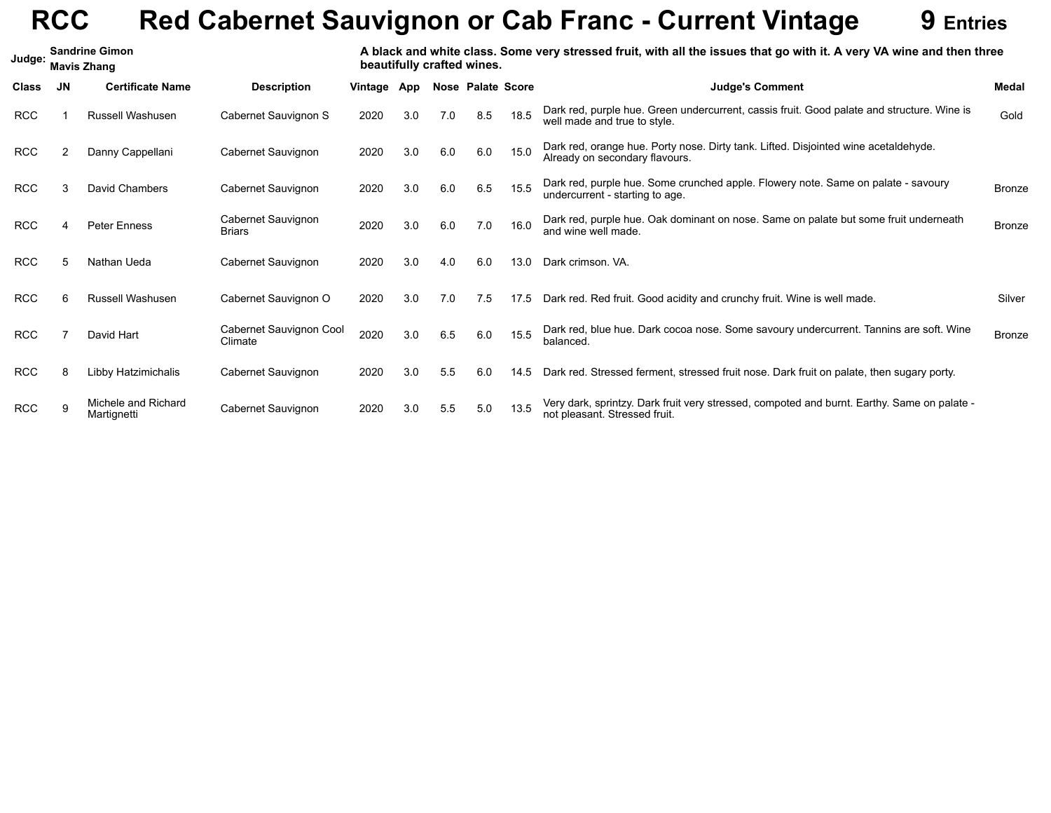# RCC Red Cabernet Sauvignon or Cab Franc - Current Vintage 9 Entries

**Judge:** **Sandrine Gimon**
**Mavis Zhang**

**A black and white class. Some very stressed fruit, with all the issues that go with it. A very VA wine and then three beautifully crafted wines.**

| Class | JN | Certificate Name | Description | Vintage | App | Nose | Palate | Score | Judge's Comment | Medal |
|---|---|---|---|---|---|---|---|---|---|---|
| RCC | 1 | Russell Washusen | Cabernet Sauvignon S | 2020 | 3.0 | 7.0 | 8.5 | 18.5 | Dark red, purple hue. Green undercurrent, cassis fruit. Good palate and structure. Wine is well made and true to style. | Gold |
| RCC | 2 | Danny Cappellani | Cabernet Sauvignon | 2020 | 3.0 | 6.0 | 6.0 | 15.0 | Dark red, orange hue. Porty nose. Dirty tank. Lifted. Disjointed wine acetaldehyde. Already on secondary flavours. | |
| RCC | 3 | David Chambers | Cabernet Sauvignon | 2020 | 3.0 | 6.0 | 6.5 | 15.5 | Dark red, purple hue. Some crunched apple. Flowery note. Same on palate - savoury undercurrent - starting to age. | Bronze |
| RCC | 4 | Peter Enness | Cabernet Sauvignon Briars | 2020 | 3.0 | 6.0 | 7.0 | 16.0 | Dark red, purple hue. Oak dominant on nose. Same on palate but some fruit underneath and wine well made. | Bronze |
| RCC | 5 | Nathan Ueda | Cabernet Sauvignon | 2020 | 3.0 | 4.0 | 6.0 | 13.0 | Dark crimson. VA. | |
| RCC | 6 | Russell Washusen | Cabernet Sauvignon O | 2020 | 3.0 | 7.0 | 7.5 | 17.5 | Dark red. Red fruit. Good acidity and crunchy fruit. Wine is well made. | Silver |
| RCC | 7 | David Hart | Cabernet Sauvignon Cool Climate | 2020 | 3.0 | 6.5 | 6.0 | 15.5 | Dark red, blue hue. Dark cocoa nose. Some savoury undercurrent. Tannins are soft. Wine balanced. | Bronze |
| RCC | 8 | Libby Hatzimichalis | Cabernet Sauvignon | 2020 | 3.0 | 5.5 | 6.0 | 14.5 | Dark red. Stressed ferment, stressed fruit nose. Dark fruit on palate, then sugary porty. | |
| RCC | 9 | Michele and Richard Martignetti | Cabernet Sauvignon | 2020 | 3.0 | 5.5 | 5.0 | 13.5 | Very dark, sprintzy. Dark fruit very stressed, compoted and burnt. Earthy. Same on palate - not pleasant. Stressed fruit. | |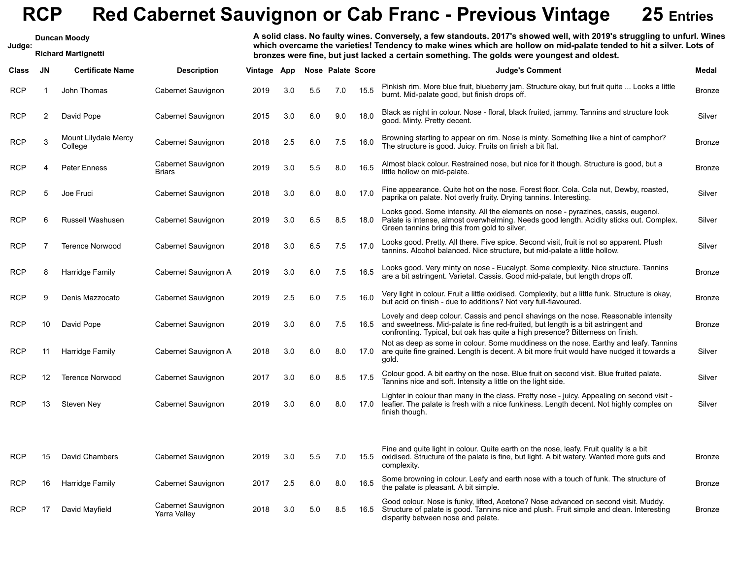# RCP Red Cabernet Sauvignon or Cab Franc - Previous Vintage 25 Entries

**Judge:** Duncan Moody, Richard Martignetti

**A solid class. No faulty wines. Conversely, a few standouts. 2017's showed well, with 2019's struggling to unfurl. Wines which overcame the varieties! Tendency to make wines which are hollow on mid-palate tended to hit a silver. Lots of bronzes were fine, but just lacked a certain something. The golds were youngest and oldest.**

| Class | JN | Certificate Name | Description | Vintage | App | Nose | Palate | Score | Judge's Comment | Medal |
|---|---|---|---|---|---|---|---|---|---|---|
| RCP | 1 | John Thomas | Cabernet Sauvignon | 2019 | 3.0 | 5.5 | 7.0 | 15.5 | Pinkish rim. More blue fruit, blueberry jam. Structure okay, but fruit quite ... Looks a little burnt. Mid-palate good, but finish drops off. | Bronze |
| RCP | 2 | David Pope | Cabernet Sauvignon | 2015 | 3.0 | 6.0 | 9.0 | 18.0 | Black as night in colour. Nose - floral, black fruited, jammy. Tannins and structure look good. Minty. Pretty decent. | Silver |
| RCP | 3 | Mount Lilydale Mercy College | Cabernet Sauvignon | 2018 | 2.5 | 6.0 | 7.5 | 16.0 | Browning starting to appear on rim. Nose is minty. Something like a hint of camphor? The structure is good. Juicy. Fruits on finish a bit flat. | Bronze |
| RCP | 4 | Peter Enness | Cabernet Sauvignon Briars | 2019 | 3.0 | 5.5 | 8.0 | 16.5 | Almost black colour. Restrained nose, but nice for it though. Structure is good, but a little hollow on mid-palate. | Bronze |
| RCP | 5 | Joe Fruci | Cabernet Sauvignon | 2018 | 3.0 | 6.0 | 8.0 | 17.0 | Fine appearance. Quite hot on the nose. Forest floor. Cola. Cola nut, Dewby, roasted, paprika on palate. Not overly fruity. Drying tannins. Interesting. | Silver |
| RCP | 6 | Russell Washusen | Cabernet Sauvignon | 2019 | 3.0 | 6.5 | 8.5 | 18.0 | Looks good. Some intensity. All the elements on nose - pyrazines, cassis, eugenol. Palate is intense, almost overwhelming. Needs good length. Acidity sticks out. Complex. Green tannins bring this from gold to silver. | Silver |
| RCP | 7 | Terence Norwood | Cabernet Sauvignon | 2018 | 3.0 | 6.5 | 7.5 | 17.0 | Looks good. Pretty. All there. Five spice. Second visit, fruit is not so apparent. Plush tannins. Alcohol balanced. Nice structure, but mid-palate a little hollow. | Silver |
| RCP | 8 | Harridge Family | Cabernet Sauvignon A | 2019 | 3.0 | 6.0 | 7.5 | 16.5 | Looks good. Very minty on nose - Eucalypt. Some complexity. Nice structure. Tannins are a bit astringent. Varietal. Cassis. Good mid-palate, but length drops off. | Bronze |
| RCP | 9 | Denis Mazzocato | Cabernet Sauvignon | 2019 | 2.5 | 6.0 | 7.5 | 16.0 | Very light in colour. Fruit a little oxidised. Complexity, but a little funk. Structure is okay, but acid on finish - due to additions? Not very full-flavoured. | Bronze |
| RCP | 10 | David Pope | Cabernet Sauvignon | 2019 | 3.0 | 6.0 | 7.5 | 16.5 | Lovely and deep colour. Cassis and pencil shavings on the nose. Reasonable intensity and sweetness. Mid-palate is fine red-fruited, but length is a bit astringent and confronting. Typical, but oak has quite a high presence? Bitterness on finish. | Bronze |
| RCP | 11 | Harridge Family | Cabernet Sauvignon A | 2018 | 3.0 | 6.0 | 8.0 | 17.0 | Not as deep as some in colour. Some muddiness on the nose. Earthy and leafy. Tannins are quite fine grained. Length is decent. A bit more fruit would have nudged it towards a gold. | Silver |
| RCP | 12 | Terence Norwood | Cabernet Sauvignon | 2017 | 3.0 | 6.0 | 8.5 | 17.5 | Colour good. A bit earthy on the nose. Blue fruit on second visit. Blue fruited palate. Tannins nice and soft. Intensity a little on the light side. | Silver |
| RCP | 13 | Steven Ney | Cabernet Sauvignon | 2019 | 3.0 | 6.0 | 8.0 | 17.0 | Lighter in colour than many in the class. Pretty nose - juicy. Appealing on second visit - leafier. The palate is fresh with a nice funkiness. Length decent. Not highly comples on finish though. | Silver |
| RCP | 15 | David Chambers | Cabernet Sauvignon | 2019 | 3.0 | 5.5 | 7.0 | 15.5 | Fine and quite light in colour. Quite earth on the nose, leafy. Fruit quality is a bit oxidised. Structure of the palate is fine, but light. A bit watery. Wanted more guts and complexity. | Bronze |
| RCP | 16 | Harridge Family | Cabernet Sauvignon | 2017 | 2.5 | 6.0 | 8.0 | 16.5 | Some browning in colour. Leafy and earth nose with a touch of funk. The structure of the palate is pleasant. A bit simple. | Bronze |
| RCP | 17 | David Mayfield | Cabernet Sauvignon Yarra Valley | 2018 | 3.0 | 5.0 | 8.5 | 16.5 | Good colour. Nose is funky, lifted, Acetone? Nose advanced on second visit. Muddy. Structure of palate is good. Tannins nice and plush. Fruit simple and clean. Interesting disparity between nose and palate. | Bronze |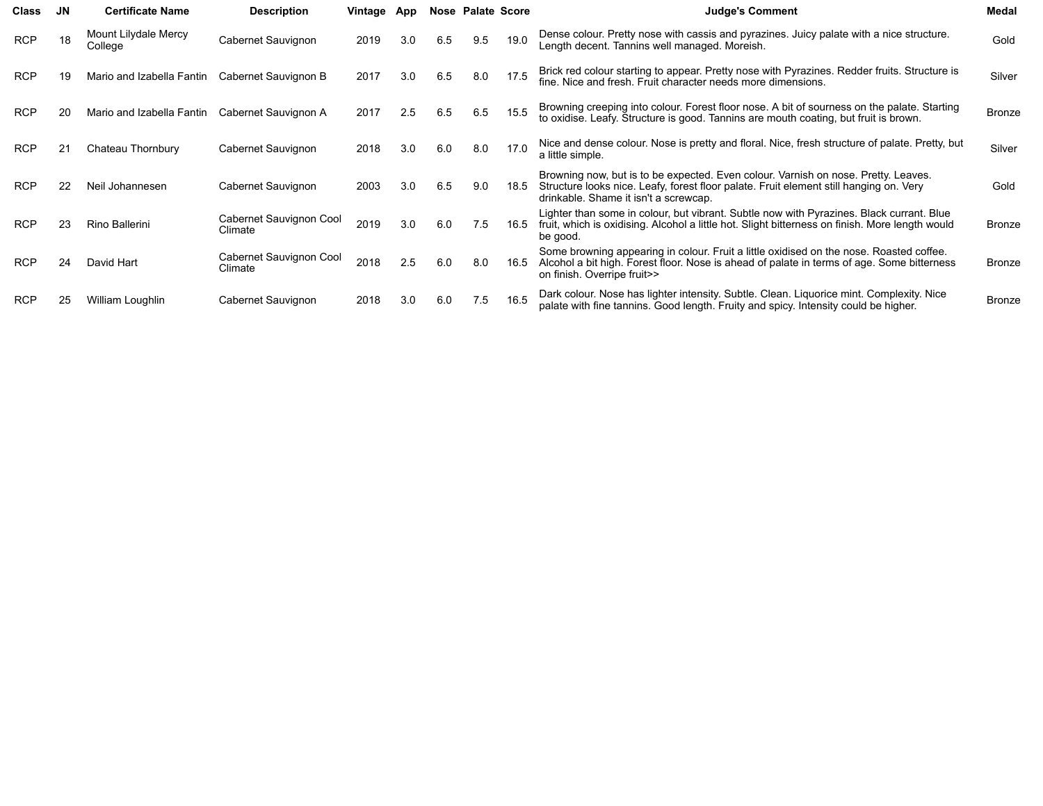| Class | JN | Certificate Name | Description | Vintage | App | Nose | Palate | Score | Judge's Comment | Medal |
|---|---|---|---|---|---|---|---|---|---|---|
| RCP | 18 | Mount Lilydale Mercy College | Cabernet Sauvignon | 2019 | 3.0 | 6.5 | 9.5 | 19.0 | Dense colour. Pretty nose with cassis and pyrazines. Juicy palate with a nice structure. Length decent. Tannins well managed. Moreish. | Gold |
| RCP | 19 | Mario and Izabella Fantin | Cabernet Sauvignon B | 2017 | 3.0 | 6.5 | 8.0 | 17.5 | Brick red colour starting to appear. Pretty nose with Pyrazines. Redder fruits. Structure is fine. Nice and fresh. Fruit character needs more dimensions. | Silver |
| RCP | 20 | Mario and Izabella Fantin | Cabernet Sauvignon A | 2017 | 2.5 | 6.5 | 6.5 | 15.5 | Browning creeping into colour. Forest floor nose. A bit of sourness on the palate. Starting to oxidise. Leafy. Structure is good. Tannins are mouth coating, but fruit is brown. | Bronze |
| RCP | 21 | Chateau Thornbury | Cabernet Sauvignon | 2018 | 3.0 | 6.0 | 8.0 | 17.0 | Nice and dense colour. Nose is pretty and floral. Nice, fresh structure of palate. Pretty, but a little simple. | Silver |
| RCP | 22 | Neil Johannesen | Cabernet Sauvignon | 2003 | 3.0 | 6.5 | 9.0 | 18.5 | Browning now, but is to be expected. Even colour. Varnish on nose. Pretty. Leaves. Structure looks nice. Leafy, forest floor palate. Fruit element still hanging on. Very drinkable. Shame it isn't a screwcap. | Gold |
| RCP | 23 | Rino Ballerini | Cabernet Sauvignon Cool Climate | 2019 | 3.0 | 6.0 | 7.5 | 16.5 | Lighter than some in colour, but vibrant. Subtle now with Pyrazines. Black currant. Blue fruit, which is oxidising. Alcohol a little hot. Slight bitterness on finish. More length would be good. | Bronze |
| RCP | 24 | David Hart | Cabernet Sauvignon Cool Climate | 2018 | 2.5 | 6.0 | 8.0 | 16.5 | Some browning appearing in colour. Fruit a little oxidised on the nose. Roasted coffee. Alcohol a bit high. Forest floor. Nose is ahead of palate in terms of age. Some bitterness on finish. Overripe fruit>> | Bronze |
| RCP | 25 | William Loughlin | Cabernet Sauvignon | 2018 | 3.0 | 6.0 | 7.5 | 16.5 | Dark colour. Nose has lighter intensity. Subtle. Clean. Liquorice mint. Complexity. Nice palate with fine tannins. Good length. Fruity and spicy. Intensity could be higher. | Bronze |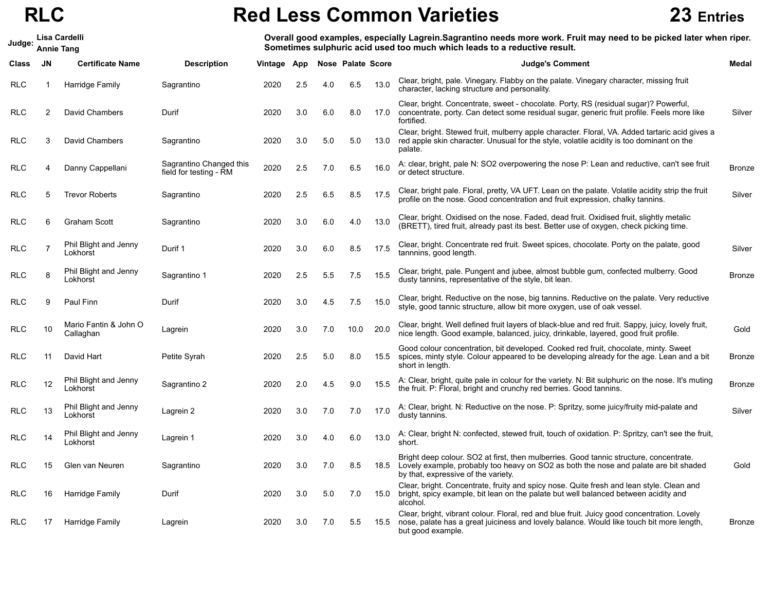# RLC Red Less Common Varieties 23 Entries

**Judge:** Lisa Cardelli, Annie Tang

**Overall good examples, especially Lagrein.Sagrantino needs more work. Fruit may need to be picked later when riper. Sometimes sulphuric acid used too much which leads to a reductive result.**

| Class | JN | Certificate Name | Description | Vintage | App | Nose | Palate | Score | Judge's Comment | Medal |
|---|---|---|---|---|---|---|---|---|---|---|
| RLC | 1 | Harridge Family | Sagrantino | 2020 | 2.5 | 4.0 | 6.5 | 13.0 | Clear, bright, pale. Vinegary. Flabby on the palate. Vinegary character, missing fruit character, lacking structure and personality. | |
| RLC | 2 | David Chambers | Durif | 2020 | 3.0 | 6.0 | 8.0 | 17.0 | Clear, bright. Concentrate, sweet - chocolate. Porty, RS (residual sugar)? Powerful, concentrate, porty. Can detect some residual sugar, generic fruit profile. Feels more like fortified. | Silver |
| RLC | 3 | David Chambers | Sagrantino | 2020 | 3.0 | 5.0 | 5.0 | 13.0 | Clear, bright. Stewed fruit, mulberry apple character. Floral, VA. Added tartaric acid gives a red apple skin character. Unusual for the style, volatile acidity is too dominant on the palate. | |
| RLC | 4 | Danny Cappellani | Sagrantino Changed this field for testing - RM | 2020 | 2.5 | 7.0 | 6.5 | 16.0 | A: clear, bright, pale N: SO2 overpowering the nose P: Lean and reductive, can't see fruit or detect structure. | Bronze |
| RLC | 5 | Trevor Roberts | Sagrantino | 2020 | 2.5 | 6.5 | 8.5 | 17.5 | Clear, bright pale. Floral, pretty, VA UFT. Lean on the palate. Volatile acidity strip the fruit profile on the nose. Good concentration and fruit expression, chalky tannins. | Silver |
| RLC | 6 | Graham Scott | Sagrantino | 2020 | 3.0 | 6.0 | 4.0 | 13.0 | Clear, bright. Oxidised on the nose. Faded, dead fruit. Oxidised fruit, slightly metalic (BRETT), tired fruit, already past its best. Better use of oxygen, check picking time. | |
| RLC | 7 | Phil Blight and Jenny Lokhorst | Durif 1 | 2020 | 3.0 | 6.0 | 8.5 | 17.5 | Clear, bright. Concentrate red fruit. Sweet spices, chocolate. Porty on the palate, good tannnins, good length. | Silver |
| RLC | 8 | Phil Blight and Jenny Lokhorst | Sagrantino 1 | 2020 | 2.5 | 5.5 | 7.5 | 15.5 | Clear, bright, pale. Pungent and jubee, almost bubble gum, confected mulberry. Good dusty tannins, representative of the style, bit lean. | Bronze |
| RLC | 9 | Paul Finn | Durif | 2020 | 3.0 | 4.5 | 7.5 | 15.0 | Clear, bright. Reductive on the nose, big tannins. Reductive on the palate. Very reductive style, good tannic structure, allow bit more oxygen, use of oak vessel. | |
| RLC | 10 | Mario Fantin & John O Callaghan | Lagrein | 2020 | 3.0 | 7.0 | 10.0 | 20.0 | Clear, bright. Well defined fruit layers of black-blue and red fruit. Sappy, juicy, lovely fruit, nice length. Good example, balanced, juicy, drinkable, layered, good fruit profile. | Gold |
| RLC | 11 | David Hart | Petite Syrah | 2020 | 2.5 | 5.0 | 8.0 | 15.5 | Good colour concentration, bit developed. Cooked red fruit, chocolate, minty. Sweet spices, minty style. Colour appeared to be developing already for the age. Lean and a bit short in length. | Bronze |
| RLC | 12 | Phil Blight and Jenny Lokhorst | Sagrantino 2 | 2020 | 2.0 | 4.5 | 9.0 | 15.5 | A: Clear, bright, quite pale in colour for the variety. N: Bit sulphuric on the nose. It's muting the fruit. P: Floral, bright and crunchy red berries. Good tannins. | Bronze |
| RLC | 13 | Phil Blight and Jenny Lokhorst | Lagrein 2 | 2020 | 3.0 | 7.0 | 7.0 | 17.0 | A: Clear, bright. N: Reductive on the nose. P: Spritzy, some juicy/fruity mid-palate and dusty tannins. | Silver |
| RLC | 14 | Phil Blight and Jenny Lokhorst | Lagrein 1 | 2020 | 3.0 | 4.0 | 6.0 | 13.0 | A: Clear, bright N: confected, stewed fruit, touch of oxidation. P: Spritzy, can't see the fruit, short. | |
| RLC | 15 | Glen van Neuren | Sagrantino | 2020 | 3.0 | 7.0 | 8.5 | 18.5 | Bright deep colour. SO2 at first, then mulberries. Good tannic structure, concentrate. Lovely example, probably too heavy on SO2 as both the nose and palate are bit shaded by that, expressive of the variety. | Gold |
| RLC | 16 | Harridge Family | Durif | 2020 | 3.0 | 5.0 | 7.0 | 15.0 | Clear, bright. Concentrate, fruity and spicy nose. Quite fresh and lean style. Clean and bright, spicy example, bit lean on the palate but well balanced between acidity and alcohol. | |
| RLC | 17 | Harridge Family | Lagrein | 2020 | 3.0 | 7.0 | 5.5 | 15.5 | Clear, bright, vibrant colour. Floral, red and blue fruit. Juicy good concentration. Lovely nose, palate has a great juiciness and lovely balance. Would like touch bit more length, but good example. | Bronze |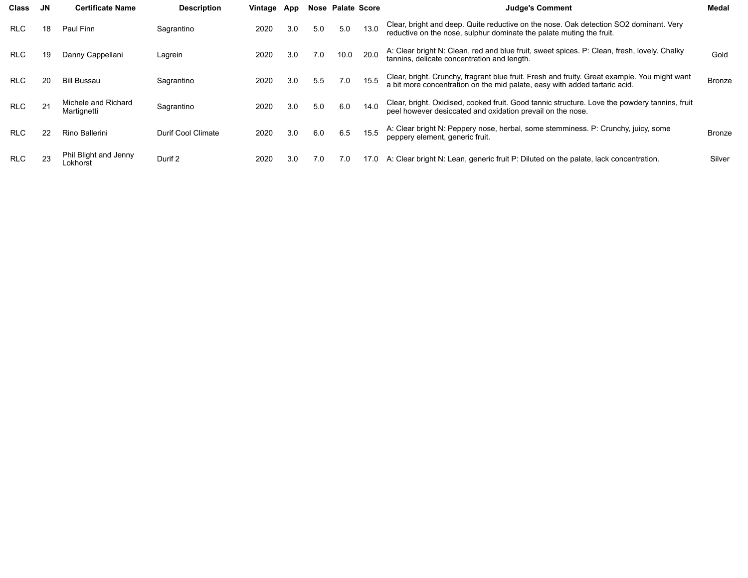| Class | JN | Certificate Name | Description | Vintage | App | Nose | Palate | Score | Judge's Comment | Medal |
|---|---|---|---|---|---|---|---|---|---|---|
| RLC | 18 | Paul Finn | Sagrantino | 2020 | 3.0 | 5.0 | 5.0 | 13.0 | Clear, bright and deep. Quite reductive on the nose. Oak detection SO2 dominant. Very reductive on the nose, sulphur dominate the palate muting the fruit. | |
| RLC | 19 | Danny Cappellani | Lagrein | 2020 | 3.0 | 7.0 | 10.0 | 20.0 | A: Clear bright N: Clean, red and blue fruit, sweet spices. P: Clean, fresh, lovely. Chalky tannins, delicate concentration and length. | Gold |
| RLC | 20 | Bill Bussau | Sagrantino | 2020 | 3.0 | 5.5 | 7.0 | 15.5 | Clear, bright. Crunchy, fragrant blue fruit. Fresh and fruity. Great example. You might want a bit more concentration on the mid palate, easy with added tartaric acid. | Bronze |
| RLC | 21 | Michele and Richard Martignetti | Sagrantino | 2020 | 3.0 | 5.0 | 6.0 | 14.0 | Clear, bright. Oxidised, cooked fruit. Good tannic structure. Love the powdery tannins, fruit peel however desiccated and oxidation prevail on the nose. | |
| RLC | 22 | Rino Ballerini | Durif Cool Climate | 2020 | 3.0 | 6.0 | 6.5 | 15.5 | A: Clear bright N: Peppery nose, herbal, some stemminess. P: Crunchy, juicy, some peppery element, generic fruit. | Bronze |
| RLC | 23 | Phil Blight and Jenny Lokhorst | Durif 2 | 2020 | 3.0 | 7.0 | 7.0 | 17.0 | A: Clear bright N: Lean, generic fruit P: Diluted on the palate, lack concentration. | Silver |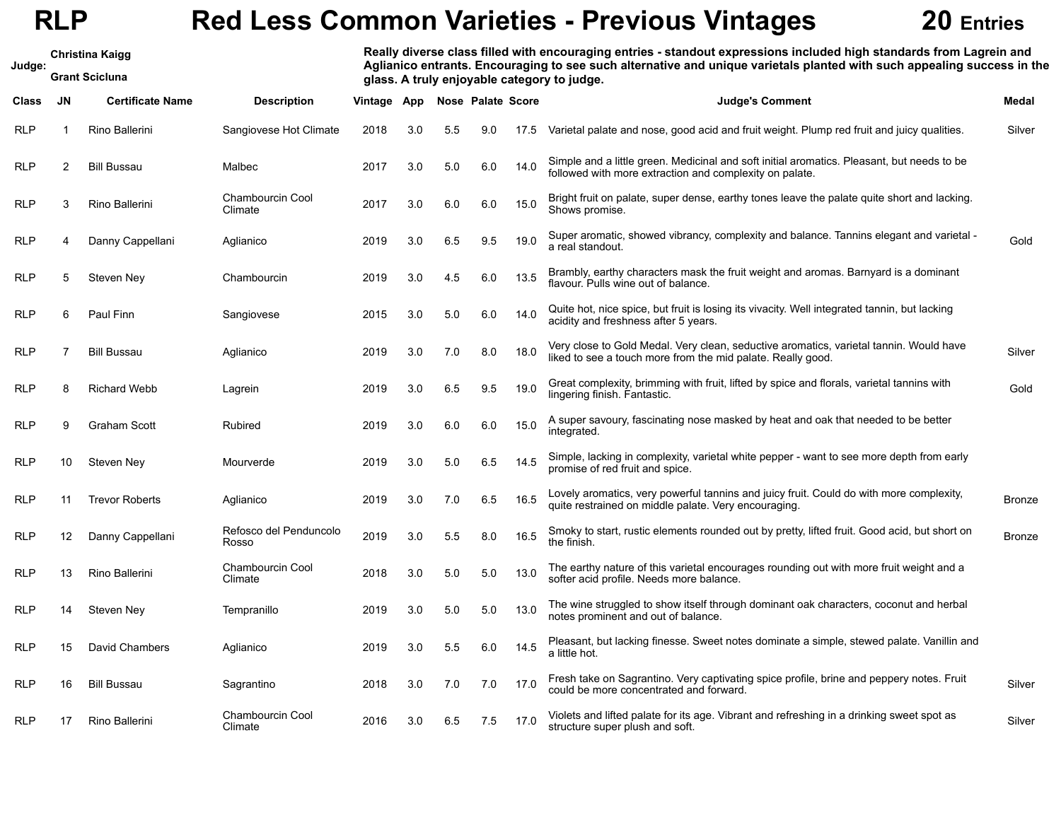# RLP Red Less Common Varieties - Previous Vintages 20 Entries

**Judge:** Christina Kaigg, Grant Scicluna

**Really diverse class filled with encouraging entries - standout expressions included high standards from Lagrein and Aglianico entrants. Encouraging to see such alternative and unique varietals planted with such appealing success in the glass. A truly enjoyable category to judge.**

| Class | JN | Certificate Name | Description | Vintage | App | Nose | Palate | Score | Judge's Comment | Medal |
|---|---|---|---|---|---|---|---|---|---|---|
| RLP | 1 | Rino Ballerini | Sangiovese Hot Climate | 2018 | 3.0 | 5.5 | 9.0 | 17.5 | Varietal palate and nose, good acid and fruit weight. Plump red fruit and juicy qualities. | Silver |
| RLP | 2 | Bill Bussau | Malbec | 2017 | 3.0 | 5.0 | 6.0 | 14.0 | Simple and a little green. Medicinal and soft initial aromatics. Pleasant, but needs to be followed with more extraction and complexity on palate. | |
| RLP | 3 | Rino Ballerini | Chambourcin Cool Climate | 2017 | 3.0 | 6.0 | 6.0 | 15.0 | Bright fruit on palate, super dense, earthy tones leave the palate quite short and lacking. Shows promise. | |
| RLP | 4 | Danny Cappellani | Aglianico | 2019 | 3.0 | 6.5 | 9.5 | 19.0 | Super aromatic, showed vibrancy, complexity and balance. Tannins elegant and varietal - a real standout. | Gold |
| RLP | 5 | Steven Ney | Chambourcin | 2019 | 3.0 | 4.5 | 6.0 | 13.5 | Brambly, earthy characters mask the fruit weight and aromas. Barnyard is a dominant flavour. Pulls wine out of balance. | |
| RLP | 6 | Paul Finn | Sangiovese | 2015 | 3.0 | 5.0 | 6.0 | 14.0 | Quite hot, nice spice, but fruit is losing its vivacity. Well integrated tannin, but lacking acidity and freshness after 5 years. | |
| RLP | 7 | Bill Bussau | Aglianico | 2019 | 3.0 | 7.0 | 8.0 | 18.0 | Very close to Gold Medal. Very clean, seductive aromatics, varietal tannin. Would have liked to see a touch more from the mid palate. Really good. | Silver |
| RLP | 8 | Richard Webb | Lagrein | 2019 | 3.0 | 6.5 | 9.5 | 19.0 | Great complexity, brimming with fruit, lifted by spice and florals, varietal tannins with lingering finish. Fantastic. | Gold |
| RLP | 9 | Graham Scott | Rubired | 2019 | 3.0 | 6.0 | 6.0 | 15.0 | A super savoury, fascinating nose masked by heat and oak that needed to be better integrated. | |
| RLP | 10 | Steven Ney | Mourverde | 2019 | 3.0 | 5.0 | 6.5 | 14.5 | Simple, lacking in complexity, varietal white pepper - want to see more depth from early promise of red fruit and spice. | |
| RLP | 11 | Trevor Roberts | Aglianico | 2019 | 3.0 | 7.0 | 6.5 | 16.5 | Lovely aromatics, very powerful tannins and juicy fruit. Could do with more complexity, quite restrained on middle palate. Very encouraging. | Bronze |
| RLP | 12 | Danny Cappellani | Refosco del Penduncolo Rosso | 2019 | 3.0 | 5.5 | 8.0 | 16.5 | Smoky to start, rustic elements rounded out by pretty, lifted fruit. Good acid, but short on the finish. | Bronze |
| RLP | 13 | Rino Ballerini | Chambourcin Cool Climate | 2018 | 3.0 | 5.0 | 5.0 | 13.0 | The earthy nature of this varietal encourages rounding out with more fruit weight and a softer acid profile. Needs more balance. | |
| RLP | 14 | Steven Ney | Tempranillo | 2019 | 3.0 | 5.0 | 5.0 | 13.0 | The wine struggled to show itself through dominant oak characters, coconut and herbal notes prominent and out of balance. | |
| RLP | 15 | David Chambers | Aglianico | 2019 | 3.0 | 5.5 | 6.0 | 14.5 | Pleasant, but lacking finesse. Sweet notes dominate a simple, stewed palate. Vanillin and a little hot. | |
| RLP | 16 | Bill Bussau | Sagrantino | 2018 | 3.0 | 7.0 | 7.0 | 17.0 | Fresh take on Sagrantino. Very captivating spice profile, brine and peppery notes. Fruit could be more concentrated and forward. | Silver |
| RLP | 17 | Rino Ballerini | Chambourcin Cool Climate | 2016 | 3.0 | 6.5 | 7.5 | 17.0 | Violets and lifted palate for its age. Vibrant and refreshing in a drinking sweet spot as structure super plush and soft. | Silver |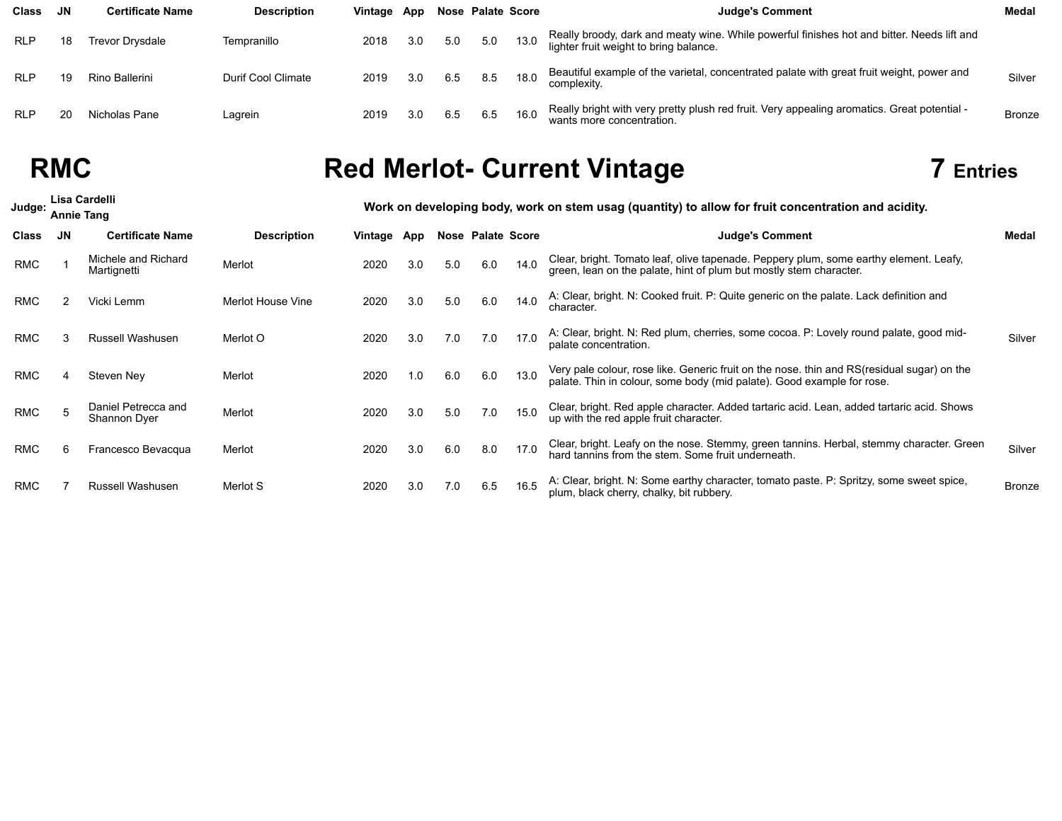| Class | JN | Certificate Name | Description | Vintage | App | Nose | Palate | Score | Judge's Comment | Medal |
|---|---|---|---|---|---|---|---|---|---|---|
| RLP | 18 | Trevor Drysdale | Tempranillo | 2018 | 3.0 | 5.0 | 5.0 | 13.0 | Really broody, dark and meaty wine. While powerful finishes hot and bitter. Needs lift and lighter fruit weight to bring balance. | |
| RLP | 19 | Rino Ballerini | Durif Cool Climate | 2019 | 3.0 | 6.5 | 8.5 | 18.0 | Beautiful example of the varietal, concentrated palate with great fruit weight, power and complexity. | Silver |
| RLP | 20 | Nicholas Pane | Lagrein | 2019 | 3.0 | 6.5 | 6.5 | 16.0 | Really bright with very pretty plush red fruit. Very appealing aromatics. Great potential - wants more concentration. | Bronze |

# RMC Red Merlot- Current Vintage 7 Entries

**Judge:** **Lisa Cardelli**, **Annie Tang**

**Work on developing body, work on stem usag (quantity) to allow for fruit concentration and acidity.**

| Class | JN | Certificate Name | Description | Vintage | App | Nose | Palate | Score | Judge's Comment | Medal |
|---|---|---|---|---|---|---|---|---|---|---|
| RMC | 1 | Michele and Richard Martignetti | Merlot | 2020 | 3.0 | 5.0 | 6.0 | 14.0 | Clear, bright. Tomato leaf, olive tapenade. Peppery plum, some earthy element. Leafy, green, lean on the palate, hint of plum but mostly stem character. | |
| RMC | 2 | Vicki Lemm | Merlot House Vine | 2020 | 3.0 | 5.0 | 6.0 | 14.0 | A: Clear, bright. N: Cooked fruit. P: Quite generic on the palate. Lack definition and character. | |
| RMC | 3 | Russell Washusen | Merlot O | 2020 | 3.0 | 7.0 | 7.0 | 17.0 | A: Clear, bright. N: Red plum, cherries, some cocoa. P: Lovely round palate, good mid-palate concentration. | Silver |
| RMC | 4 | Steven Ney | Merlot | 2020 | 1.0 | 6.0 | 6.0 | 13.0 | Very pale colour, rose like. Generic fruit on the nose. thin and RS(residual sugar) on the palate. Thin in colour, some body (mid palate). Good example for rose. | |
| RMC | 5 | Daniel Petrecca and Shannon Dyer | Merlot | 2020 | 3.0 | 5.0 | 7.0 | 15.0 | Clear, bright. Red apple character. Added tartaric acid. Lean, added tartaric acid. Shows up with the red apple fruit character. | |
| RMC | 6 | Francesco Bevacqua | Merlot | 2020 | 3.0 | 6.0 | 8.0 | 17.0 | Clear, bright. Leafy on the nose. Stemmy, green tannins. Herbal, stemmy character. Green hard tannins from the stem. Some fruit underneath. | Silver |
| RMC | 7 | Russell Washusen | Merlot S | 2020 | 3.0 | 7.0 | 6.5 | 16.5 | A: Clear, bright. N: Some earthy character, tomato paste. P: Spritzy, some sweet spice, plum, black cherry, chalky, bit rubbery. | Bronze |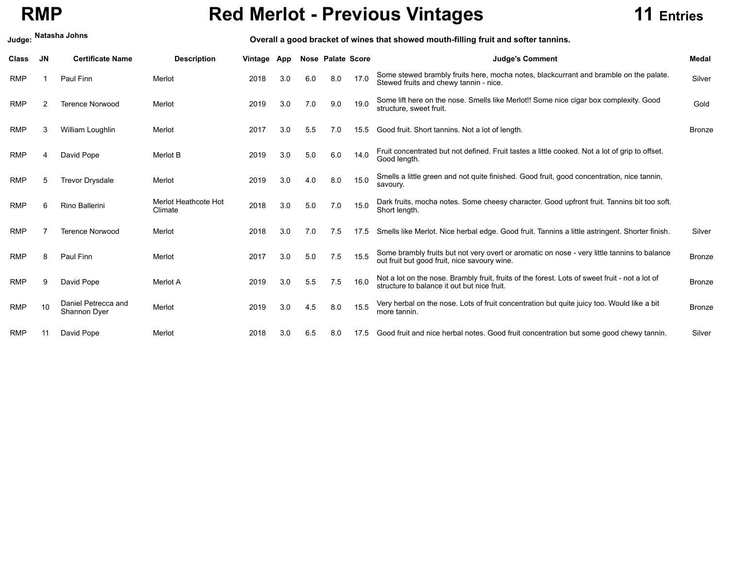# RMP Red Merlot - Previous Vintages

**11 Entries**

**Judge:** Natasha Johns

**Overall a good bracket of wines that showed mouth-filling fruit and softer tannins.**

| Class | JN | Certificate Name | Description | Vintage | App | Nose | Palate | Score | Judge's Comment | Medal |
|---|---|---|---|---|---|---|---|---|---|---|
| RMP | 1 | Paul Finn | Merlot | 2018 | 3.0 | 6.0 | 8.0 | 17.0 | Some stewed brambly fruits here, mocha notes, blackcurrant and bramble on the palate. Stewed fruits and chewy tannin - nice. | Silver |
| RMP | 2 | Terence Norwood | Merlot | 2019 | 3.0 | 7.0 | 9.0 | 19.0 | Some lift here on the nose. Smells like Merlot!! Some nice cigar box complexity. Good structure, sweet fruit. | Gold |
| RMP | 3 | William Loughlin | Merlot | 2017 | 3.0 | 5.5 | 7.0 | 15.5 | Good fruit. Short tannins. Not a lot of length. | Bronze |
| RMP | 4 | David Pope | Merlot B | 2019 | 3.0 | 5.0 | 6.0 | 14.0 | Fruit concentrated but not defined. Fruit tastes a little cooked. Not a lot of grip to offset. Good length. | |
| RMP | 5 | Trevor Drysdale | Merlot | 2019 | 3.0 | 4.0 | 8.0 | 15.0 | Smells a little green and not quite finished. Good fruit, good concentration, nice tannin, savoury. | |
| RMP | 6 | Rino Ballerini | Merlot Heathcote Hot Climate | 2018 | 3.0 | 5.0 | 7.0 | 15.0 | Dark fruits, mocha notes. Some cheesy character. Good upfront fruit. Tannins bit too soft. Short length. | |
| RMP | 7 | Terence Norwood | Merlot | 2018 | 3.0 | 7.0 | 7.5 | 17.5 | Smells like Merlot. Nice herbal edge. Good fruit. Tannins a little astringent. Shorter finish. | Silver |
| RMP | 8 | Paul Finn | Merlot | 2017 | 3.0 | 5.0 | 7.5 | 15.5 | Some brambly fruits but not very overt or aromatic on nose - very little tannins to balance out fruit but good fruit, nice savoury wine. | Bronze |
| RMP | 9 | David Pope | Merlot A | 2019 | 3.0 | 5.5 | 7.5 | 16.0 | Not a lot on the nose. Brambly fruit, fruits of the forest. Lots of sweet fruit - not a lot of structure to balance it out but nice fruit. | Bronze |
| RMP | 10 | Daniel Petrecca and Shannon Dyer | Merlot | 2019 | 3.0 | 4.5 | 8.0 | 15.5 | Very herbal on the nose. Lots of fruit concentration but quite juicy too. Would like a bit more tannin. | Bronze |
| RMP | 11 | David Pope | Merlot | 2018 | 3.0 | 6.5 | 8.0 | 17.5 | Good fruit and nice herbal notes. Good fruit concentration but some good chewy tannin. | Silver |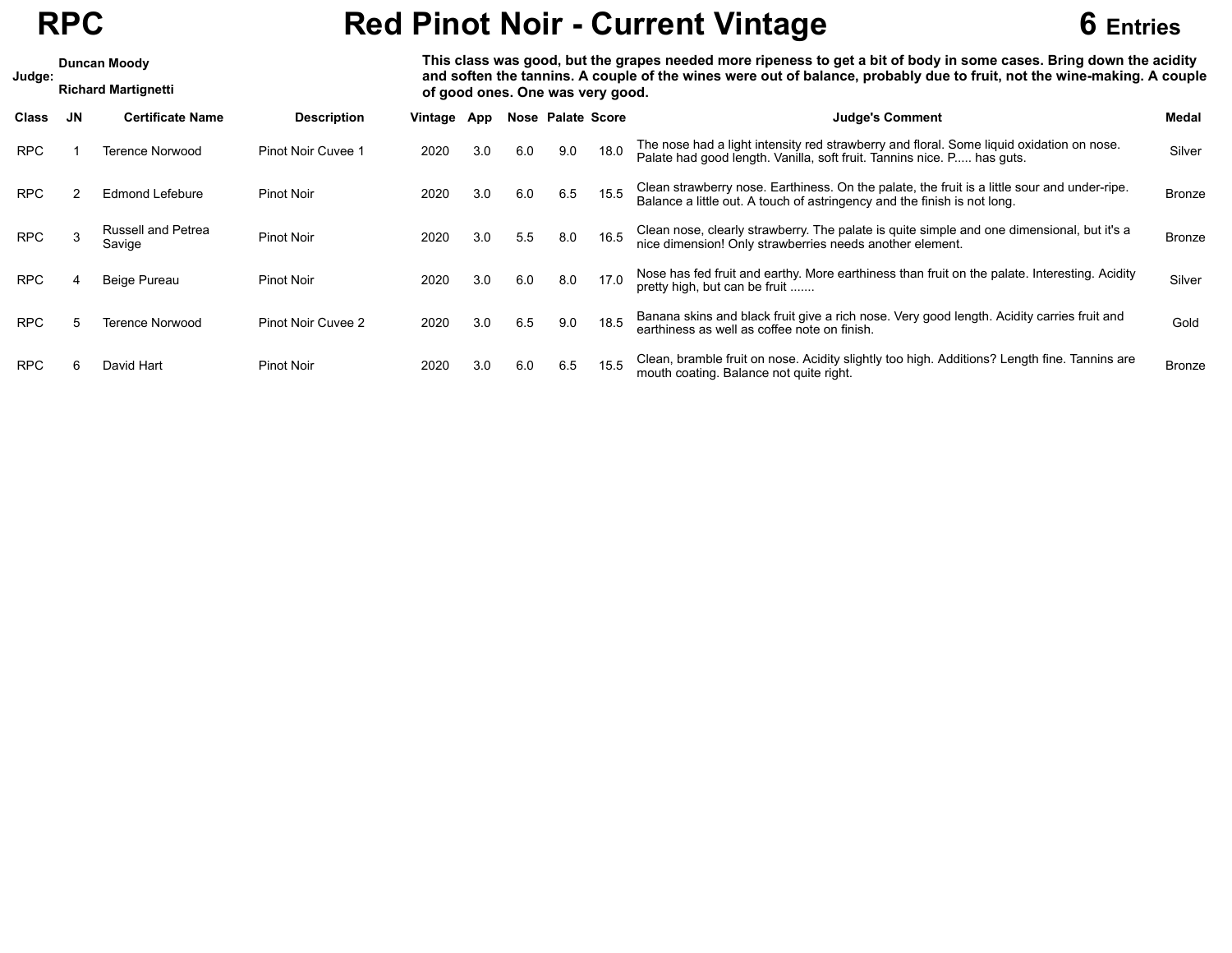# RPC Red Pinot Noir - Current Vintage

**6 Entries**

**Judge:** **Duncan Moody** **Richard Martignetti**

**This class was good, but the grapes needed more ripeness to get a bit of body in some cases. Bring down the acidity and soften the tannins. A couple of the wines were out of balance, probably due to fruit, not the wine-making. A couple of good ones. One was very good.**

| Class | JN | Certificate Name | Description | Vintage | App | Nose | Palate | Score | Judge's Comment | Medal |
|---|---|---|---|---|---|---|---|---|---|---|
| RPC | 1 | Terence Norwood | Pinot Noir Cuvee 1 | 2020 | 3.0 | 6.0 | 9.0 | 18.0 | The nose had a light intensity red strawberry and floral. Some liquid oxidation on nose. Palate had good length. Vanilla, soft fruit. Tannins nice. P..... has guts. | Silver |
| RPC | 2 | Edmond Lefebure | Pinot Noir | 2020 | 3.0 | 6.0 | 6.5 | 15.5 | Clean strawberry nose. Earthiness. On the palate, the fruit is a little sour and under-ripe. Balance a little out. A touch of astringency and the finish is not long. | Bronze |
| RPC | 3 | Russell and Petrea Savige | Pinot Noir | 2020 | 3.0 | 5.5 | 8.0 | 16.5 | Clean nose, clearly strawberry. The palate is quite simple and one dimensional, but it's a nice dimension! Only strawberries needs another element. | Bronze |
| RPC | 4 | Beige Pureau | Pinot Noir | 2020 | 3.0 | 6.0 | 8.0 | 17.0 | Nose has fed fruit and earthy. More earthiness than fruit on the palate. Interesting. Acidity pretty high, but can be fruit ....... | Silver |
| RPC | 5 | Terence Norwood | Pinot Noir Cuvee 2 | 2020 | 3.0 | 6.5 | 9.0 | 18.5 | Banana skins and black fruit give a rich nose. Very good length. Acidity carries fruit and earthiness as well as coffee note on finish. | Gold |
| RPC | 6 | David Hart | Pinot Noir | 2020 | 3.0 | 6.0 | 6.5 | 15.5 | Clean, bramble fruit on nose. Acidity slightly too high. Additions? Length fine. Tannins are mouth coating. Balance not quite right. | Bronze |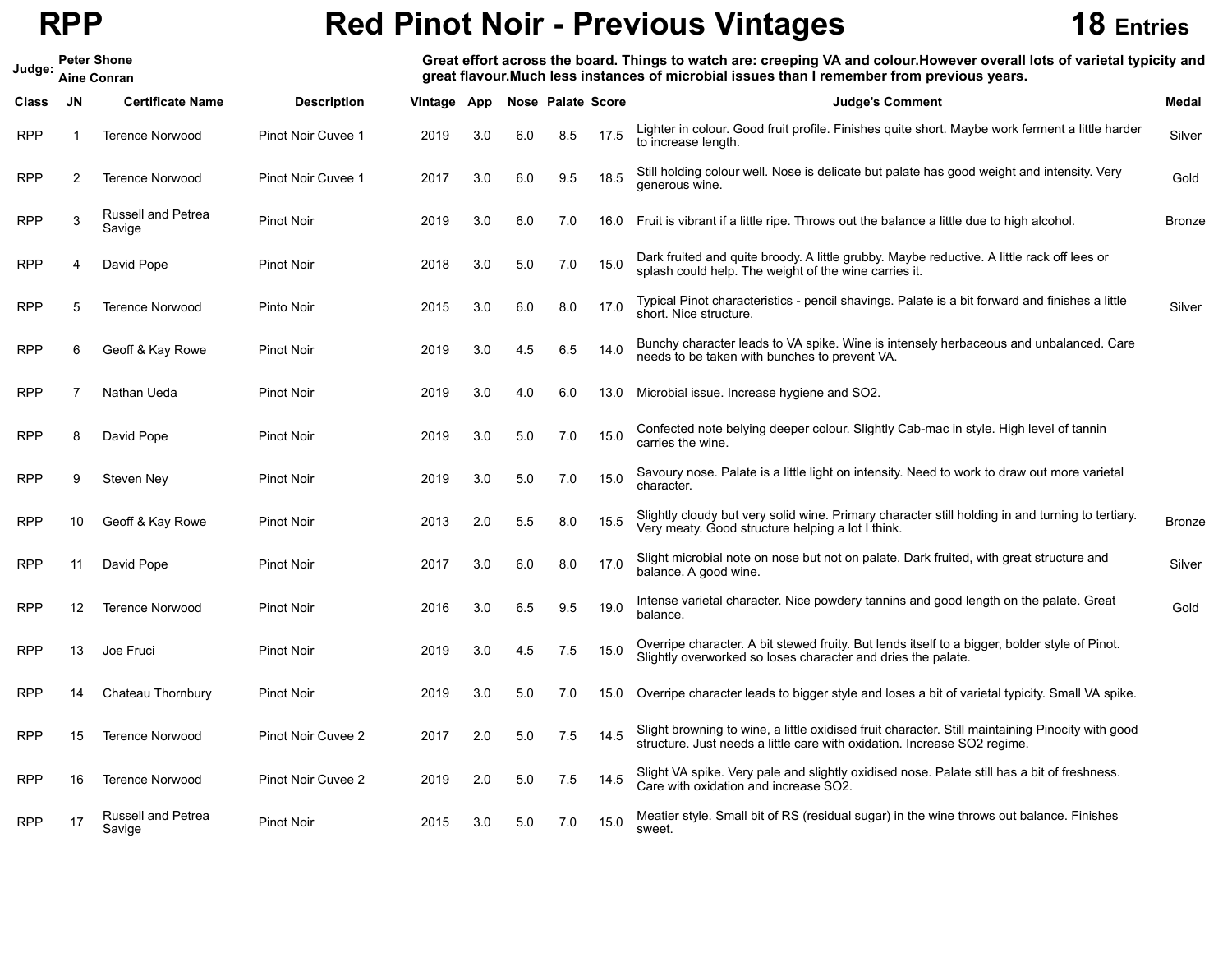# RPP Red Pinot Noir - Previous Vintages 18 Entries

**Judge:** Peter Shone, Aine Conran

Great effort across the board. Things to watch are: creeping VA and colour.However overall lots of varietal typicity and great flavour.Much less instances of microbial issues than I remember from previous years.

| Class | JN | Certificate Name | Description | Vintage | App | Nose | Palate | Score | Judge's Comment | Medal |
|---|---|---|---|---|---|---|---|---|---|---|
| RPP | 1 | Terence Norwood | Pinot Noir Cuvee 1 | 2019 | 3.0 | 6.0 | 8.5 | 17.5 | Lighter in colour. Good fruit profile. Finishes quite short. Maybe work ferment a little harder to increase length. | Silver |
| RPP | 2 | Terence Norwood | Pinot Noir Cuvee 1 | 2017 | 3.0 | 6.0 | 9.5 | 18.5 | Still holding colour well. Nose is delicate but palate has good weight and intensity. Very generous wine. | Gold |
| RPP | 3 | Russell and Petrea Savige | Pinot Noir | 2019 | 3.0 | 6.0 | 7.0 | 16.0 | Fruit is vibrant if a little ripe. Throws out the balance a little due to high alcohol. | Bronze |
| RPP | 4 | David Pope | Pinot Noir | 2018 | 3.0 | 5.0 | 7.0 | 15.0 | Dark fruited and quite broody. A little grubby. Maybe reductive. A little rack off lees or splash could help. The weight of the wine carries it. | |
| RPP | 5 | Terence Norwood | Pinto Noir | 2015 | 3.0 | 6.0 | 8.0 | 17.0 | Typical Pinot characteristics - pencil shavings. Palate is a bit forward and finishes a little short. Nice structure. | Silver |
| RPP | 6 | Geoff & Kay Rowe | Pinot Noir | 2019 | 3.0 | 4.5 | 6.5 | 14.0 | Bunchy character leads to VA spike. Wine is intensely herbaceous and unbalanced. Care needs to be taken with bunches to prevent VA. | |
| RPP | 7 | Nathan Ueda | Pinot Noir | 2019 | 3.0 | 4.0 | 6.0 | 13.0 | Microbial issue. Increase hygiene and SO2. | |
| RPP | 8 | David Pope | Pinot Noir | 2019 | 3.0 | 5.0 | 7.0 | 15.0 | Confected note belying deeper colour. Slightly Cab-mac in style. High level of tannin carries the wine. | |
| RPP | 9 | Steven Ney | Pinot Noir | 2019 | 3.0 | 5.0 | 7.0 | 15.0 | Savoury nose. Palate is a little light on intensity. Need to work to draw out more varietal character. | |
| RPP | 10 | Geoff & Kay Rowe | Pinot Noir | 2013 | 2.0 | 5.5 | 8.0 | 15.5 | Slightly cloudy but very solid wine. Primary character still holding in and turning to tertiary. Very meaty. Good structure helping a lot I think. | Bronze |
| RPP | 11 | David Pope | Pinot Noir | 2017 | 3.0 | 6.0 | 8.0 | 17.0 | Slight microbial note on nose but not on palate. Dark fruited, with great structure and balance. A good wine. | Silver |
| RPP | 12 | Terence Norwood | Pinot Noir | 2016 | 3.0 | 6.5 | 9.5 | 19.0 | Intense varietal character. Nice powdery tannins and good length on the palate. Great balance. | Gold |
| RPP | 13 | Joe Fruci | Pinot Noir | 2019 | 3.0 | 4.5 | 7.5 | 15.0 | Overripe character. A bit stewed fruity. But lends itself to a bigger, bolder style of Pinot. Slightly overworked so loses character and dries the palate. | |
| RPP | 14 | Chateau Thornbury | Pinot Noir | 2019 | 3.0 | 5.0 | 7.0 | 15.0 | Overripe character leads to bigger style and loses a bit of varietal typicity. Small VA spike. | |
| RPP | 15 | Terence Norwood | Pinot Noir Cuvee 2 | 2017 | 2.0 | 5.0 | 7.5 | 14.5 | Slight browning to wine, a little oxidised fruit character. Still maintaining Pinocity with good structure. Just needs a little care with oxidation. Increase SO2 regime. | |
| RPP | 16 | Terence Norwood | Pinot Noir Cuvee 2 | 2019 | 2.0 | 5.0 | 7.5 | 14.5 | Slight VA spike. Very pale and slightly oxidised nose. Palate still has a bit of freshness. Care with oxidation and increase SO2. | |
| RPP | 17 | Russell and Petrea Savige | Pinot Noir | 2015 | 3.0 | 5.0 | 7.0 | 15.0 | Meatier style. Small bit of RS (residual sugar) in the wine throws out balance. Finishes sweet. | |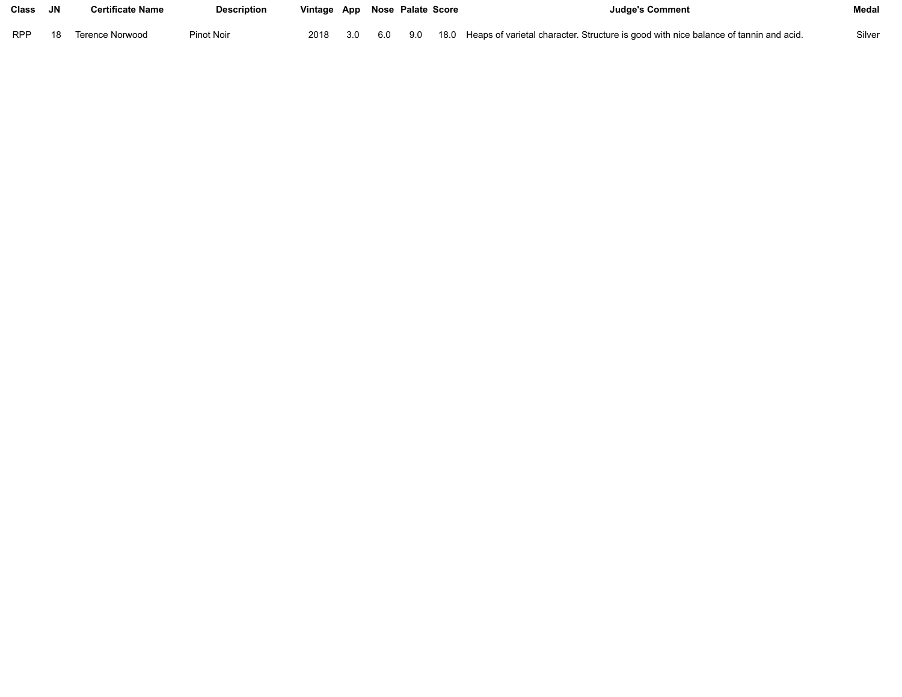| Class | JN | Certificate Name | Description | Vintage | App | Nose | Palate | Score | Judge's Comment | Medal |
|---|---|---|---|---|---|---|---|---|---|---|
| RPP | 18 | Terence Norwood | Pinot Noir | 2018 | 3.0 | 6.0 | 9.0 | 18.0 | Heaps of varietal character. Structure is good with nice balance of tannin and acid. | Silver |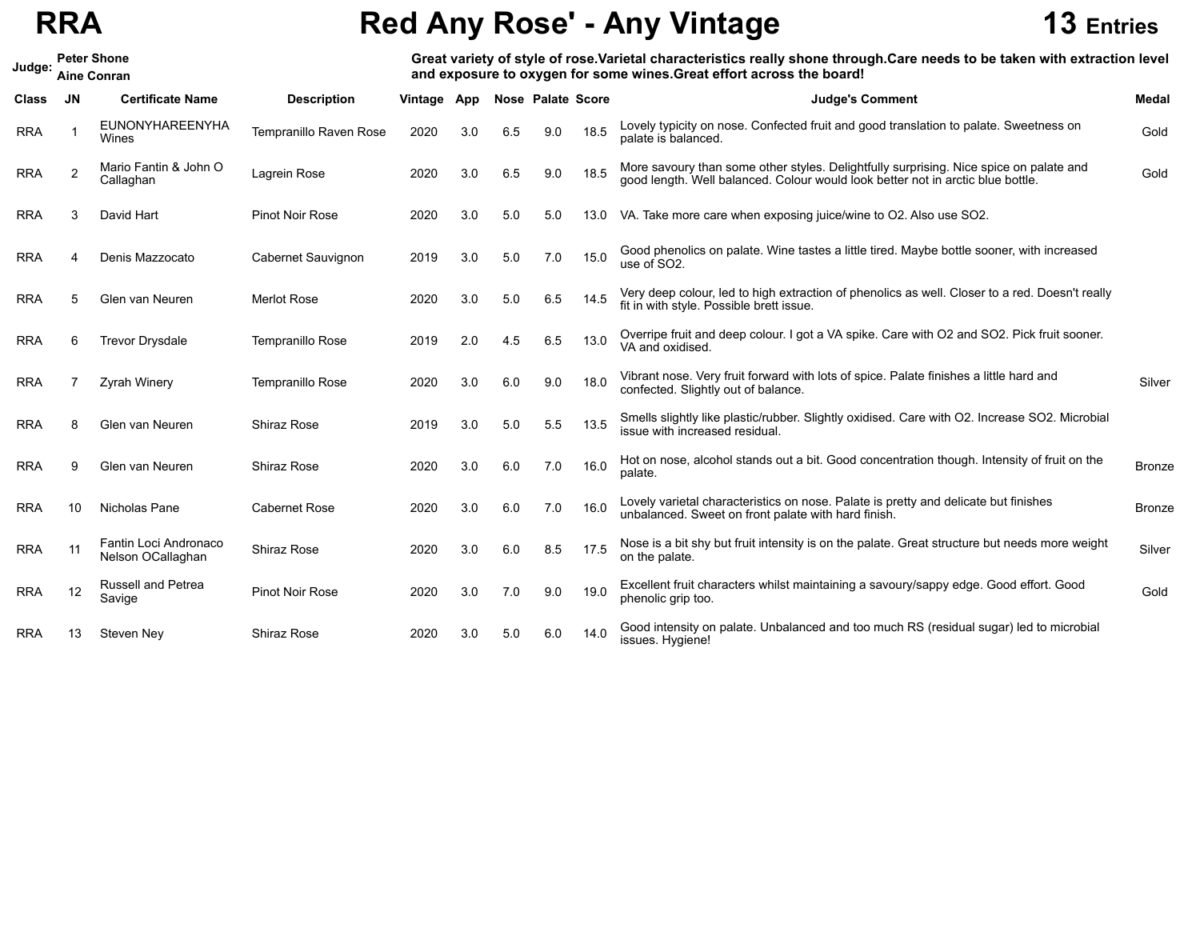# RRA Red Any Rose' - Any Vintage

**13 Entries**

**Judge:** Peter Shone, Aine Conran

**Great variety of style of rose.Varietal characteristics really shone through.Care needs to be taken with extraction level and exposure to oxygen for some wines.Great effort across the board!**

| Class | JN | Certificate Name | Description | Vintage | App | Nose | Palate | Score | Judge's Comment | Medal |
|---|---|---|---|---|---|---|---|---|---|---|
| RRA | 1 | EUNONYHAREENYHA Wines | Tempranillo Raven Rose | 2020 | 3.0 | 6.5 | 9.0 | 18.5 | Lovely typicity on nose. Confected fruit and good translation to palate. Sweetness on palate is balanced. | Gold |
| RRA | 2 | Mario Fantin & John O Callaghan | Lagrein Rose | 2020 | 3.0 | 6.5 | 9.0 | 18.5 | More savoury than some other styles. Delightfully surprising. Nice spice on palate and good length. Well balanced. Colour would look better not in arctic blue bottle. | Gold |
| RRA | 3 | David Hart | Pinot Noir Rose | 2020 | 3.0 | 5.0 | 5.0 | 13.0 | VA. Take more care when exposing juice/wine to O2. Also use SO2. | |
| RRA | 4 | Denis Mazzocato | Cabernet Sauvignon | 2019 | 3.0 | 5.0 | 7.0 | 15.0 | Good phenolics on palate. Wine tastes a little tired. Maybe bottle sooner, with increased use of SO2. | |
| RRA | 5 | Glen van Neuren | Merlot Rose | 2020 | 3.0 | 5.0 | 6.5 | 14.5 | Very deep colour, led to high extraction of phenolics as well. Closer to a red. Doesn't really fit in with style. Possible brett issue. | |
| RRA | 6 | Trevor Drysdale | Tempranillo Rose | 2019 | 2.0 | 4.5 | 6.5 | 13.0 | Overripe fruit and deep colour. I got a VA spike. Care with O2 and SO2. Pick fruit sooner. VA and oxidised. | |
| RRA | 7 | Zyrah Winery | Tempranillo Rose | 2020 | 3.0 | 6.0 | 9.0 | 18.0 | Vibrant nose. Very fruit forward with lots of spice. Palate finishes a little hard and confected. Slightly out of balance. | Silver |
| RRA | 8 | Glen van Neuren | Shiraz Rose | 2019 | 3.0 | 5.0 | 5.5 | 13.5 | Smells slightly like plastic/rubber. Slightly oxidised. Care with O2. Increase SO2. Microbial issue with increased residual. | |
| RRA | 9 | Glen van Neuren | Shiraz Rose | 2020 | 3.0 | 6.0 | 7.0 | 16.0 | Hot on nose, alcohol stands out a bit. Good concentration though. Intensity of fruit on the palate. | Bronze |
| RRA | 10 | Nicholas Pane | Cabernet Rose | 2020 | 3.0 | 6.0 | 7.0 | 16.0 | Lovely varietal characteristics on nose. Palate is pretty and delicate but finishes unbalanced. Sweet on front palate with hard finish. | Bronze |
| RRA | 11 | Fantin Loci Andronaco Nelson OCallaghan | Shiraz Rose | 2020 | 3.0 | 6.0 | 8.5 | 17.5 | Nose is a bit shy but fruit intensity is on the palate. Great structure but needs more weight on the palate. | Silver |
| RRA | 12 | Russell and Petrea Savige | Pinot Noir Rose | 2020 | 3.0 | 7.0 | 9.0 | 19.0 | Excellent fruit characters whilst maintaining a savoury/sappy edge. Good effort. Good phenolic grip too. | Gold |
| RRA | 13 | Steven Ney | Shiraz Rose | 2020 | 3.0 | 5.0 | 6.0 | 14.0 | Good intensity on palate. Unbalanced and too much RS (residual sugar) led to microbial issues. Hygiene! | |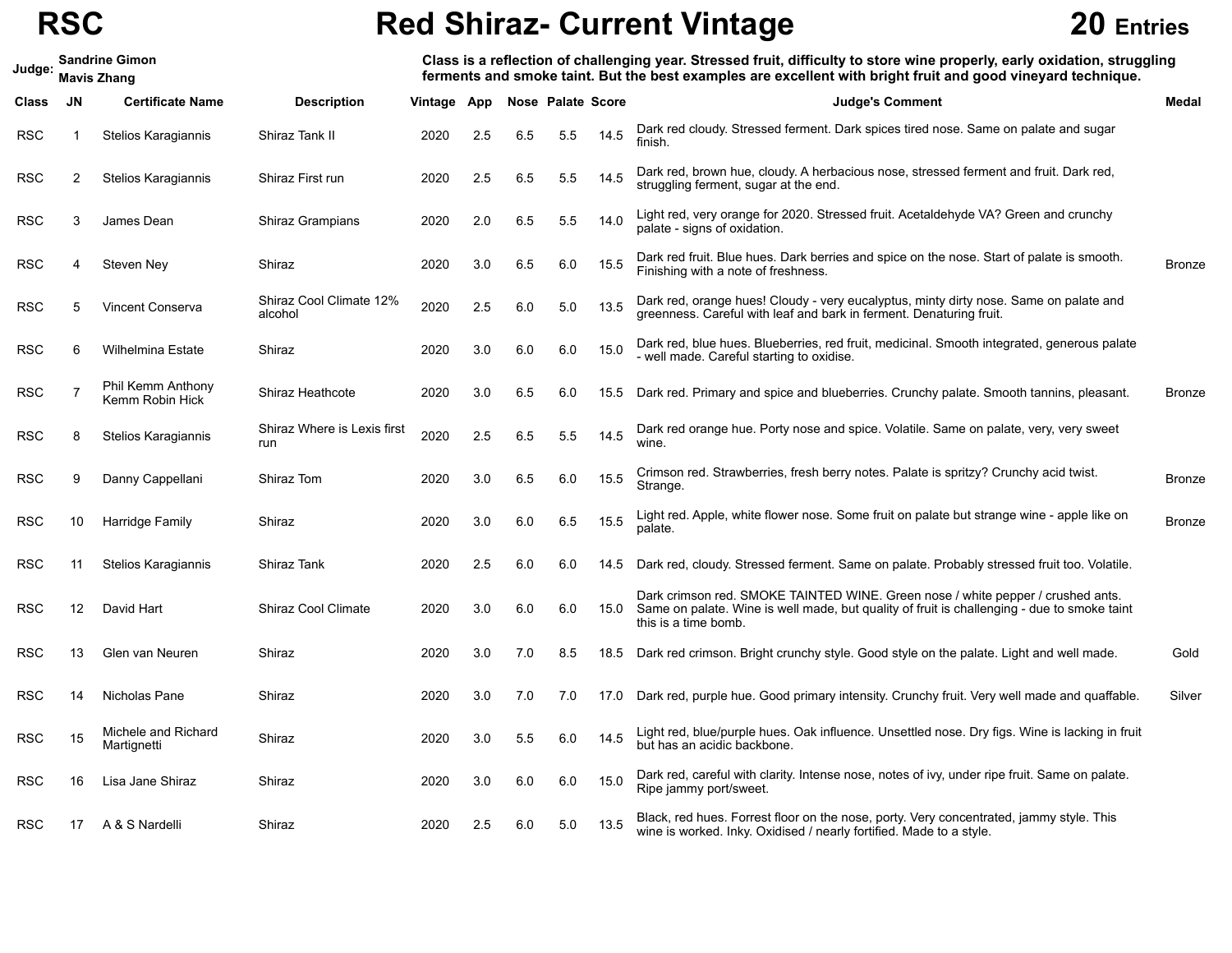# RSC Red Shiraz- Current Vintage — 20 Entries

**Judge:** Sandrine Gimon, Mavis Zhang

**Class is a reflection of challenging year. Stressed fruit, difficulty to store wine properly, early oxidation, struggling ferments and smoke taint. But the best examples are excellent with bright fruit and good vineyard technique.**

| Class | JN | Certificate Name | Description | Vintage | App | Nose | Palate | Score | Judge's Comment | Medal |
|---|---|---|---|---|---|---|---|---|---|---|
| RSC | 1 | Stelios Karagiannis | Shiraz Tank II | 2020 | 2.5 | 6.5 | 5.5 | 14.5 | Dark red cloudy. Stressed ferment. Dark spices tired nose. Same on palate and sugar finish. | |
| RSC | 2 | Stelios Karagiannis | Shiraz First run | 2020 | 2.5 | 6.5 | 5.5 | 14.5 | Dark red, brown hue, cloudy. A herbacious nose, stressed ferment and fruit. Dark red, struggling ferment, sugar at the end. | |
| RSC | 3 | James Dean | Shiraz Grampians | 2020 | 2.0 | 6.5 | 5.5 | 14.0 | Light red, very orange for 2020. Stressed fruit. Acetaldehyde VA? Green and crunchy palate - signs of oxidation. | |
| RSC | 4 | Steven Ney | Shiraz | 2020 | 3.0 | 6.5 | 6.0 | 15.5 | Dark red fruit. Blue hues. Dark berries and spice on the nose. Start of palate is smooth. Finishing with a note of freshness. | Bronze |
| RSC | 5 | Vincent Conserva | Shiraz Cool Climate 12% alcohol | 2020 | 2.5 | 6.0 | 5.0 | 13.5 | Dark red, orange hues! Cloudy - very eucalyptus, minty dirty nose. Same on palate and greenness. Careful with leaf and bark in ferment. Denaturing fruit. | |
| RSC | 6 | Wilhelmina Estate | Shiraz | 2020 | 3.0 | 6.0 | 6.0 | 15.0 | Dark red, blue hues. Blueberries, red fruit, medicinal. Smooth integrated, generous palate - well made. Careful starting to oxidise. | |
| RSC | 7 | Phil Kemm Anthony Kemm Robin Hick | Shiraz Heathcote | 2020 | 3.0 | 6.5 | 6.0 | 15.5 | Dark red. Primary and spice and blueberries. Crunchy palate. Smooth tannins, pleasant. | Bronze |
| RSC | 8 | Stelios Karagiannis | Shiraz Where is Lexis first run | 2020 | 2.5 | 6.5 | 5.5 | 14.5 | Dark red orange hue. Porty nose and spice. Volatile. Same on palate, very, very sweet wine. | |
| RSC | 9 | Danny Cappellani | Shiraz Tom | 2020 | 3.0 | 6.5 | 6.0 | 15.5 | Crimson red. Strawberries, fresh berry notes. Palate is spritzy? Crunchy acid twist. Strange. | Bronze |
| RSC | 10 | Harridge Family | Shiraz | 2020 | 3.0 | 6.0 | 6.5 | 15.5 | Light red. Apple, white flower nose. Some fruit on palate but strange wine - apple like on palate. | Bronze |
| RSC | 11 | Stelios Karagiannis | Shiraz Tank | 2020 | 2.5 | 6.0 | 6.0 | 14.5 | Dark red, cloudy. Stressed ferment. Same on palate. Probably stressed fruit too. Volatile. | |
| RSC | 12 | David Hart | Shiraz Cool Climate | 2020 | 3.0 | 6.0 | 6.0 | 15.0 | Dark crimson red. SMOKE TAINTED WINE. Green nose / white pepper / crushed ants. Same on palate. Wine is well made, but quality of fruit is challenging - due to smoke taint this is a time bomb. | |
| RSC | 13 | Glen van Neuren | Shiraz | 2020 | 3.0 | 7.0 | 8.5 | 18.5 | Dark red crimson. Bright crunchy style. Good style on the palate. Light and well made. | Gold |
| RSC | 14 | Nicholas Pane | Shiraz | 2020 | 3.0 | 7.0 | 7.0 | 17.0 | Dark red, purple hue. Good primary intensity. Crunchy fruit. Very well made and quaffable. | Silver |
| RSC | 15 | Michele and Richard Martignetti | Shiraz | 2020 | 3.0 | 5.5 | 6.0 | 14.5 | Light red, blue/purple hues. Oak influence. Unsettled nose. Dry figs. Wine is lacking in fruit but has an acidic backbone. | |
| RSC | 16 | Lisa Jane Shiraz | Shiraz | 2020 | 3.0 | 6.0 | 6.0 | 15.0 | Dark red, careful with clarity. Intense nose, notes of ivy, under ripe fruit. Same on palate. Ripe jammy port/sweet. | |
| RSC | 17 | A & S Nardelli | Shiraz | 2020 | 2.5 | 6.0 | 5.0 | 13.5 | Black, red hues. Forrest floor on the nose, porty. Very concentrated, jammy style. This wine is worked. Inky. Oxidised / nearly fortified. Made to a style. | |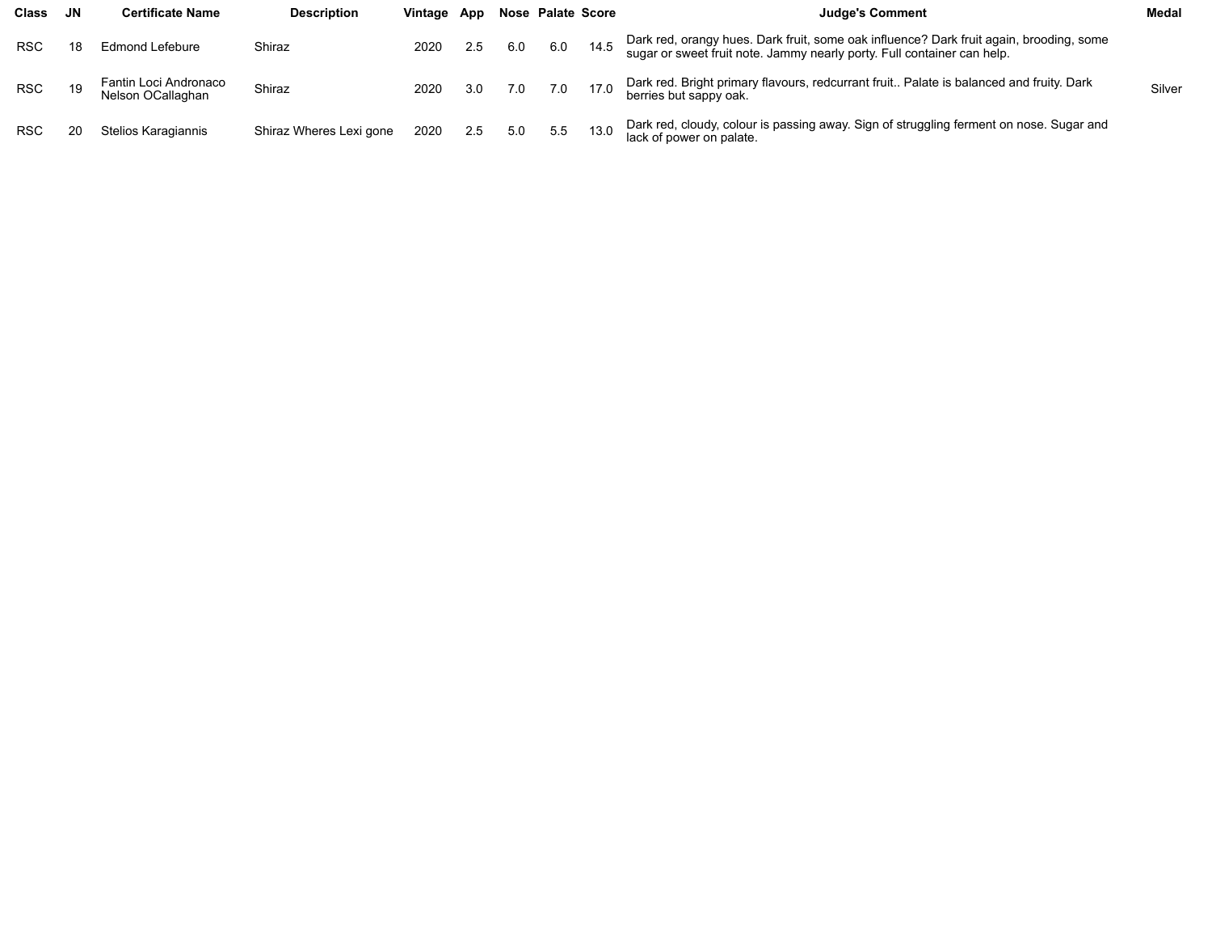| Class | JN | Certificate Name | Description | Vintage | App | Nose | Palate | Score | Judge's Comment | Medal |
|---|---|---|---|---|---|---|---|---|---|---|
| RSC | 18 | Edmond Lefebure | Shiraz | 2020 | 2.5 | 6.0 | 6.0 | 14.5 | Dark red, orangy hues. Dark fruit, some oak influence? Dark fruit again, brooding, some sugar or sweet fruit note. Jammy nearly porty. Full container can help. | |
| RSC | 19 | Fantin Loci Andronaco Nelson OCallaghan | Shiraz | 2020 | 3.0 | 7.0 | 7.0 | 17.0 | Dark red. Bright primary flavours, redcurrant fruit.. Palate is balanced and fruity. Dark berries but sappy oak. | Silver |
| RSC | 20 | Stelios Karagiannis | Shiraz Wheres Lexi gone | 2020 | 2.5 | 5.0 | 5.5 | 13.0 | Dark red, cloudy, colour is passing away. Sign of struggling ferment on nose. Sugar and lack of power on palate. | |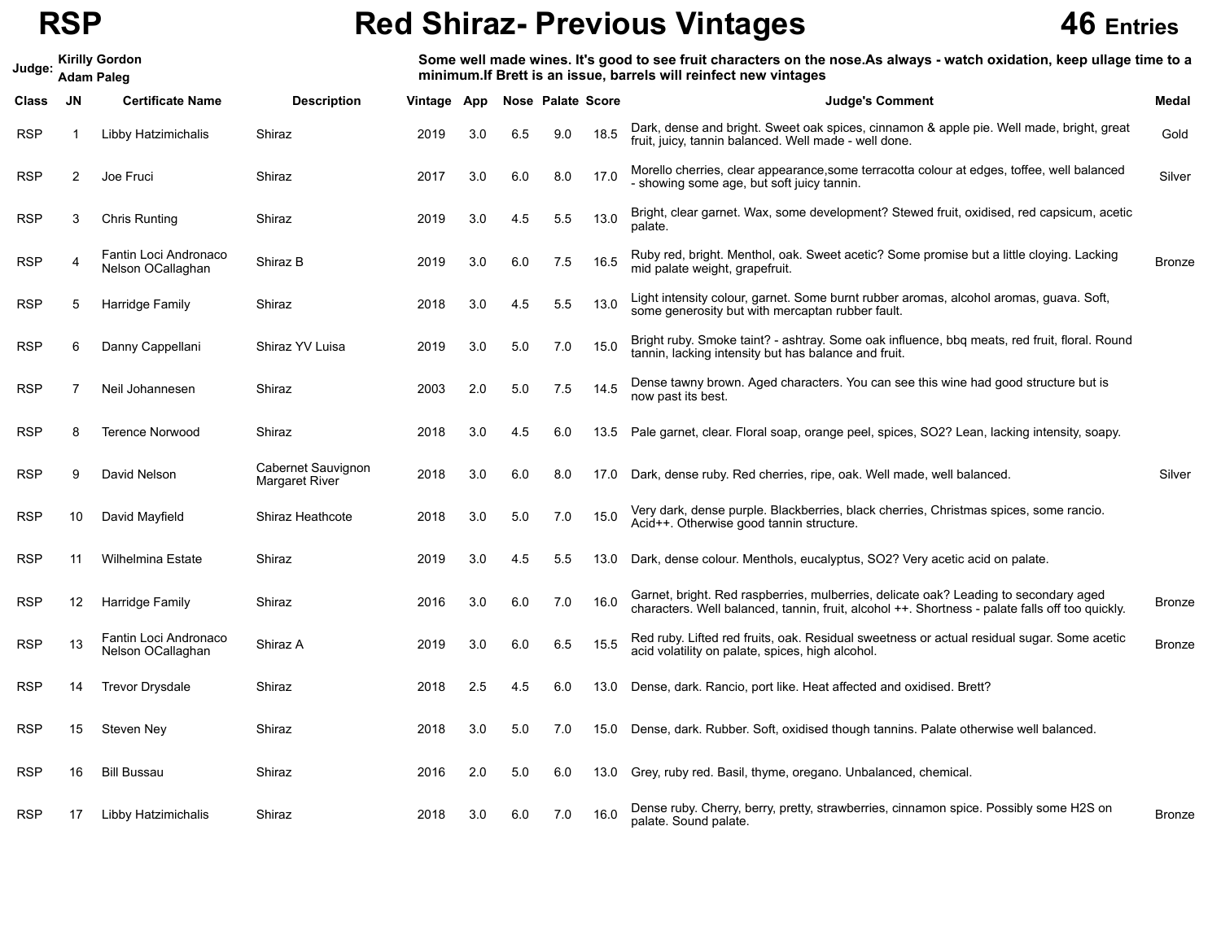# RSP — Red Shiraz- Previous Vintages — 46 Entries

**Judge:** Kirilly Gordon, Adam Paleg

**Some well made wines. It's good to see fruit characters on the nose.As always - watch oxidation, keep ullage time to a minimum.If Brett is an issue, barrels will reinfect new vintages**

| Class | JN | Certificate Name | Description | Vintage | App | Nose | Palate | Score | Judge's Comment | Medal |
|---|---|---|---|---|---|---|---|---|---|---|
| RSP | 1 | Libby Hatzimichalis | Shiraz | 2019 | 3.0 | 6.5 | 9.0 | 18.5 | Dark, dense and bright. Sweet oak spices, cinnamon & apple pie. Well made, bright, great fruit, juicy, tannin balanced. Well made - well done. | Gold |
| RSP | 2 | Joe Fruci | Shiraz | 2017 | 3.0 | 6.0 | 8.0 | 17.0 | Morello cherries, clear appearance,some terracotta colour at edges, toffee, well balanced - showing some age, but soft juicy tannin. | Silver |
| RSP | 3 | Chris Runting | Shiraz | 2019 | 3.0 | 4.5 | 5.5 | 13.0 | Bright, clear garnet. Wax, some development? Stewed fruit, oxidised, red capsicum, acetic palate. | |
| RSP | 4 | Fantin Loci Andronaco Nelson OCallaghan | Shiraz B | 2019 | 3.0 | 6.0 | 7.5 | 16.5 | Ruby red, bright. Menthol, oak. Sweet acetic? Some promise but a little cloying. Lacking mid palate weight, grapefruit. | Bronze |
| RSP | 5 | Harridge Family | Shiraz | 2018 | 3.0 | 4.5 | 5.5 | 13.0 | Light intensity colour, garnet. Some burnt rubber aromas, alcohol aromas, guava. Soft, some generosity but with mercaptan rubber fault. | |
| RSP | 6 | Danny Cappellani | Shiraz YV Luisa | 2019 | 3.0 | 5.0 | 7.0 | 15.0 | Bright ruby. Smoke taint? - ashtray. Some oak influence, bbq meats, red fruit, floral. Round tannin, lacking intensity but has balance and fruit. | |
| RSP | 7 | Neil Johannesen | Shiraz | 2003 | 2.0 | 5.0 | 7.5 | 14.5 | Dense tawny brown. Aged characters. You can see this wine had good structure but is now past its best. | |
| RSP | 8 | Terence Norwood | Shiraz | 2018 | 3.0 | 4.5 | 6.0 | 13.5 | Pale garnet, clear. Floral soap, orange peel, spices, SO2? Lean, lacking intensity, soapy. | |
| RSP | 9 | David Nelson | Cabernet Sauvignon Margaret River | 2018 | 3.0 | 6.0 | 8.0 | 17.0 | Dark, dense ruby. Red cherries, ripe, oak. Well made, well balanced. | Silver |
| RSP | 10 | David Mayfield | Shiraz Heathcote | 2018 | 3.0 | 5.0 | 7.0 | 15.0 | Very dark, dense purple. Blackberries, black cherries, Christmas spices, some rancio. Acid++. Otherwise good tannin structure. | |
| RSP | 11 | Wilhelmina Estate | Shiraz | 2019 | 3.0 | 4.5 | 5.5 | 13.0 | Dark, dense colour. Menthols, eucalyptus, SO2? Very acetic acid on palate. | |
| RSP | 12 | Harridge Family | Shiraz | 2016 | 3.0 | 6.0 | 7.0 | 16.0 | Garnet, bright. Red raspberries, mulberries, delicate oak? Leading to secondary aged characters. Well balanced, tannin, fruit, alcohol ++. Shortness - palate falls off too quickly. | Bronze |
| RSP | 13 | Fantin Loci Andronaco Nelson OCallaghan | Shiraz A | 2019 | 3.0 | 6.0 | 6.5 | 15.5 | Red ruby. Lifted red fruits, oak. Residual sweetness or actual residual sugar. Some acetic acid volatility on palate, spices, high alcohol. | Bronze |
| RSP | 14 | Trevor Drysdale | Shiraz | 2018 | 2.5 | 4.5 | 6.0 | 13.0 | Dense, dark. Rancio, port like. Heat affected and oxidised. Brett? | |
| RSP | 15 | Steven Ney | Shiraz | 2018 | 3.0 | 5.0 | 7.0 | 15.0 | Dense, dark. Rubber. Soft, oxidised though tannins. Palate otherwise well balanced. | |
| RSP | 16 | Bill Bussau | Shiraz | 2016 | 2.0 | 5.0 | 6.0 | 13.0 | Grey, ruby red. Basil, thyme, oregano. Unbalanced, chemical. | |
| RSP | 17 | Libby Hatzimichalis | Shiraz | 2018 | 3.0 | 6.0 | 7.0 | 16.0 | Dense ruby. Cherry, berry, pretty, strawberries, cinnamon spice. Possibly some H2S on palate. Sound palate. | Bronze |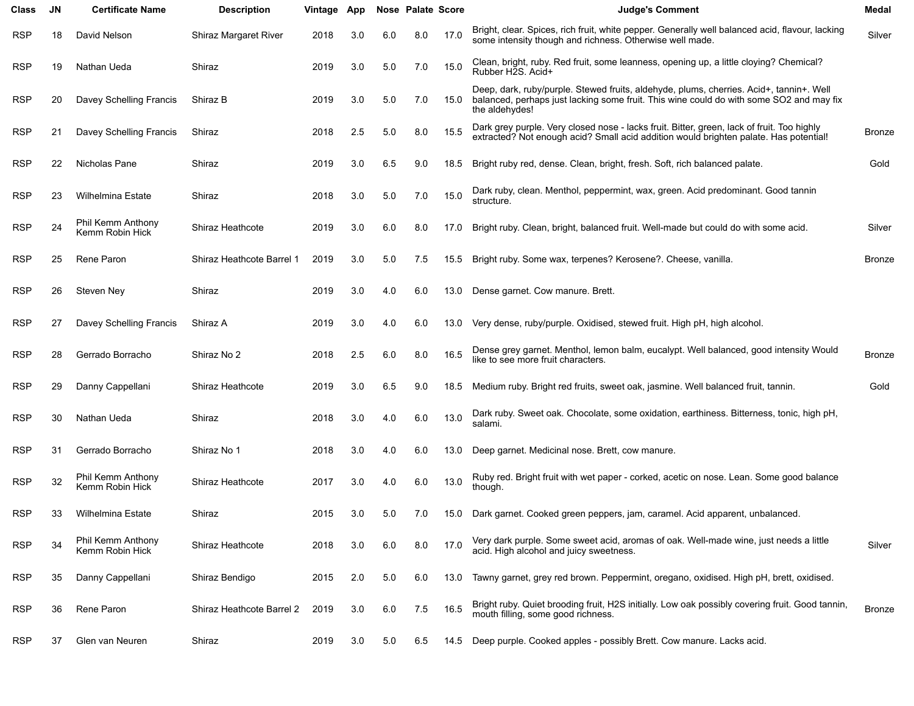| Class | JN | Certificate Name | Description | Vintage | App | Nose | Palate | Score | Judge's Comment | Medal |
|---|---|---|---|---|---|---|---|---|---|---|
| RSP | 18 | David Nelson | Shiraz Margaret River | 2018 | 3.0 | 6.0 | 8.0 | 17.0 | Bright, clear. Spices, rich fruit, white pepper. Generally well balanced acid, flavour, lacking some intensity though and richness. Otherwise well made. | Silver |
| RSP | 19 | Nathan Ueda | Shiraz | 2019 | 3.0 | 5.0 | 7.0 | 15.0 | Clean, bright, ruby. Red fruit, some leanness, opening up, a little cloying? Chemical? Rubber H2S. Acid+ | |
| RSP | 20 | Davey Schelling Francis | Shiraz B | 2019 | 3.0 | 5.0 | 7.0 | 15.0 | Deep, dark, ruby/purple. Stewed fruits, aldehyde, plums, cherries. Acid+, tannin+. Well balanced, perhaps just lacking some fruit. This wine could do with some SO2 and may fix the aldehydes! | |
| RSP | 21 | Davey Schelling Francis | Shiraz | 2018 | 2.5 | 5.0 | 8.0 | 15.5 | Dark grey purple. Very closed nose - lacks fruit. Bitter, green, lack of fruit. Too highly extracted? Not enough acid? Small acid addition would brighten palate. Has potential! | Bronze |
| RSP | 22 | Nicholas Pane | Shiraz | 2019 | 3.0 | 6.5 | 9.0 | 18.5 | Bright ruby red, dense. Clean, bright, fresh. Soft, rich balanced palate. | Gold |
| RSP | 23 | Wilhelmina Estate | Shiraz | 2018 | 3.0 | 5.0 | 7.0 | 15.0 | Dark ruby, clean. Menthol, peppermint, wax, green. Acid predominant. Good tannin structure. | |
| RSP | 24 | Phil Kemm Anthony Kemm Robin Hick | Shiraz Heathcote | 2019 | 3.0 | 6.0 | 8.0 | 17.0 | Bright ruby. Clean, bright, balanced fruit. Well-made but could do with some acid. | Silver |
| RSP | 25 | Rene Paron | Shiraz Heathcote Barrel 1 | 2019 | 3.0 | 5.0 | 7.5 | 15.5 | Bright ruby. Some wax, terpenes? Kerosene?. Cheese, vanilla. | Bronze |
| RSP | 26 | Steven Ney | Shiraz | 2019 | 3.0 | 4.0 | 6.0 | 13.0 | Dense garnet. Cow manure. Brett. | |
| RSP | 27 | Davey Schelling Francis | Shiraz A | 2019 | 3.0 | 4.0 | 6.0 | 13.0 | Very dense, ruby/purple. Oxidised, stewed fruit. High pH, high alcohol. | |
| RSP | 28 | Gerrado Borracho | Shiraz No 2 | 2018 | 2.5 | 6.0 | 8.0 | 16.5 | Dense grey garnet. Menthol, lemon balm, eucalypt. Well balanced, good intensity Would like to see more fruit characters. | Bronze |
| RSP | 29 | Danny Cappellani | Shiraz Heathcote | 2019 | 3.0 | 6.5 | 9.0 | 18.5 | Medium ruby. Bright red fruits, sweet oak, jasmine. Well balanced fruit, tannin. | Gold |
| RSP | 30 | Nathan Ueda | Shiraz | 2018 | 3.0 | 4.0 | 6.0 | 13.0 | Dark ruby. Sweet oak. Chocolate, some oxidation, earthiness. Bitterness, tonic, high pH, salami. | |
| RSP | 31 | Gerrado Borracho | Shiraz No 1 | 2018 | 3.0 | 4.0 | 6.0 | 13.0 | Deep garnet. Medicinal nose. Brett, cow manure. | |
| RSP | 32 | Phil Kemm Anthony Kemm Robin Hick | Shiraz Heathcote | 2017 | 3.0 | 4.0 | 6.0 | 13.0 | Ruby red. Bright fruit with wet paper - corked, acetic on nose. Lean. Some good balance though. | |
| RSP | 33 | Wilhelmina Estate | Shiraz | 2015 | 3.0 | 5.0 | 7.0 | 15.0 | Dark garnet. Cooked green peppers, jam, caramel. Acid apparent, unbalanced. | |
| RSP | 34 | Phil Kemm Anthony Kemm Robin Hick | Shiraz Heathcote | 2018 | 3.0 | 6.0 | 8.0 | 17.0 | Very dark purple. Some sweet acid, aromas of oak. Well-made wine, just needs a little acid. High alcohol and juicy sweetness. | Silver |
| RSP | 35 | Danny Cappellani | Shiraz Bendigo | 2015 | 2.0 | 5.0 | 6.0 | 13.0 | Tawny garnet, grey red brown. Peppermint, oregano, oxidised. High pH, brett, oxidised. | |
| RSP | 36 | Rene Paron | Shiraz Heathcote Barrel 2 | 2019 | 3.0 | 6.0 | 7.5 | 16.5 | Bright ruby. Quiet brooding fruit, H2S initially. Low oak possibly covering fruit. Good tannin, mouth filling, some good richness. | Bronze |
| RSP | 37 | Glen van Neuren | Shiraz | 2019 | 3.0 | 5.0 | 6.5 | 14.5 | Deep purple. Cooked apples - possibly Brett. Cow manure. Lacks acid. | |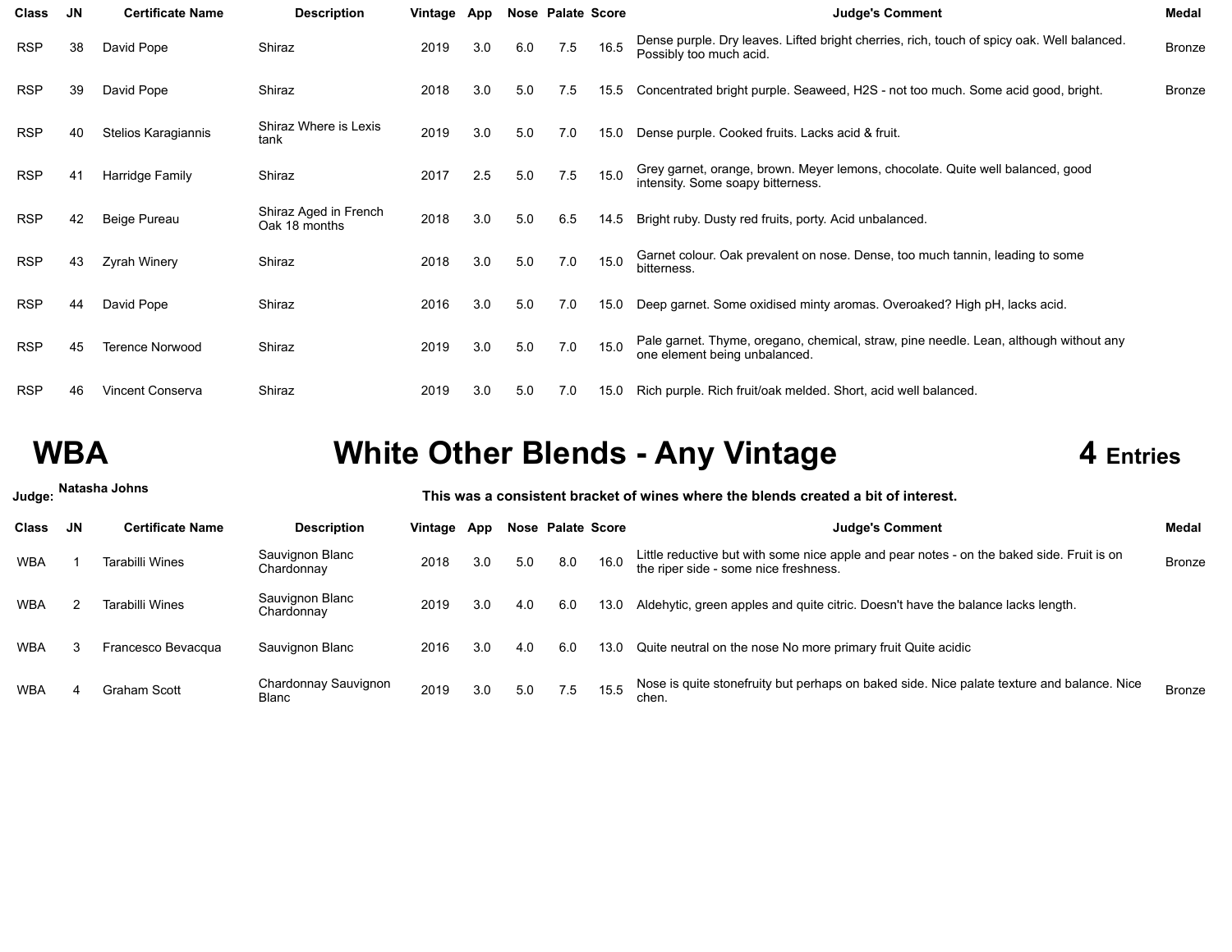| Class | JN | Certificate Name | Description | Vintage | App | Nose | Palate | Score | Judge's Comment | Medal |
|---|---|---|---|---|---|---|---|---|---|---|
| RSP | 38 | David Pope | Shiraz | 2019 | 3.0 | 6.0 | 7.5 | 16.5 | Dense purple. Dry leaves. Lifted bright cherries, rich, touch of spicy oak. Well balanced. Possibly too much acid. | Bronze |
| RSP | 39 | David Pope | Shiraz | 2018 | 3.0 | 5.0 | 7.5 | 15.5 | Concentrated bright purple. Seaweed, H2S - not too much. Some acid good, bright. | Bronze |
| RSP | 40 | Stelios Karagiannis | Shiraz Where is Lexis tank | 2019 | 3.0 | 5.0 | 7.0 | 15.0 | Dense purple. Cooked fruits. Lacks acid & fruit. | |
| RSP | 41 | Harridge Family | Shiraz | 2017 | 2.5 | 5.0 | 7.5 | 15.0 | Grey garnet, orange, brown. Meyer lemons, chocolate. Quite well balanced, good intensity. Some soapy bitterness. | |
| RSP | 42 | Beige Pureau | Shiraz Aged in French Oak 18 months | 2018 | 3.0 | 5.0 | 6.5 | 14.5 | Bright ruby. Dusty red fruits, porty. Acid unbalanced. | |
| RSP | 43 | Zyrah Winery | Shiraz | 2018 | 3.0 | 5.0 | 7.0 | 15.0 | Garnet colour. Oak prevalent on nose. Dense, too much tannin, leading to some bitterness. | |
| RSP | 44 | David Pope | Shiraz | 2016 | 3.0 | 5.0 | 7.0 | 15.0 | Deep garnet. Some oxidised minty aromas. Overoaked? High pH, lacks acid. | |
| RSP | 45 | Terence Norwood | Shiraz | 2019 | 3.0 | 5.0 | 7.0 | 15.0 | Pale garnet. Thyme, oregano, chemical, straw, pine needle. Lean, although without any one element being unbalanced. | |
| RSP | 46 | Vincent Conserva | Shiraz | 2019 | 3.0 | 5.0 | 7.0 | 15.0 | Rich purple. Rich fruit/oak melded. Short, acid well balanced. | |

# WBA White Other Blends - Any Vintage

**4 Entries**

**Judge:** Natasha Johns

**This was a consistent bracket of wines where the blends created a bit of interest.**

| Class | JN | Certificate Name | Description | Vintage | App | Nose | Palate | Score | Judge's Comment | Medal |
|---|---|---|---|---|---|---|---|---|---|---|
| WBA | 1 | Tarabilli Wines | Sauvignon Blanc Chardonnay | 2018 | 3.0 | 5.0 | 8.0 | 16.0 | Little reductive but with some nice apple and pear notes - on the baked side. Fruit is on the riper side - some nice freshness. | Bronze |
| WBA | 2 | Tarabilli Wines | Sauvignon Blanc Chardonnay | 2019 | 3.0 | 4.0 | 6.0 | 13.0 | Aldehytic, green apples and quite citric. Doesn't have the balance lacks length. | |
| WBA | 3 | Francesco Bevacqua | Sauvignon Blanc | 2016 | 3.0 | 4.0 | 6.0 | 13.0 | Quite neutral on the nose No more primary fruit Quite acidic | |
| WBA | 4 | Graham Scott | Chardonnay Sauvignon Blanc | 2019 | 3.0 | 5.0 | 7.5 | 15.5 | Nose is quite stonefruity but perhaps on baked side. Nice palate texture and balance. Nice chen. | Bronze |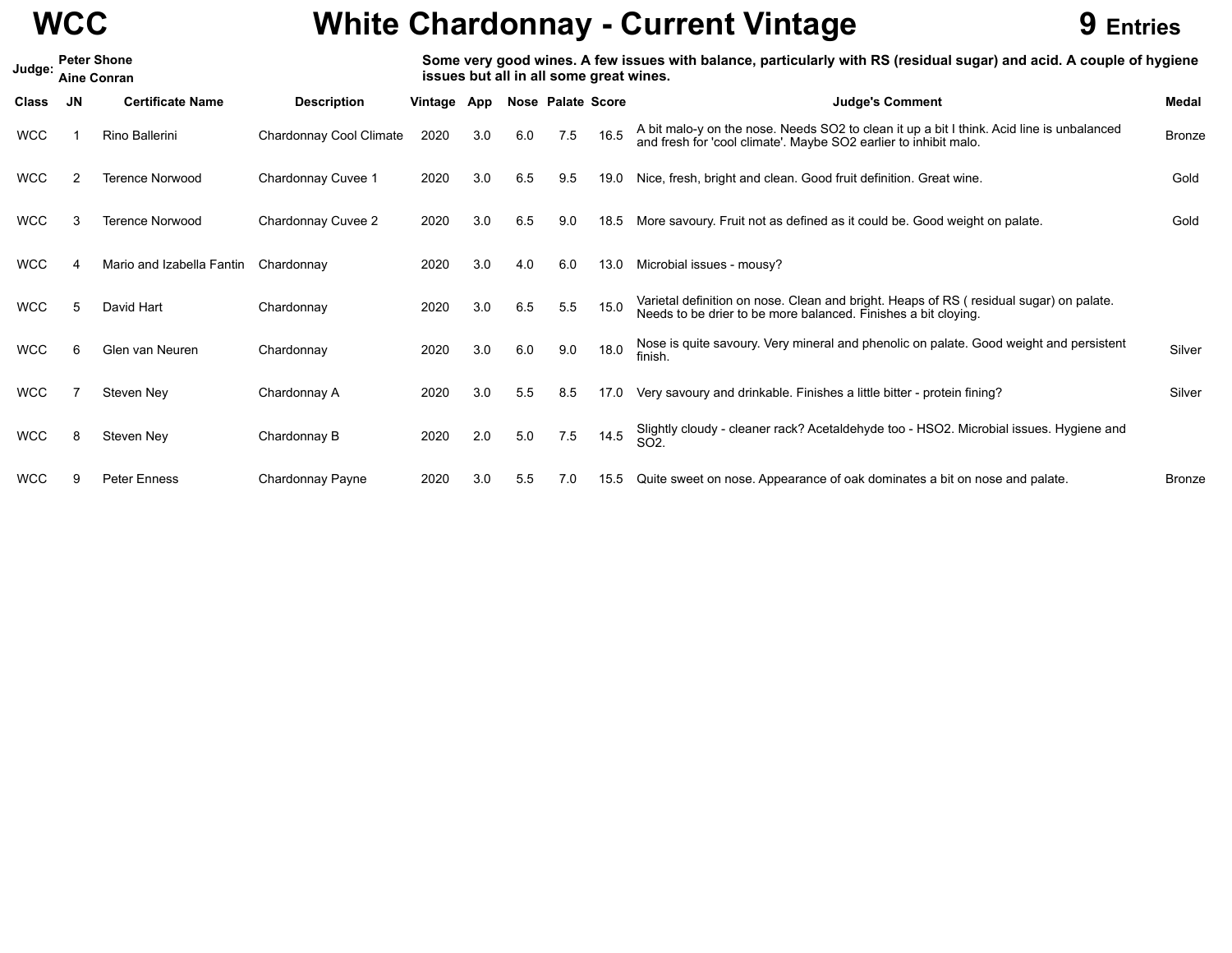# WCC White Chardonnay - Current Vintage 9 Entries

**Judge:** **Peter Shone** **Aine Conran**

**Some very good wines. A few issues with balance, particularly with RS (residual sugar) and acid. A couple of hygiene issues but all in all some great wines.**

| Class | JN | Certificate Name | Description | Vintage | App | Nose | Palate | Score | Judge's Comment | Medal |
|---|---|---|---|---|---|---|---|---|---|---|
| WCC | 1 | Rino Ballerini | Chardonnay Cool Climate | 2020 | 3.0 | 6.0 | 7.5 | 16.5 | A bit malo-y on the nose. Needs $SO_2$ to clean it up a bit I think. Acid line is unbalanced and fresh for 'cool climate'. Maybe $SO_2$ earlier to inhibit malo. | Bronze |
| WCC | 2 | Terence Norwood | Chardonnay Cuvee 1 | 2020 | 3.0 | 6.5 | 9.5 | 19.0 | Nice, fresh, bright and clean. Good fruit definition. Great wine. | Gold |
| WCC | 3 | Terence Norwood | Chardonnay Cuvee 2 | 2020 | 3.0 | 6.5 | 9.0 | 18.5 | More savoury. Fruit not as defined as it could be. Good weight on palate. | Gold |
| WCC | 4 | Mario and Izabella Fantin | Chardonnay | 2020 | 3.0 | 4.0 | 6.0 | 13.0 | Microbial issues - mousy? | |
| WCC | 5 | David Hart | Chardonnay | 2020 | 3.0 | 6.5 | 5.5 | 15.0 | Varietal definition on nose. Clean and bright. Heaps of RS ( residual sugar) on palate. Needs to be drier to be more balanced. Finishes a bit cloying. | |
| WCC | 6 | Glen van Neuren | Chardonnay | 2020 | 3.0 | 6.0 | 9.0 | 18.0 | Nose is quite savoury. Very mineral and phenolic on palate. Good weight and persistent finish. | Silver |
| WCC | 7 | Steven Ney | Chardonnay A | 2020 | 3.0 | 5.5 | 8.5 | 17.0 | Very savoury and drinkable. Finishes a little bitter - protein fining? | Silver |
| WCC | 8 | Steven Ney | Chardonnay B | 2020 | 2.0 | 5.0 | 7.5 | 14.5 | Slightly cloudy - cleaner rack? Acetaldehyde too - $HSO_2$. Microbial issues. Hygiene and $SO_2$. | |
| WCC | 9 | Peter Enness | Chardonnay Payne | 2020 | 3.0 | 5.5 | 7.0 | 15.5 | Quite sweet on nose. Appearance of oak dominates a bit on nose and palate. | Bronze |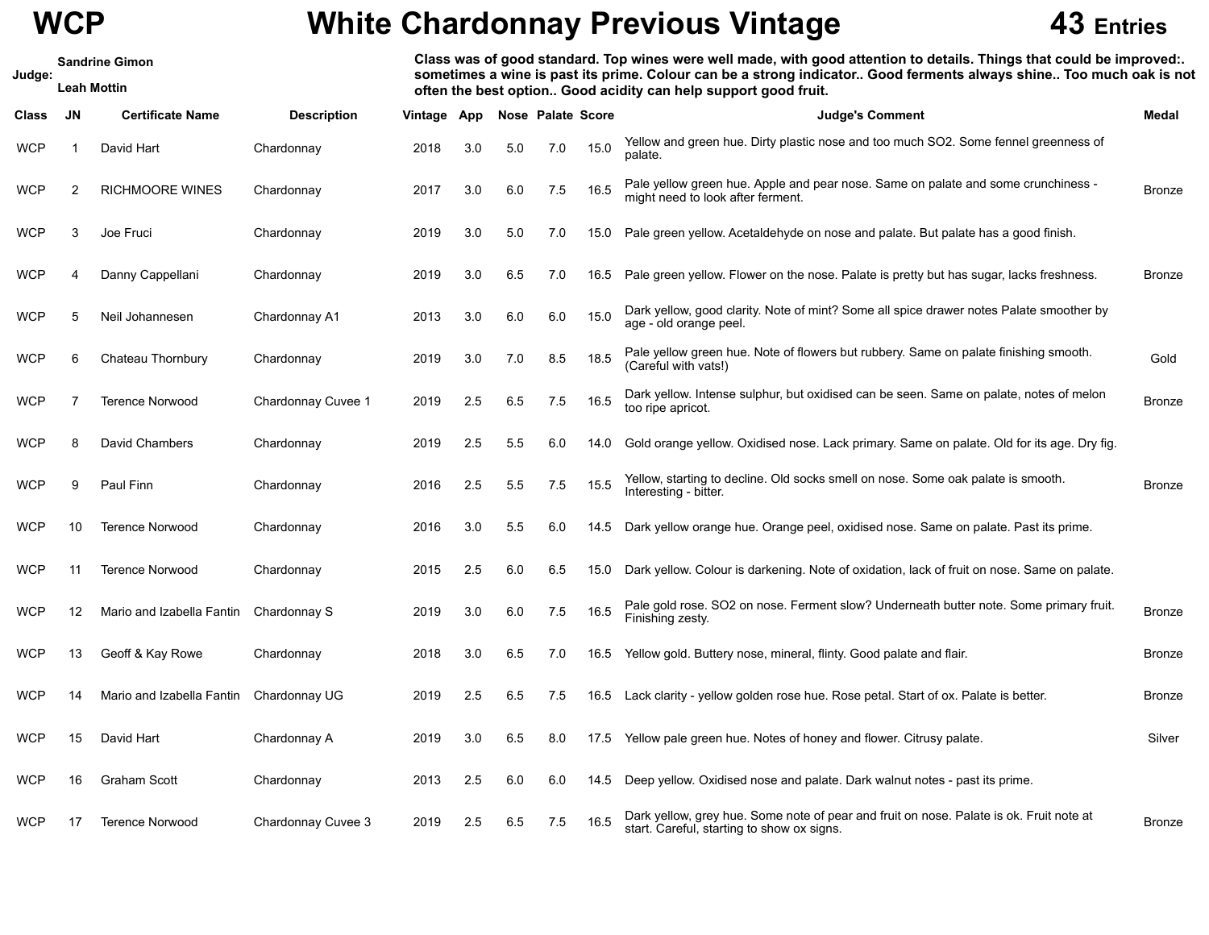# WCP White Chardonnay Previous Vintage 43 Entries

**Judge:** **Sandrine Gimon** **Leah Mottin**

**Class was of good standard. Top wines were well made, with good attention to details. Things that could be improved:. sometimes a wine is past its prime. Colour can be a strong indicator.. Good ferments always shine.. Too much oak is not often the best option.. Good acidity can help support good fruit.**

| Class | JN | Certificate Name | Description | Vintage | App | Nose | Palate | Score | Judge's Comment | Medal |
|---|---|---|---|---|---|---|---|---|---|---|
| WCP | 1 | David Hart | Chardonnay | 2018 | 3.0 | 5.0 | 7.0 | 15.0 | Yellow and green hue. Dirty plastic nose and too much SO2. Some fennel greenness of palate. | |
| WCP | 2 | RICHMOORE WINES | Chardonnay | 2017 | 3.0 | 6.0 | 7.5 | 16.5 | Pale yellow green hue. Apple and pear nose. Same on palate and some crunchiness - might need to look after ferment. | Bronze |
| WCP | 3 | Joe Fruci | Chardonnay | 2019 | 3.0 | 5.0 | 7.0 | 15.0 | Pale green yellow. Acetaldehyde on nose and palate. But palate has a good finish. | |
| WCP | 4 | Danny Cappellani | Chardonnay | 2019 | 3.0 | 6.5 | 7.0 | 16.5 | Pale green yellow. Flower on the nose. Palate is pretty but has sugar, lacks freshness. | Bronze |
| WCP | 5 | Neil Johannesen | Chardonnay A1 | 2013 | 3.0 | 6.0 | 6.0 | 15.0 | Dark yellow, good clarity. Note of mint? Some all spice drawer notes Palate smoother by age - old orange peel. | |
| WCP | 6 | Chateau Thornbury | Chardonnay | 2019 | 3.0 | 7.0 | 8.5 | 18.5 | Pale yellow green hue. Note of flowers but rubbery. Same on palate finishing smooth. (Careful with vats!) | Gold |
| WCP | 7 | Terence Norwood | Chardonnay Cuvee 1 | 2019 | 2.5 | 6.5 | 7.5 | 16.5 | Dark yellow. Intense sulphur, but oxidised can be seen. Same on palate, notes of melon too ripe apricot. | Bronze |
| WCP | 8 | David Chambers | Chardonnay | 2019 | 2.5 | 5.5 | 6.0 | 14.0 | Gold orange yellow. Oxidised nose. Lack primary. Same on palate. Old for its age. Dry fig. | |
| WCP | 9 | Paul Finn | Chardonnay | 2016 | 2.5 | 5.5 | 7.5 | 15.5 | Yellow, starting to decline. Old socks smell on nose. Some oak palate is smooth. Interesting - bitter. | Bronze |
| WCP | 10 | Terence Norwood | Chardonnay | 2016 | 3.0 | 5.5 | 6.0 | 14.5 | Dark yellow orange hue. Orange peel, oxidised nose. Same on palate. Past its prime. | |
| WCP | 11 | Terence Norwood | Chardonnay | 2015 | 2.5 | 6.0 | 6.5 | 15.0 | Dark yellow. Colour is darkening. Note of oxidation, lack of fruit on nose. Same on palate. | |
| WCP | 12 | Mario and Izabella Fantin | Chardonnay S | 2019 | 3.0 | 6.0 | 7.5 | 16.5 | Pale gold rose. SO2 on nose. Ferment slow? Underneath butter note. Some primary fruit. Finishing zesty. | Bronze |
| WCP | 13 | Geoff & Kay Rowe | Chardonnay | 2018 | 3.0 | 6.5 | 7.0 | 16.5 | Yellow gold. Buttery nose, mineral, flinty. Good palate and flair. | Bronze |
| WCP | 14 | Mario and Izabella Fantin | Chardonnay UG | 2019 | 2.5 | 6.5 | 7.5 | 16.5 | Lack clarity - yellow golden rose hue. Rose petal. Start of ox. Palate is better. | Bronze |
| WCP | 15 | David Hart | Chardonnay A | 2019 | 3.0 | 6.5 | 8.0 | 17.5 | Yellow pale green hue. Notes of honey and flower. Citrusy palate. | Silver |
| WCP | 16 | Graham Scott | Chardonnay | 2013 | 2.5 | 6.0 | 6.0 | 14.5 | Deep yellow. Oxidised nose and palate. Dark walnut notes - past its prime. | |
| WCP | 17 | Terence Norwood | Chardonnay Cuvee 3 | 2019 | 2.5 | 6.5 | 7.5 | 16.5 | Dark yellow, grey hue. Some note of pear and fruit on nose. Palate is ok. Fruit note at start. Careful, starting to show ox signs. | Bronze |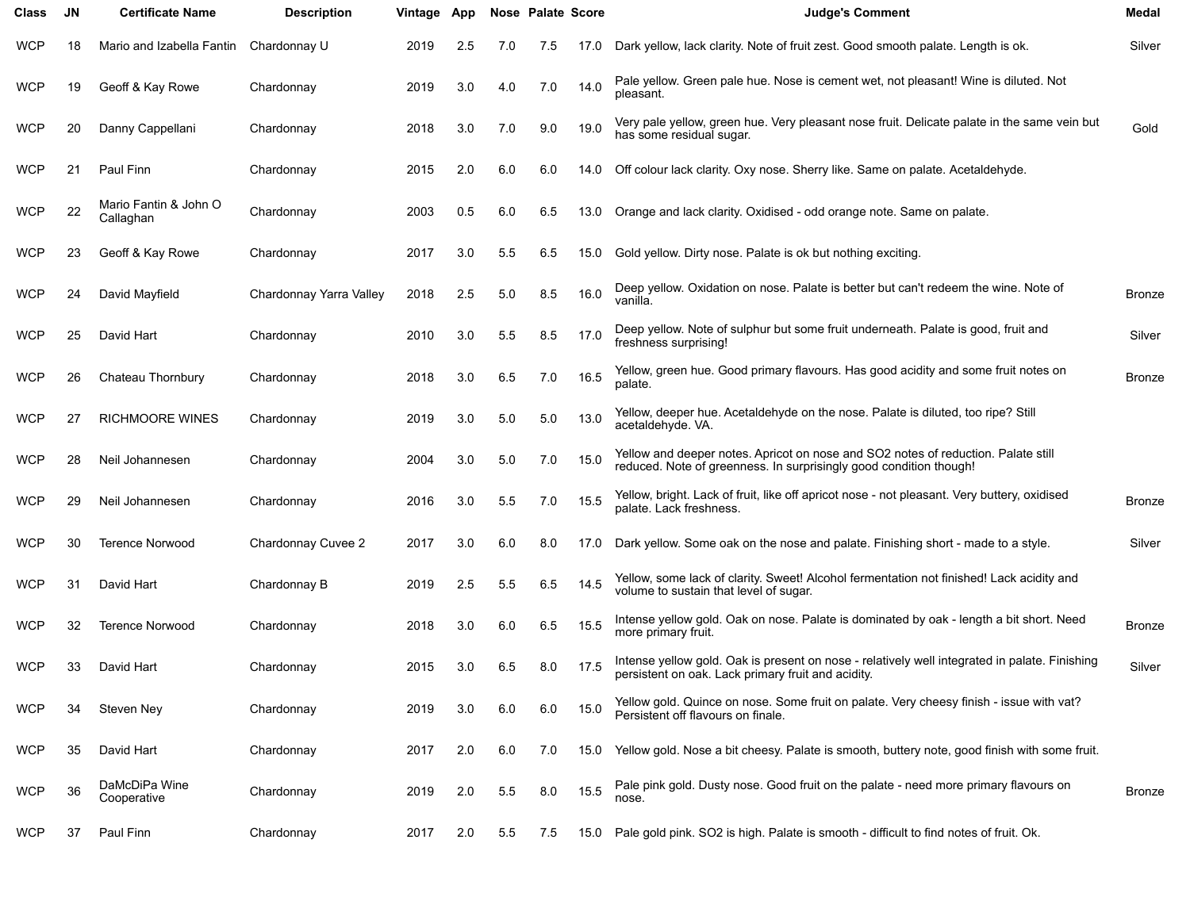| Class | JN | Certificate Name | Description | Vintage | App | Nose | Palate | Score | Judge's Comment | Medal |
|---|---|---|---|---|---|---|---|---|---|---|
| WCP | 18 | Mario and Izabella Fantin | Chardonnay U | 2019 | 2.5 | 7.0 | 7.5 | 17.0 | Dark yellow, lack clarity. Note of fruit zest. Good smooth palate. Length is ok. | Silver |
| WCP | 19 | Geoff & Kay Rowe | Chardonnay | 2019 | 3.0 | 4.0 | 7.0 | 14.0 | Pale yellow. Green pale hue. Nose is cement wet, not pleasant! Wine is diluted. Not pleasant. | |
| WCP | 20 | Danny Cappellani | Chardonnay | 2018 | 3.0 | 7.0 | 9.0 | 19.0 | Very pale yellow, green hue. Very pleasant nose fruit. Delicate palate in the same vein but has some residual sugar. | Gold |
| WCP | 21 | Paul Finn | Chardonnay | 2015 | 2.0 | 6.0 | 6.0 | 14.0 | Off colour lack clarity. Oxy nose. Sherry like. Same on palate. Acetaldehyde. | |
| WCP | 22 | Mario Fantin & John O Callaghan | Chardonnay | 2003 | 0.5 | 6.0 | 6.5 | 13.0 | Orange and lack clarity. Oxidised - odd orange note. Same on palate. | |
| WCP | 23 | Geoff & Kay Rowe | Chardonnay | 2017 | 3.0 | 5.5 | 6.5 | 15.0 | Gold yellow. Dirty nose. Palate is ok but nothing exciting. | |
| WCP | 24 | David Mayfield | Chardonnay Yarra Valley | 2018 | 2.5 | 5.0 | 8.5 | 16.0 | Deep yellow. Oxidation on nose. Palate is better but can't redeem the wine. Note of vanilla. | Bronze |
| WCP | 25 | David Hart | Chardonnay | 2010 | 3.0 | 5.5 | 8.5 | 17.0 | Deep yellow. Note of sulphur but some fruit underneath. Palate is good, fruit and freshness surprising! | Silver |
| WCP | 26 | Chateau Thornbury | Chardonnay | 2018 | 3.0 | 6.5 | 7.0 | 16.5 | Yellow, green hue. Good primary flavours. Has good acidity and some fruit notes on palate. | Bronze |
| WCP | 27 | RICHMOORE WINES | Chardonnay | 2019 | 3.0 | 5.0 | 5.0 | 13.0 | Yellow, deeper hue. Acetaldehyde on the nose. Palate is diluted, too ripe? Still acetaldehyde. VA. | |
| WCP | 28 | Neil Johannesen | Chardonnay | 2004 | 3.0 | 5.0 | 7.0 | 15.0 | Yellow and deeper notes. Apricot on nose and SO2 notes of reduction. Palate still reduced. Note of greenness. In surprisingly good condition though! | |
| WCP | 29 | Neil Johannesen | Chardonnay | 2016 | 3.0 | 5.5 | 7.0 | 15.5 | Yellow, bright. Lack of fruit, like off apricot nose - not pleasant. Very buttery, oxidised palate. Lack freshness. | Bronze |
| WCP | 30 | Terence Norwood | Chardonnay Cuvee 2 | 2017 | 3.0 | 6.0 | 8.0 | 17.0 | Dark yellow. Some oak on the nose and palate. Finishing short - made to a style. | Silver |
| WCP | 31 | David Hart | Chardonnay B | 2019 | 2.5 | 5.5 | 6.5 | 14.5 | Yellow, some lack of clarity. Sweet! Alcohol fermentation not finished! Lack acidity and volume to sustain that level of sugar. | |
| WCP | 32 | Terence Norwood | Chardonnay | 2018 | 3.0 | 6.0 | 6.5 | 15.5 | Intense yellow gold. Oak on nose. Palate is dominated by oak - length a bit short. Need more primary fruit. | Bronze |
| WCP | 33 | David Hart | Chardonnay | 2015 | 3.0 | 6.5 | 8.0 | 17.5 | Intense yellow gold. Oak is present on nose - relatively well integrated in palate. Finishing persistent on oak. Lack primary fruit and acidity. | Silver |
| WCP | 34 | Steven Ney | Chardonnay | 2019 | 3.0 | 6.0 | 6.0 | 15.0 | Yellow gold. Quince on nose. Some fruit on palate. Very cheesy finish - issue with vat? Persistent off flavours on finale. | |
| WCP | 35 | David Hart | Chardonnay | 2017 | 2.0 | 6.0 | 7.0 | 15.0 | Yellow gold. Nose a bit cheesy. Palate is smooth, buttery note, good finish with some fruit. | |
| WCP | 36 | DaMcDiPa Wine Cooperative | Chardonnay | 2019 | 2.0 | 5.5 | 8.0 | 15.5 | Pale pink gold. Dusty nose. Good fruit on the palate - need more primary flavours on nose. | Bronze |
| WCP | 37 | Paul Finn | Chardonnay | 2017 | 2.0 | 5.5 | 7.5 | 15.0 | Pale gold pink. SO2 is high. Palate is smooth - difficult to find notes of fruit. Ok. | |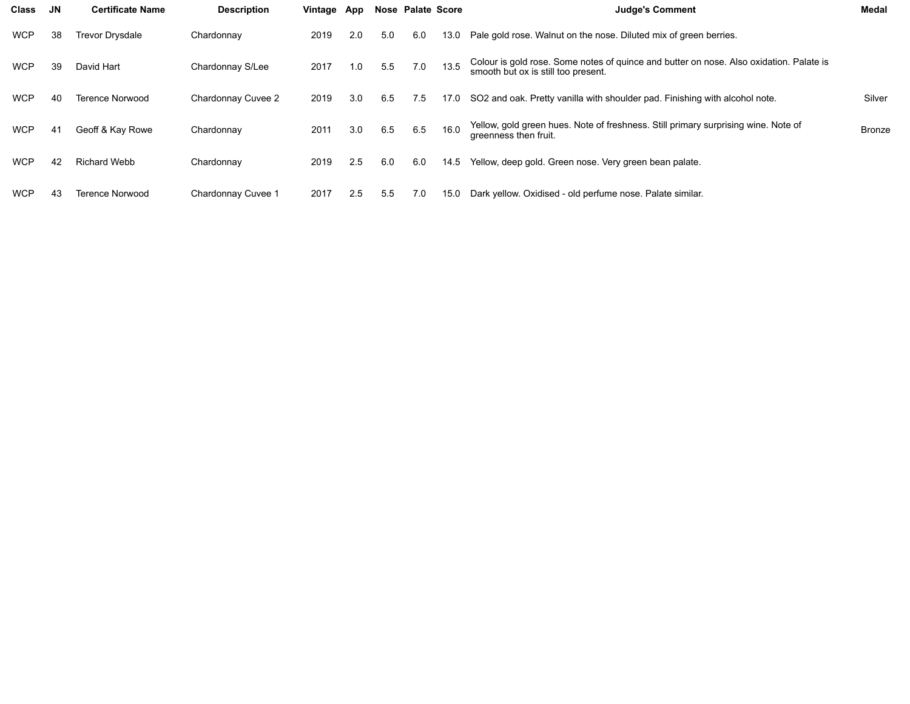| Class | JN | Certificate Name | Description | Vintage | App | Nose | Palate | Score | Judge's Comment | Medal |
|---|---|---|---|---|---|---|---|---|---|---|
| WCP | 38 | Trevor Drysdale | Chardonnay | 2019 | 2.0 | 5.0 | 6.0 | 13.0 | Pale gold rose. Walnut on the nose. Diluted mix of green berries. | |
| WCP | 39 | David Hart | Chardonnay S/Lee | 2017 | 1.0 | 5.5 | 7.0 | 13.5 | Colour is gold rose. Some notes of quince and butter on nose. Also oxidation. Palate is smooth but ox is still too present. | |
| WCP | 40 | Terence Norwood | Chardonnay Cuvee 2 | 2019 | 3.0 | 6.5 | 7.5 | 17.0 | SO2 and oak. Pretty vanilla with shoulder pad. Finishing with alcohol note. | Silver |
| WCP | 41 | Geoff & Kay Rowe | Chardonnay | 2011 | 3.0 | 6.5 | 6.5 | 16.0 | Yellow, gold green hues. Note of freshness. Still primary surprising wine. Note of greenness then fruit. | Bronze |
| WCP | 42 | Richard Webb | Chardonnay | 2019 | 2.5 | 6.0 | 6.0 | 14.5 | Yellow, deep gold. Green nose. Very green bean palate. | |
| WCP | 43 | Terence Norwood | Chardonnay Cuvee 1 | 2017 | 2.5 | 5.5 | 7.0 | 15.0 | Dark yellow. Oxidised - old perfume nose. Palate similar. | |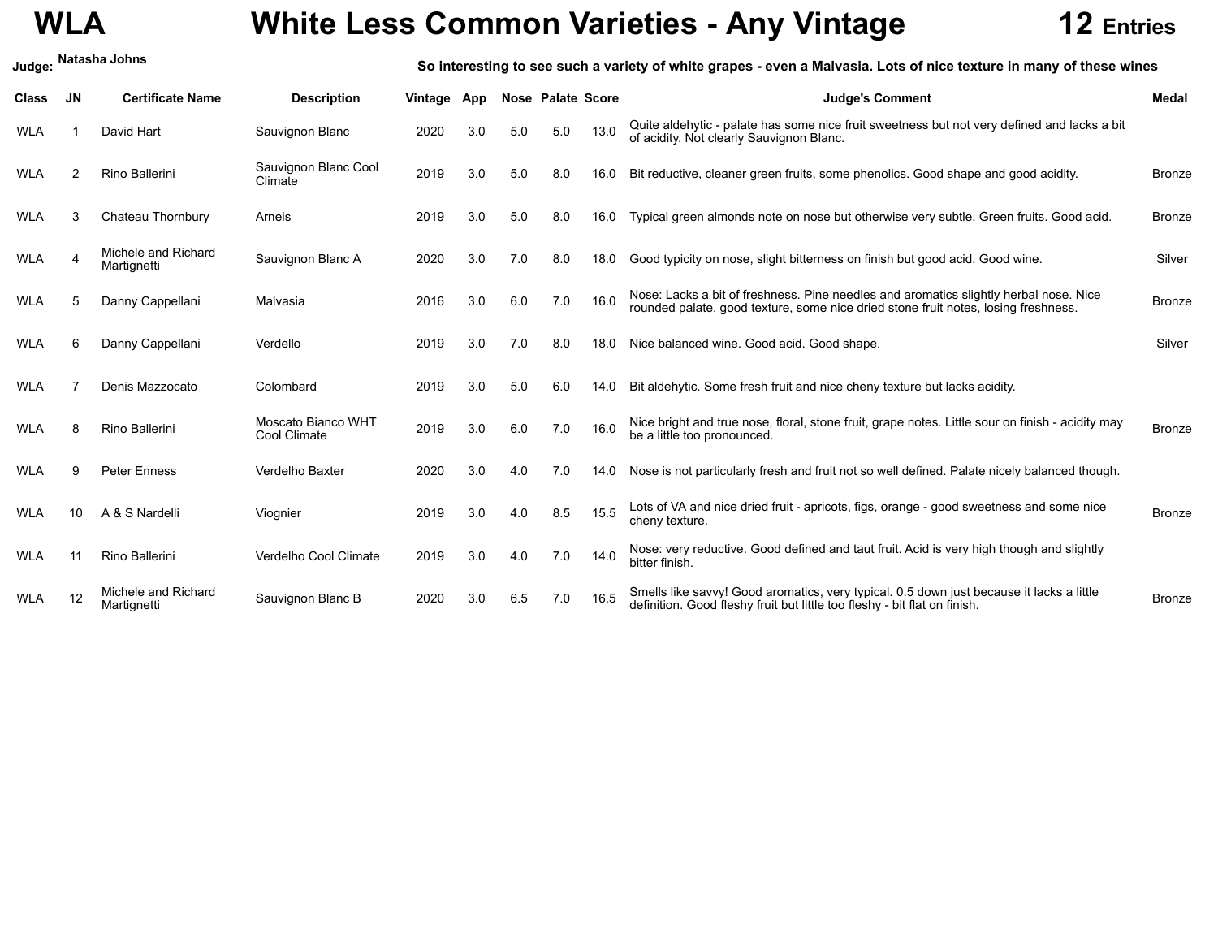# WLA White Less Common Varieties - Any Vintage 12 Entries

**Judge:** Natasha Johns

**So interesting to see such a variety of white grapes - even a Malvasia. Lots of nice texture in many of these wines**

| Class | JN | Certificate Name | Description | Vintage | App | Nose | Palate | Score | Judge's Comment | Medal |
|---|---|---|---|---|---|---|---|---|---|---|
| WLA | 1 | David Hart | Sauvignon Blanc | 2020 | 3.0 | 5.0 | 5.0 | 13.0 | Quite aldehytic - palate has some nice fruit sweetness but not very defined and lacks a bit of acidity. Not clearly Sauvignon Blanc. | |
| WLA | 2 | Rino Ballerini | Sauvignon Blanc Cool Climate | 2019 | 3.0 | 5.0 | 8.0 | 16.0 | Bit reductive, cleaner green fruits, some phenolics. Good shape and good acidity. | Bronze |
| WLA | 3 | Chateau Thornbury | Arneis | 2019 | 3.0 | 5.0 | 8.0 | 16.0 | Typical green almonds note on nose but otherwise very subtle. Green fruits. Good acid. | Bronze |
| WLA | 4 | Michele and Richard Martignetti | Sauvignon Blanc A | 2020 | 3.0 | 7.0 | 8.0 | 18.0 | Good typicity on nose, slight bitterness on finish but good acid. Good wine. | Silver |
| WLA | 5 | Danny Cappellani | Malvasia | 2016 | 3.0 | 6.0 | 7.0 | 16.0 | Nose: Lacks a bit of freshness. Pine needles and aromatics slightly herbal nose. Nice rounded palate, good texture, some nice dried stone fruit notes, losing freshness. | Bronze |
| WLA | 6 | Danny Cappellani | Verdello | 2019 | 3.0 | 7.0 | 8.0 | 18.0 | Nice balanced wine. Good acid. Good shape. | Silver |
| WLA | 7 | Denis Mazzocato | Colombard | 2019 | 3.0 | 5.0 | 6.0 | 14.0 | Bit aldehytic. Some fresh fruit and nice cheny texture but lacks acidity. | |
| WLA | 8 | Rino Ballerini | Moscato Bianco WHT Cool Climate | 2019 | 3.0 | 6.0 | 7.0 | 16.0 | Nice bright and true nose, floral, stone fruit, grape notes. Little sour on finish - acidity may be a little too pronounced. | Bronze |
| WLA | 9 | Peter Enness | Verdelho Baxter | 2020 | 3.0 | 4.0 | 7.0 | 14.0 | Nose is not particularly fresh and fruit not so well defined. Palate nicely balanced though. | |
| WLA | 10 | A & S Nardelli | Viognier | 2019 | 3.0 | 4.0 | 8.5 | 15.5 | Lots of VA and nice dried fruit - apricots, figs, orange - good sweetness and some nice cheny texture. | Bronze |
| WLA | 11 | Rino Ballerini | Verdelho Cool Climate | 2019 | 3.0 | 4.0 | 7.0 | 14.0 | Nose: very reductive. Good defined and taut fruit. Acid is very high though and slightly bitter finish. | |
| WLA | 12 | Michele and Richard Martignetti | Sauvignon Blanc B | 2020 | 3.0 | 6.5 | 7.0 | 16.5 | Smells like savvy! Good aromatics, very typical. 0.5 down just because it lacks a little definition. Good fleshy fruit but little too fleshy - bit flat on finish. | Bronze |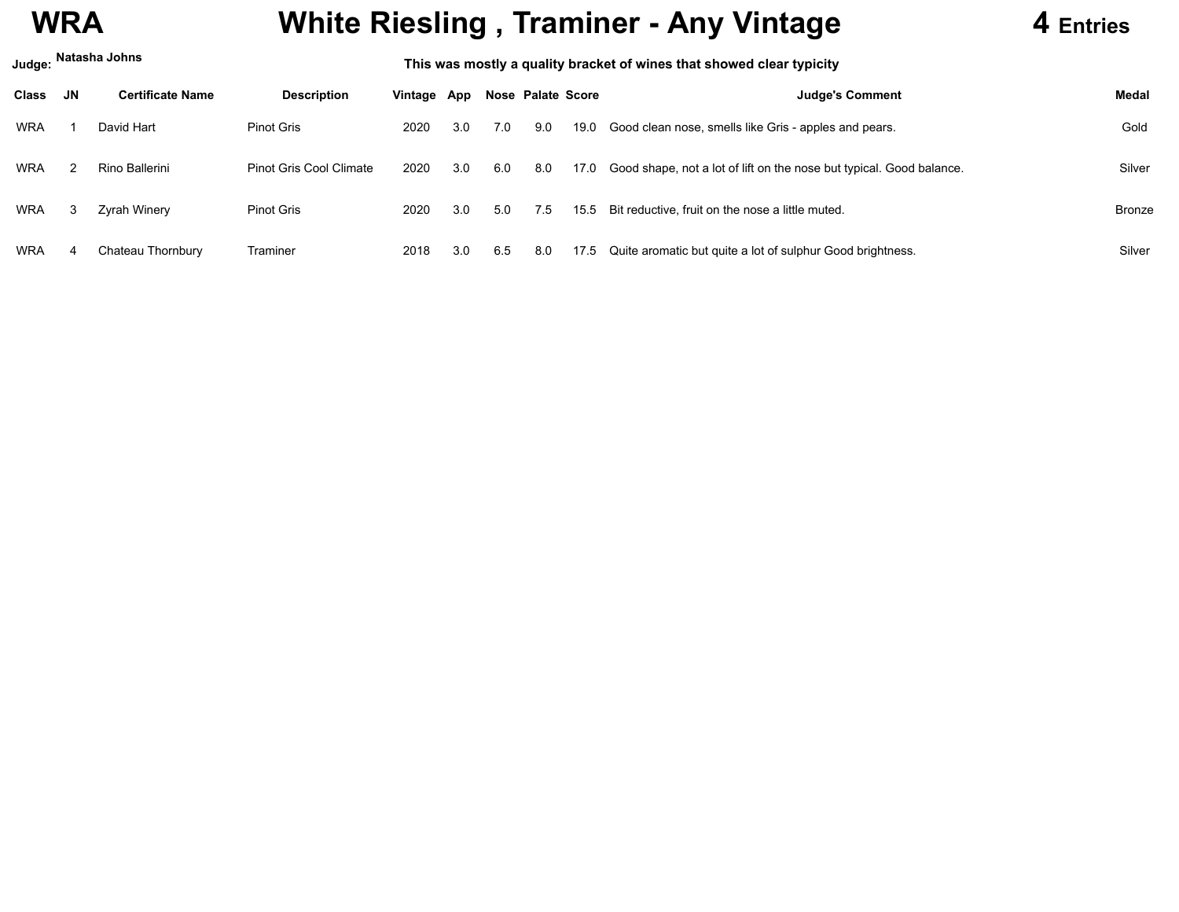# WRA White Riesling , Traminer - Any Vintage 4 Entries

**Judge:** **Natasha Johns**

**This was mostly a quality bracket of wines that showed clear typicity**

| Class | JN | Certificate Name | Description | Vintage | App | Nose | Palate | Score | Judge's Comment | Medal |
|---|---|---|---|---|---|---|---|---|---|---|
| WRA | 1 | David Hart | Pinot Gris | 2020 | 3.0 | 7.0 | 9.0 | 19.0 | Good clean nose, smells like Gris - apples and pears. | Gold |
| WRA | 2 | Rino Ballerini | Pinot Gris Cool Climate | 2020 | 3.0 | 6.0 | 8.0 | 17.0 | Good shape, not a lot of lift on the nose but typical. Good balance. | Silver |
| WRA | 3 | Zyrah Winery | Pinot Gris | 2020 | 3.0 | 5.0 | 7.5 | 15.5 | Bit reductive, fruit on the nose a little muted. | Bronze |
| WRA | 4 | Chateau Thornbury | Traminer | 2018 | 3.0 | 6.5 | 8.0 | 17.5 | Quite aromatic but quite a lot of sulphur Good brightness. | Silver |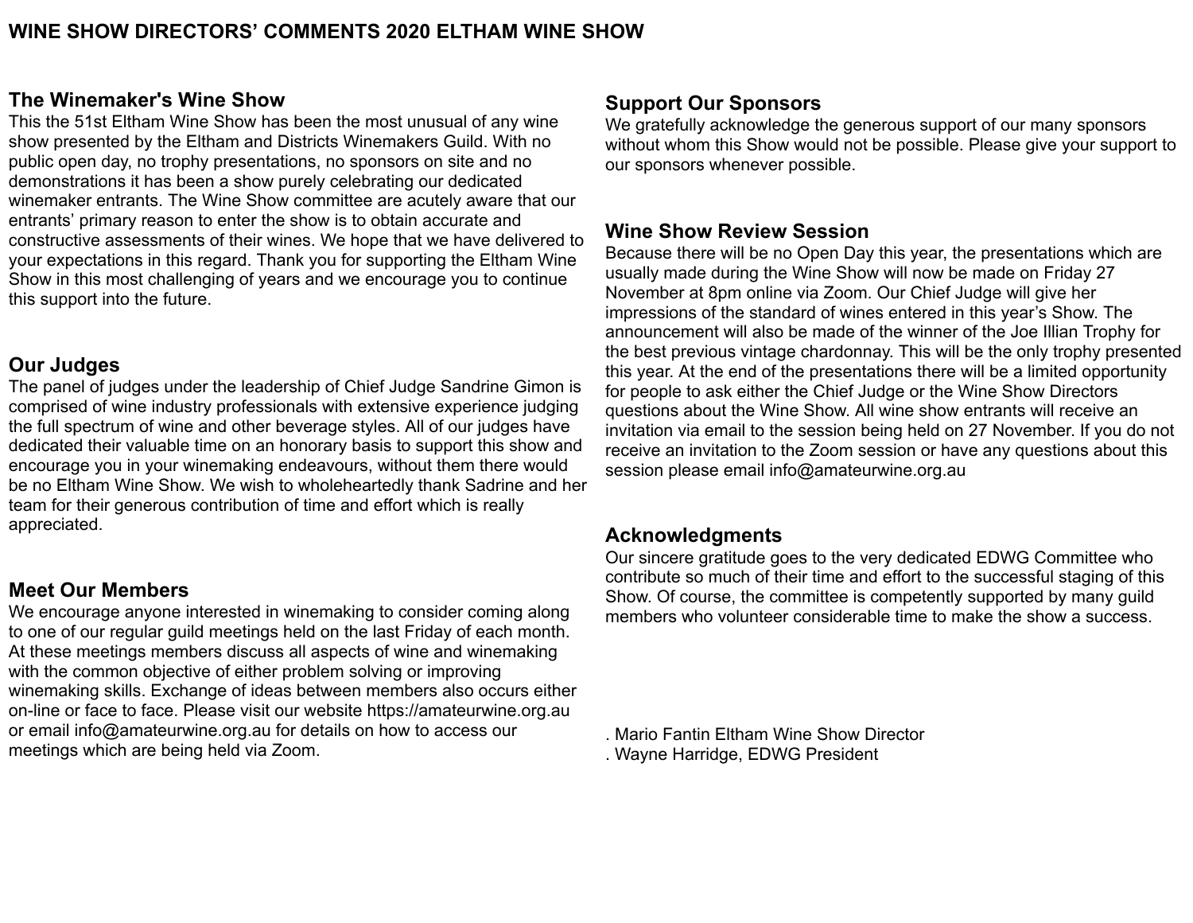# WINE SHOW DIRECTORS' COMMENTS 2020 ELTHAM WINE SHOW

## The Winemaker's Wine Show

This the 51st Eltham Wine Show has been the most unusual of any wine show presented by the Eltham and Districts Winemakers Guild. With no public open day, no trophy presentations, no sponsors on site and no demonstrations it has been a show purely celebrating our dedicated winemaker entrants. The Wine Show committee are acutely aware that our entrants' primary reason to enter the show is to obtain accurate and constructive assessments of their wines. We hope that we have delivered to your expectations in this regard. Thank you for supporting the Eltham Wine Show in this most challenging of years and we encourage you to continue this support into the future.

## Our Judges

The panel of judges under the leadership of Chief Judge Sandrine Gimon is comprised of wine industry professionals with extensive experience judging the full spectrum of wine and other beverage styles. All of our judges have dedicated their valuable time on an honorary basis to support this show and encourage you in your winemaking endeavours, without them there would be no Eltham Wine Show. We wish to wholeheartedly thank Sadrine and her team for their generous contribution of time and effort which is really appreciated.

## Meet Our Members

We encourage anyone interested in winemaking to consider coming along to one of our regular guild meetings held on the last Friday of each month. At these meetings members discuss all aspects of wine and winemaking with the common objective of either problem solving or improving winemaking skills. Exchange of ideas between members also occurs either on-line or face to face. Please visit our website https://amateurwine.org.au or email info@amateurwine.org.au for details on how to access our meetings which are being held via Zoom.

## Support Our Sponsors

We gratefully acknowledge the generous support of our many sponsors without whom this Show would not be possible. Please give your support to our sponsors whenever possible.

## Wine Show Review Session

Because there will be no Open Day this year, the presentations which are usually made during the Wine Show will now be made on Friday 27 November at 8pm online via Zoom. Our Chief Judge will give her impressions of the standard of wines entered in this year's Show. The announcement will also be made of the winner of the Joe Illian Trophy for the best previous vintage chardonnay. This will be the only trophy presented this year. At the end of the presentations there will be a limited opportunity for people to ask either the Chief Judge or the Wine Show Directors questions about the Wine Show. All wine show entrants will receive an invitation via email to the session being held on 27 November. If you do not receive an invitation to the Zoom session or have any questions about this session please email info@amateurwine.org.au

## Acknowledgments

Our sincere gratitude goes to the very dedicated EDWG Committee who contribute so much of their time and effort to the successful staging of this Show. Of course, the committee is competently supported by many guild members who volunteer considerable time to make the show a success.

. Mario Fantin Eltham Wine Show Director
. Wayne Harridge, EDWG President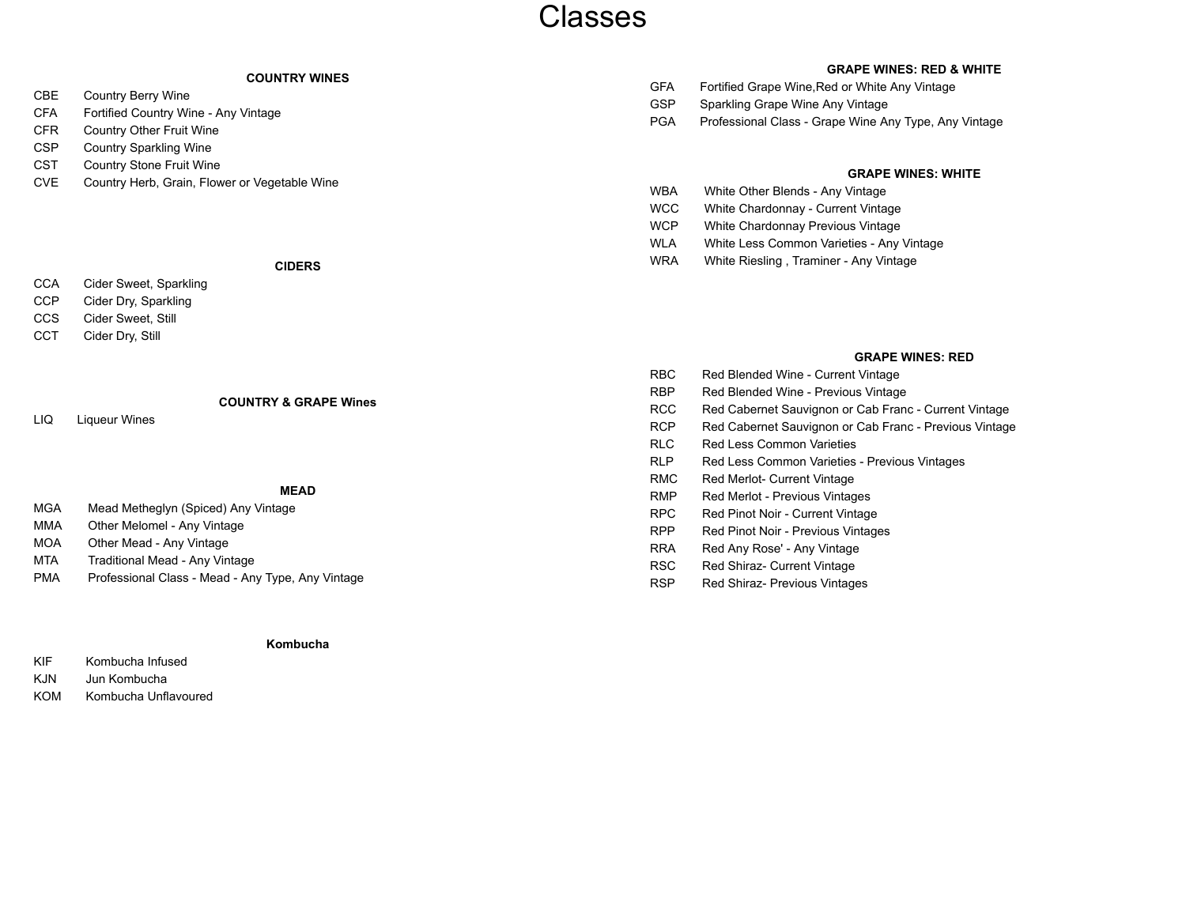# Classes

### COUNTRY WINES

CBE Country Berry Wine
CFA Fortified Country Wine - Any Vintage
CFR Country Other Fruit Wine
CSP Country Sparkling Wine
CST Country Stone Fruit Wine
CVE Country Herb, Grain, Flower or Vegetable Wine

### CIDERS

CCA Cider Sweet, Sparkling
CCP Cider Dry, Sparkling
CCS Cider Sweet, Still
CCT Cider Dry, Still

### COUNTRY & GRAPE Wines

LIQ Liqueur Wines

### MEAD

MGA Mead Metheglyn (Spiced) Any Vintage
MMA Other Melomel - Any Vintage
MOA Other Mead - Any Vintage
MTA Traditional Mead - Any Vintage
PMA Professional Class - Mead - Any Type, Any Vintage

### Kombucha

KIF Kombucha Infused
KJN Jun Kombucha
KOM Kombucha Unflavoured

### GRAPE WINES: RED & WHITE

GFA Fortified Grape Wine,Red or White Any Vintage
GSP Sparkling Grape Wine Any Vintage
PGA Professional Class - Grape Wine Any Type, Any Vintage

### GRAPE WINES: WHITE

WBA White Other Blends - Any Vintage
WCC White Chardonnay - Current Vintage
WCP White Chardonnay Previous Vintage
WLA White Less Common Varieties - Any Vintage
WRA White Riesling , Traminer - Any Vintage

### GRAPE WINES: RED

RBC Red Blended Wine - Current Vintage
RBP Red Blended Wine - Previous Vintage
RCC Red Cabernet Sauvignon or Cab Franc - Current Vintage
RCP Red Cabernet Sauvignon or Cab Franc - Previous Vintage
RLC Red Less Common Varieties
RLP Red Less Common Varieties - Previous Vintages
RMC Red Merlot- Current Vintage
RMP Red Merlot - Previous Vintages
RPC Red Pinot Noir - Current Vintage
RPP Red Pinot Noir - Previous Vintages
RRA Red Any Rose' - Any Vintage
RSC Red Shiraz- Current Vintage
RSP Red Shiraz- Previous Vintages